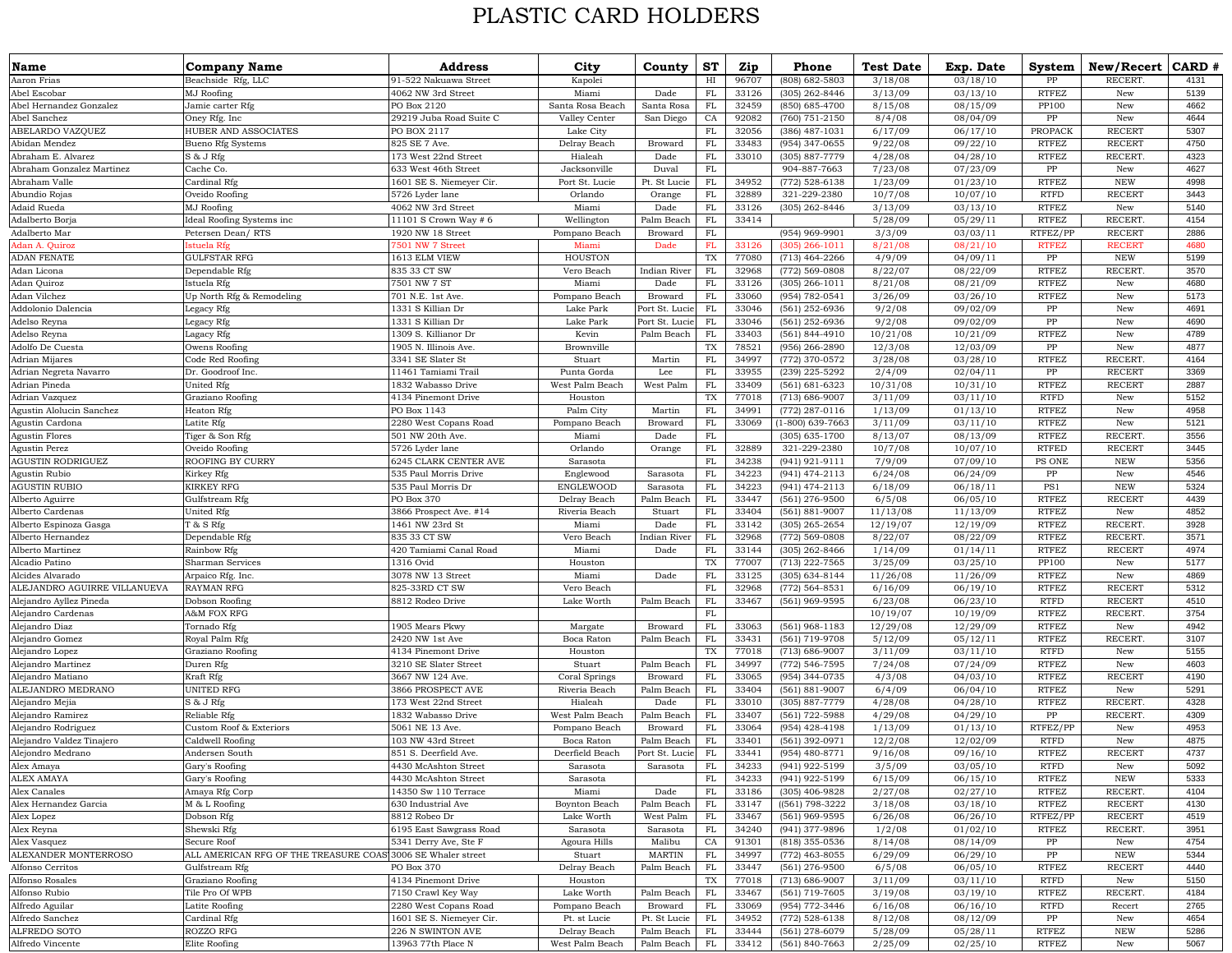# PLASTIC CARD HOLDERS

| Name | Company Name | Address | City | County | ST | Zip | Phone | Test Date | Exp. Date | System | New/Recert | CARD # |
|---|---|---|---|---|---|---|---|---|---|---|---|---|
| Aaron Frias | Beachside Rfg, LLC | 91-522 Nakuawa Street | Kapolei | | HI | 96707 | (808) 682-5803 | 3/18/08 | 03/18/10 | PP | RECERT. | 4131 |
| Abel Escobar | MJ Roofing | 4062 NW 3rd Street | Miami | Dade | FL | 33126 | (305) 262-8446 | 3/13/09 | 03/13/10 | RTFEZ | New | 5139 |
| Abel Hernandez Gonzalez | Jamie carter Rfg | PO Box 2120 | Santa Rosa Beach | Santa Rosa | FL | 32459 | (850) 685-4700 | 8/15/08 | 08/15/09 | PP100 | New | 4662 |
| Abel Sanchez | Oney Rfg. Inc | 29219 Juba Road Suite C | Valley Center | San Diego | CA | 92082 | (760) 751-2150 | 8/4/08 | 08/04/09 | PP | New | 4644 |
| ABELARDO VAZQUEZ | HUBER AND ASSOCIATES | PO BOX 2117 | Lake City | | FL | 32056 | (386) 487-1031 | 6/17/09 | 06/17/10 | PROPACK | RECERT | 5307 |
| Abidan Mendez | Bueno Rfg Systems | 825 SE 7 Ave. | Delray Beach | Broward | FL | 33483 | (954) 347-0655 | 9/22/08 | 09/22/10 | RTFEZ | RECERT | 4750 |
| Abraham E. Alvarez | S & J Rfg | 173 West 22nd Street | Hialeah | Dade | FL | 33010 | (305) 887-7779 | 4/28/08 | 04/28/10 | RTFEZ | RECERT. | 4323 |
| Abraham Gonzalez Martinez | Cache Co. | 633 West 46th Street | Jacksonville | Duval | FL | | 904-887-7663 | 7/23/08 | 07/23/09 | PP | New | 4627 |
| Abraham Valle | Cardinal Rfg | 1601 SE S. Niemeyer Cir. | Port St. Lucie | Pt. St Lucie | FL | 34952 | (772) 528-6138 | 1/23/09 | 01/23/10 | RTFEZ | NEW | 4998 |
| Abundio Rojas | Oveido Roofing | 5726 Lyder lane | Orlando | Orange | FL | 32889 | 321-229-2380 | 10/7/08 | 10/07/10 | RTFD | RECERT | 3443 |
| Adaid Rueda | MJ Roofing | 4062 NW 3rd Street | Miami | Dade | FL | 33126 | (305) 262-8446 | 3/13/09 | 03/13/10 | RTFEZ | New | 5140 |
| Adalberto Borja | Ideal Roofing Systems inc | 11101 S Crown Way # 6 | Wellington | Palm Beach | FL | 33414 | | 5/28/09 | 05/29/11 | RTFEZ | RECERT. | 4154 |
| Adalberto Mar | Petersen Dean/ RTS | 1920 NW 18 Street | Pompano Beach | Broward | FL | | (954) 969-9901 | 3/3/09 | 03/03/11 | RTFEZ/PP | RECERT | 2886 |
| Adan A. Quiroz | Istuela Rfg | 7501 NW 7 Street | Miami | Dade | FL | 33126 | (305) 266-1011 | 8/21/08 | 08/21/10 | RTFEZ | RECERT | 4680 |
| ADAN FENATE | GULFSTAR RFG | 1613 ELM VIEW | HOUSTON | | TX | 77080 | (713) 464-2266 | 4/9/09 | 04/09/11 | PP | NEW | 5199 |
| Adan Licona | Dependable Rfg | 835 33 CT SW | Vero Beach | Indian River | FL | 32968 | (772) 569-0808 | 8/22/07 | 08/22/09 | RTFEZ | RECERT. | 3570 |
| Adan Quiroz | Istuela Rfg | 7501 NW 7 ST | Miami | Dade | FL | 33126 | (305) 266-1011 | 8/21/08 | 08/21/09 | RTFEZ | New | 4680 |
| Adan Vilchez | Up North Rfg & Remodeling | 701 N.E. 1st Ave. | Pompano Beach | Broward | FL | 33060 | (954) 782-0541 | 3/26/09 | 03/26/10 | RTFEZ | New | 5173 |
| Addolonio Dalencia | Legacy Rfg | 1331 S Killian Dr | Lake Park | Port St. Lucie | FL | 33046 | (561) 252-6936 | 9/2/08 | 09/02/09 | PP | New | 4691 |
| Adelso Reyna | Legacy Rfg | 1331 S Killian Dr | Lake Park | Port St. Lucie | FL | 33046 | (561) 252-6936 | 9/2/08 | 09/02/09 | PP | New | 4690 |
| Adelso Reyna | Lagacy Rfg | 1309 S. Killianor Dr | Kevin | Palm Beach | FL | 33403 | (561) 844-4910 | 10/21/08 | 10/21/09 | RTFEZ | New | 4789 |
| Adolfo De Cuesta | Owens Roofing | 1905 N. Illinois Ave. | Brownville | | TX | 78521 | (956) 266-2890 | 12/3/08 | 12/03/09 | PP | New | 4877 |
| Adrian Mijares | Code Red Roofing | 3341 SE Slater St | Stuart | Martin | FL | 34997 | (772) 370-0572 | 3/28/08 | 03/28/10 | RTFEZ | RECERT. | 4164 |
| Adrian Negreta Navarro | Dr. Goodroof Inc. | 11461 Tamiami Trail | Punta Gorda | Lee | FL | 33955 | (239) 225-5292 | 2/4/09 | 02/04/11 | PP | RECERT | 3369 |
| Adrian Pineda | United Rfg | 1832 Wabasso Drive | West Palm Beach | West Palm | FL | 33409 | (561) 681-6323 | 10/31/08 | 10/31/10 | RTFEZ | RECERT | 2887 |
| Adrian Vazquez | Graziano Roofing | 4134 Pinemont Drive | Houston | | TX | 77018 | (713) 686-9007 | 3/11/09 | 03/11/10 | RTFD | New | 5152 |
| Agustin Alolucin Sanchez | Heaton Rfg | PO Box 1143 | Palm City | Martin | FL | 34991 | (772) 287-0116 | 1/13/09 | 01/13/10 | RTFEZ | New | 4958 |
| Agustin Cardona | Latite Rfg | 2280 West Copans Road | Pompano Beach | Broward | FL | 33069 | (1-800) 639-7663 | 3/11/09 | 03/11/10 | RTFEZ | New | 5121 |
| Agustin Flores | Tiger & Son Rfg | 501 NW 20th Ave. | Miami | Dade | FL | | (305) 635-1700 | 8/13/07 | 08/13/09 | RTFEZ | RECERT. | 3556 |
| Agustin Perez | Oveido Roofing | 5726 Lyder lane | Orlando | Orange | FL | 32889 | 321-229-2380 | 10/7/08 | 10/07/10 | RTFED | RECERT | 3445 |
| AGUSTIN RODRIGUEZ | ROOFING BY CURRY | 6245 CLARK CENTER AVE | Sarasota | | FL | 34238 | (941) 921-9111 | 7/9/09 | 07/09/10 | PS ONE | NEW | 5356 |
| Agustin Rubio | Kirkey Rfg | 535 Paul Morris Drive | Englewood | Sarasota | FL | 34223 | (941) 474-2113 | 6/24/08 | 06/24/09 | PP | New | 4546 |
| AGUSTIN RUBIO | KIRKEY RFG | 535 Paul Morris Dr | ENGLEWOOD | Sarasota | FL | 34223 | (941) 474-2113 | 6/18/09 | 06/18/11 | PS1 | NEW | 5324 |
| Alberto Aguirre | Gulfstream Rfg | PO Box 370 | Delray Beach | Palm Beach | FL | 33447 | (561) 276-9500 | 6/5/08 | 06/05/10 | RTFEZ | RECERT | 4439 |
| Alberto Cardenas | United Rfg | 3866 Prospect Ave. #14 | Riveria Beach | Stuart | FL | 33404 | (561) 881-9007 | 11/13/08 | 11/13/09 | RTFEZ | New | 4852 |
| Alberto Espinoza Gasga | T & S Rfg | 1461 NW 23rd St | Miami | Dade | FL | 33142 | (305) 265-2654 | 12/19/07 | 12/19/09 | RTFEZ | RECERT. | 3928 |
| Alberto Hernandez | Dependable Rfg | 835 33 CT SW | Vero Beach | Indian River | FL | 32968 | (772) 569-0808 | 8/22/07 | 08/22/09 | RTFEZ | RECERT. | 3571 |
| Alberto Martinez | Rainbow Rfg | 420 Tamiami Canal Road | Miami | Dade | FL | 33144 | (305) 262-8466 | 1/14/09 | 01/14/11 | RTFEZ | RECERT | 4974 |
| Alcadio Patino | Sharman Services | 1316 Ovid | Houston | | TX | 77007 | (713) 222-7565 | 3/25/09 | 03/25/10 | PP100 | New | 5177 |
| Alcides Alvarado | Arpaico Rfg. Inc. | 3078 NW 13 Street | Miami | Dade | FL | 33125 | (305) 634-8144 | 11/26/08 | 11/26/09 | RTFEZ | New | 4869 |
| ALEJANDRO AGUIRRE VILLANUEVA | RAYMAN RFG | 825-33RD CT SW | Vero Beach | | FL | 32968 | (772) 564-8531 | 6/16/09 | 06/19/10 | RTFEZ | RECERT | 5312 |
| Alejandro Ayllez Pineda | Dobson Roofing | 8812 Rodeo Drive | Lake Worth | Palm Beach | FL | 33467 | (561) 969-9595 | 6/23/08 | 06/23/10 | RTFD | RECERT | 4510 |
| Alejandro Cardenas | A&M FOX RFG | | | | FL | | | 10/19/07 | 10/19/09 | RTFEZ | RECERT. | 3754 |
| Alejandro Diaz | Tornado Rfg | 1905 Mears Pkwy | Margate | Broward | FL | 33063 | (561) 968-1183 | 12/29/08 | 12/29/09 | RTFEZ | New | 4942 |
| Alejandro Gomez | Royal Palm Rfg | 2420 NW 1st Ave | Boca Raton | Palm Beach | FL | 33431 | (561) 719-9708 | 5/12/09 | 05/12/11 | RTFEZ | RECERT. | 3107 |
| Alejandro Lopez | Graziano Roofing | 4134 Pinemont Drive | Houston | | TX | 77018 | (713) 686-9007 | 3/11/09 | 03/11/10 | RTFD | New | 5155 |
| Alejandro Martinez | Duren Rfg | 3210 SE Slater Street | Stuart | Palm Beach | FL | 34997 | (772) 546-7595 | 7/24/08 | 07/24/09 | RTFEZ | New | 4603 |
| Alejandro Matiano | Kraft Rfg | 3667 NW 124 Ave. | Coral Springs | Broward | FL | 33065 | (954) 344-0735 | 4/3/08 | 04/03/10 | RTFEZ | RECERT | 4190 |
| ALEJANDRO MEDRANO | UNITED RFG | 3866 PROSPECT AVE | Riveria Beach | Palm Beach | FL | 33404 | (561) 881-9007 | 6/4/09 | 06/04/10 | RTFEZ | New | 5291 |
| Alejandro Mejia | S & J Rfg | 173 West 22nd Street | Hialeah | Dade | FL | 33010 | (305) 887-7779 | 4/28/08 | 04/28/10 | RTFEZ | RECERT. | 4328 |
| Alejandro Ramirez | Reliable Rfg | 1832 Wabasso Drive | West Palm Beach | Palm Beach | FL | 33407 | (561) 722-5988 | 4/29/08 | 04/29/10 | PP | RECERT. | 4309 |
| Alejandro Rodriguez | Custom Roof & Exteriors | 5061 NE 13 Ave. | Pompano Beach | Broward | FL | 33064 | (954) 428-4198 | 1/13/09 | 01/13/10 | RTFEZ/PP | New | 4953 |
| Alejandro Valdez Tinajero | Caldwell Roofing | 103 NW 43rd Street | Boca Raton | Palm Beach | FL | 33401 | (561) 392-0971 | 12/2/08 | 12/02/09 | RTFD | New | 4875 |
| Alejondro Medrano | Andersen South | 851 S. Deerfield Ave. | Deerfield Beach | Port St. Lucie | FL | 33441 | (954) 480-8771 | 9/16/08 | 09/16/10 | RTFEZ | RECERT | 4737 |
| Alex Amaya | Gary's Roofing | 4430 McAshton Street | Sarasota | Sarasota | FL | 34233 | (941) 922-5199 | 3/5/09 | 03/05/10 | RTFD | New | 5092 |
| ALEX AMAYA | Gary's Roofing | 4430 McAshton Street | Sarasota | | FL | 34233 | (941) 922-5199 | 6/15/09 | 06/15/10 | RTFEZ | NEW | 5333 |
| Alex Canales | Amaya Rfg Corp | 14350 Sw 110 Terrace | Miami | Dade | FL | 33186 | (305) 406-9828 | 2/27/08 | 02/27/10 | RTFEZ | RECERT. | 4104 |
| Alex Hernandez Garcia | M & L Roofing | 630 Industrial Ave | Boynton Beach | Palm Beach | FL | 33147 | ((561) 798-3222 | 3/18/08 | 03/18/10 | RTFEZ | RECERT | 4130 |
| Alex Lopez | Dobson Rfg | 8812 Robeo Dr | Lake Worth | West Palm | FL | 33467 | (561) 969-9595 | 6/26/08 | 06/26/10 | RTFEZ/PP | RECERT | 4519 |
| Alex Reyna | Shewski Rfg | 6195 East Sawgrass Road | Sarasota | Sarasota | FL | 34240 | (941) 377-9896 | 1/2/08 | 01/02/10 | RTFEZ | RECERT. | 3951 |
| Alex Vasquez | Secure Roof | 5341 Derry Ave, Ste F | Agoura Hills | Malibu | CA | 91301 | (818) 355-0536 | 8/14/08 | 08/14/09 | PP | New | 4754 |
| ALEXANDER MONTERROSO | ALL AMERICAN RFG OF THE TREASURE COAS | 3006 SE Whaler street | Stuart | MARTIN | FL | 34997 | (772) 463-8055 | 6/29/09 | 06/29/10 | PP | NEW | 5344 |
| Alfonso Cerritos | Gulfstream Rfg | PO Box 370 | Delray Beach | Palm Beach | FL | 33447 | (561) 276-9500 | 6/5/08 | 06/05/10 | RTFEZ | RECERT | 4440 |
| Alfonso Rosales | Graziano Roofing | 4134 Pinemont Drive | Houston | | TX | 77018 | (713) 686-9007 | 3/11/09 | 03/11/10 | RTFD | New | 5150 |
| Alfonso Rubio | Tile Pro Of WPB | 7150 Crawl Key Way | Lake Worth | Palm Beach | FL | 33467 | (561) 719-7605 | 3/19/08 | 03/19/10 | RTFEZ | RECERT. | 4184 |
| Alfredo Aguilar | Latite Roofing | 2280 West Copans Road | Pompano Beach | Broward | FL | 33069 | (954) 772-3446 | 6/16/08 | 06/16/10 | RTFD | Recert | 2765 |
| Alfredo Sanchez | Cardinal Rfg | 1601 SE S. Niemeyer Cir. | Pt. st Lucie | Pt. St Lucie | FL | 34952 | (772) 528-6138 | 8/12/08 | 08/12/09 | PP | New | 4654 |
| ALFREDO SOTO | ROZZO RFG | 226 N SWINTON AVE | Delray Beach | Palm Beach | FL | 33444 | (561) 278-6079 | 5/28/09 | 05/28/11 | RTFEZ | NEW | 5286 |
| Alfredo Vincente | Elite Roofing | 13963 77th Place N | West Palm Beach | Palm Beach | FL | 33412 | (561) 840-7663 | 2/25/09 | 02/25/10 | RTFEZ | New | 5067 |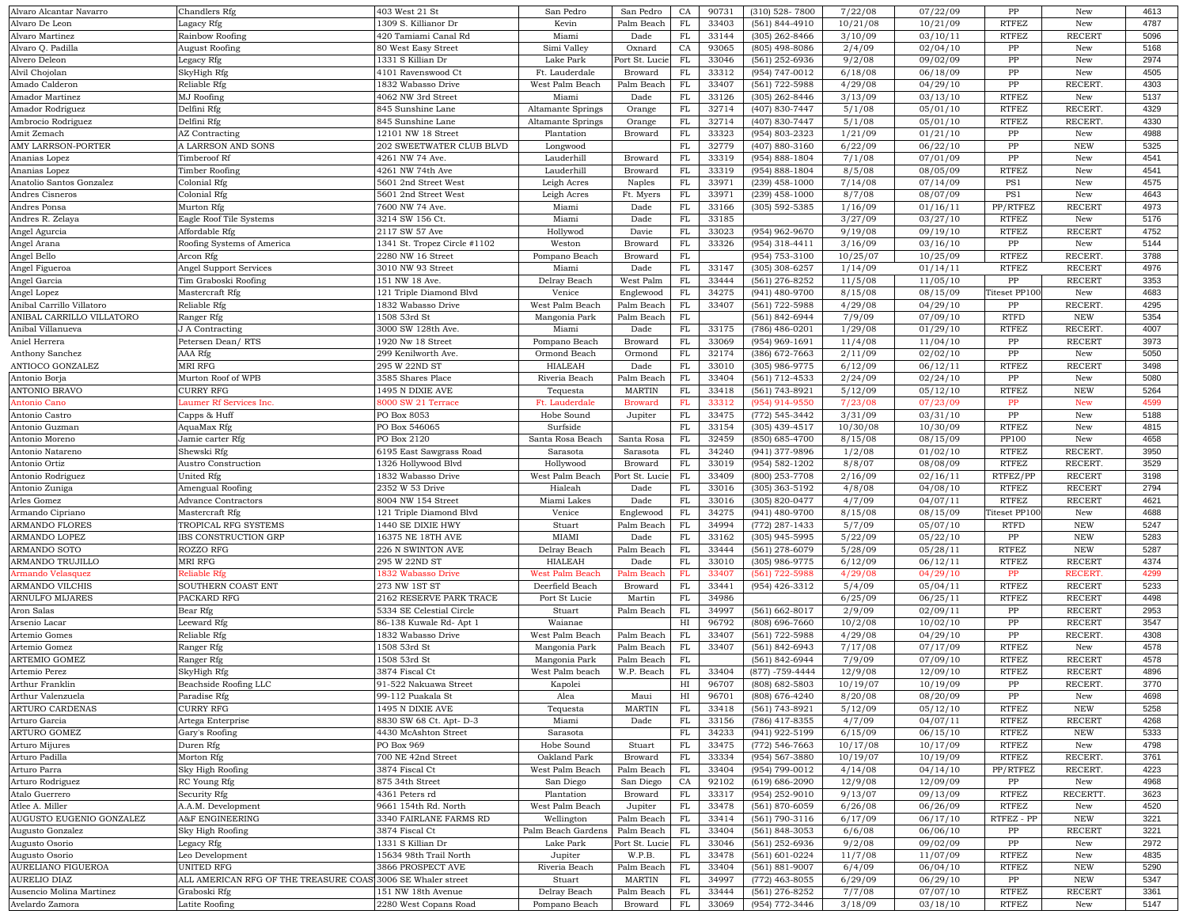| | | | | | | | | | | | | |
|---|---|---|---|---|---|---|---|---|---|---|---|---|
| Alvaro Alcantar Navarro | Chandlers Rfg | 403 West 21 St | San Pedro | San Pedro | CA | 90731 | (310) 528- 7800 | 7/22/08 | 07/22/09 | PP | New | 4613 |
| Alvaro De Leon | Lagacy Rfg | 1309 S. Killianor Dr | Kevin | Palm Beach | FL | 33403 | (561) 844-4910 | 10/21/08 | 10/21/09 | RTFEZ | New | 4787 |
| Alvaro Martinez | Rainbow Roofing | 420 Tamiami Canal Rd | Miami | Dade | FL | 33144 | (305) 262-8466 | 3/10/09 | 03/10/11 | RTFEZ | RECERT | 5096 |
| Alvaro Q. Padilla | August Roofing | 80 West Easy Street | Simi Valley | Oxnard | CA | 93065 | (805) 498-8086 | 2/4/09 | 02/04/10 | PP | New | 5168 |
| Alvero Deleon | Legacy Rfg | 1331 S Killian Dr | Lake Park | Port St. Lucie | FL | 33046 | (561) 252-6936 | 9/2/08 | 09/02/09 | PP | New | 2974 |
| Alvil Chojolan | SkyHigh Rfg | 4101 Ravenswood Ct | Ft. Lauderdale | Broward | FL | 33312 | (954) 747-0012 | 6/18/08 | 06/18/09 | PP | New | 4505 |
| Amado Calderon | Reliable Rfg | 1832 Wabasso Drive | West Palm Beach | Palm Beach | FL | 33407 | (561) 722-5988 | 4/29/08 | 04/29/10 | PP | RECERT. | 4303 |
| Amador Martinez | MJ Roofing | 4062 NW 3rd Street | Miami | Dade | FL | 33126 | (305) 262-8446 | 3/13/09 | 03/13/10 | RTFEZ | New | 5137 |
| Amador Rodriguez | Delfini Rfg | 845 Sunshine Lane | Altamante Springs | Orange | FL | 32714 | (407) 830-7447 | 5/1/08 | 05/01/10 | RTFEZ | RECERT. | 4329 |
| Ambrocio Rodriguez | Delfini Rfg | 845 Sunshine Lane | Altamante Springs | Orange | FL | 32714 | (407) 830-7447 | 5/1/08 | 05/01/10 | RTFEZ | RECERT. | 4330 |
| Amit Zemach | AZ Contracting | 12101 NW 18 Street | Plantation | Broward | FL | 33323 | (954) 803-2323 | 1/21/09 | 01/21/10 | PP | New | 4988 |
| AMY LARRSON-PORTER | A LARRSON AND SONS | 202 SWEETWATER CLUB BLVD | Longwood | | FL | 32779 | (407) 880-3160 | 6/22/09 | 06/22/10 | PP | NEW | 5325 |
| Ananias Lopez | Timberoof Rf | 4261 NW 74 Ave. | Lauderhill | Broward | FL | 33319 | (954) 888-1804 | 7/1/08 | 07/01/09 | PP | New | 4541 |
| Ananias Lopez | Timber Roofing | 4261 NW 74th Ave | Lauderhill | Broward | FL | 33319 | (954) 888-1804 | 8/5/08 | 08/05/09 | RTFEZ | New | 4541 |
| Anatolio Santos Gonzalez | Colonial Rfg | 5601 2nd Street West | Leigh Acres | Naples | FL | 33971 | (239) 458-1000 | 7/14/08 | 07/14/09 | PS1 | New | 4575 |
| Andres Cisneros | Colonial Rfg | 5601 2nd Street West | Leigh Acres | Ft. Myers | FL | 33971 | (239) 458-1000 | 8/7/08 | 08/07/09 | PS1 | New | 4643 |
| Andres Ponsa | Murton Rfg | 7600 NW 74 Ave. | Miami | Dade | FL | 33166 | (305) 592-5385 | 1/16/09 | 01/16/11 | PP/RTFEZ | RECERT | 4973 |
| Andres R. Zelaya | Eagle Roof Tile Systems | 3214 SW 156 Ct. | Miami | Dade | FL | 33185 | | 3/27/09 | 03/27/10 | RTFEZ | New | 5176 |
| Angel Agurcia | Affordable Rfg | 2117 SW 57 Ave | Hollywod | Davie | FL | 33023 | (954) 962-9670 | 9/19/08 | 09/19/10 | RTFEZ | RECERT | 4752 |
| Angel Arana | Roofing Systems of America | 1341 St. Tropez Circle #1102 | Weston | Broward | FL | 33326 | (954) 318-4411 | 3/16/09 | 03/16/10 | PP | New | 5144 |
| Angel Bello | Arcon Rfg | 2280 NW 16 Street | Pompano Beach | Broward | FL | | (954) 753-3100 | 10/25/07 | 10/25/09 | RTFEZ | RECERT. | 3788 |
| Angel Figueroa | Angel Support Services | 3010 NW 93 Street | Miami | Dade | FL | 33147 | (305) 308-6257 | 1/14/09 | 01/14/11 | RTFEZ | RECERT | 4976 |
| Angel Garcia | Tim Graboski Roofing | 151 NW 18 Ave. | Delray Beach | West Palm | FL | 33444 | (561) 276-8252 | 11/5/08 | 11/05/10 | PP | RECERT | 3353 |
| Angel Lopez | Mastercraft Rfg | 121 Triple Diamond Blvd | Venice | Englewood | FL | 34275 | (941) 480-9700 | 8/15/08 | 08/15/09 | Titeset PP100 | New | 4683 |
| Anibal Carrillo Villatoro | Reliable Rfg | 1832 Wabasso Drive | West Palm Beach | Palm Beach | FL | 33407 | (561) 722-5988 | 4/29/08 | 04/29/10 | PP | RECERT. | 4295 |
| ANIBAL CARRILLO VILLATORO | Ranger Rfg | 1508 53rd St | Mangonia Park | Palm Beach | FL | | (561) 842-6944 | 7/9/09 | 07/09/10 | RTFD | NEW | 5354 |
| Anibal Villanueva | J A Contracting | 3000 SW 128th Ave. | Miami | Dade | FL | 33175 | (786) 486-0201 | 1/29/08 | 01/29/10 | RTFEZ | RECERT. | 4007 |
| Aniel Herrera | Petersen Dean/ RTS | 1920 Nw 18 Street | Pompano Beach | Broward | FL | 33069 | (954) 969-1691 | 11/4/08 | 11/04/10 | PP | RECERT | 3973 |
| Anthony Sanchez | AAA Rfg | 299 Kenilworth Ave. | Ormond Beach | Ormond | FL | 32174 | (386) 672-7663 | 2/11/09 | 02/02/10 | PP | New | 5050 |
| ANTIOCO GONZALEZ | MRI RFG | 295 W 22ND ST | HIALEAH | Dade | FL | 33010 | (305) 986-9775 | 6/12/09 | 06/12/11 | RTFEZ | RECERT | 3498 |
| Antonio Borja | Murton Roof of WPB | 3585 Shares Place | Riveria Beach | Palm Beach | FL | 33404 | (561) 712-4533 | 2/24/09 | 02/24/10 | PP | New | 5080 |
| ANTONIO BRAVO | CURRY RFG | 1495 N DIXIE AVE | Tequesta | MARTIN | FL | 33418 | (561) 743-8921 | 5/12/09 | 05/12/10 | RTFEZ | NEW | 5264 |
| Antonio Cano | Laumer Rf Services Inc. | 8000 SW 21 Terrace | Ft. Lauderdale | Broward | FL | 33312 | (954) 914-9550 | 7/23/08 | 07/23/09 | PP | New | 4599 |
| Antonio Castro | Capps & Huff | PO Box 8053 | Hobe Sound | Jupiter | FL | 33475 | (772) 545-3442 | 3/31/09 | 03/31/10 | PP | New | 5188 |
| Antonio Guzman | AquaMax Rfg | PO Box 546065 | Surfside | | FL | 33154 | (305) 439-4517 | 10/30/08 | 10/30/09 | RTFEZ | New | 4815 |
| Antonio Moreno | Jamie carter Rfg | PO Box 2120 | Santa Rosa Beach | Santa Rosa | FL | 32459 | (850) 685-4700 | 8/15/08 | 08/15/09 | PP100 | New | 4658 |
| Antonio Natareno | Shewski Rfg | 6195 East Sawgrass Road | Sarasota | Sarasota | FL | 34240 | (941) 377-9896 | 1/2/08 | 01/02/10 | RTFEZ | RECERT. | 3950 |
| Antonio Ortiz | Austro Construction | 1326 Hollywood Blvd | Hollywood | Broward | FL | 33019 | (954) 582-1202 | 8/8/07 | 08/08/09 | RTFEZ | RECERT. | 3529 |
| Antonio Rodriguez | United Rfg | 1832 Wabasso Drive | West Palm Beach | Port St. Lucie | FL | 33409 | (800) 253-7708 | 2/16/09 | 02/16/11 | RTFEZ/PP | RECERT | 3198 |
| Antonio Zuniga | Amengual Roofing | 2352 W 53 Drive | Hialeah | Dade | FL | 33016 | (305) 363-5192 | 4/8/08 | 04/08/10 | RTFEZ | RECERT | 2794 |
| Arles Gomez | Advance Contractors | 8004 NW 154 Street | Miami Lakes | Dade | FL | 33016 | (305) 820-0477 | 4/7/09 | 04/07/11 | RTFEZ | RECERT | 4621 |
| Armando Cipriano | Mastercraft Rfg | 121 Triple Diamond Blvd | Venice | Englewood | FL | 34275 | (941) 480-9700 | 8/15/08 | 08/15/09 | Titeset PP100 | New | 4688 |
| ARMANDO FLORES | TROPICAL RFG SYSTEMS | 1440 SE DIXIE HWY | Stuart | Palm Beach | FL | 34994 | (772) 287-1433 | 5/7/09 | 05/07/10 | RTFD | NEW | 5247 |
| ARMANDO LOPEZ | IBS CONSTRUCTION GRP | 16375 NE 18TH AVE | MIAMI | Dade | FL | 33162 | (305) 945-5995 | 5/22/09 | 05/22/10 | PP | NEW | 5283 |
| ARMANDO SOTO | ROZZO RFG | 226 N SWINTON AVE | Delray Beach | Palm Beach | FL | 33444 | (561) 278-6079 | 5/28/09 | 05/28/11 | RTFEZ | NEW | 5287 |
| ARMANDO TRUJILLO | MRI RFG | 295 W 22ND ST | HIALEAH | Dade | FL | 33010 | (305) 986-9775 | 6/12/09 | 06/12/11 | RTFEZ | RECERT | 4374 |
| Armando Velasquez | Reliable Rfg | 1832 Wabasso Drive | West Palm Beach | Palm Beach | FL | 33407 | (561) 722-5988 | 4/29/08 | 04/29/10 | PP | RECERT. | 4299 |
| ARMANDO VILCHIS | SOUTHERN COAST ENT | 273 NW 1ST ST | Deerfield Beach | Broward | FL | 33441 | (954) 426-3312 | 5/4/09 | 05/04/11 | RTFEZ | RECERT | 5233 |
| ARNULFO MIJARES | PACKARD RFG | 2162 RESERVE PARK TRACE | Port St Lucie | Martin | FL | 34986 | | 6/25/09 | 06/25/11 | RTFEZ | RECERT | 4498 |
| Aron Salas | Bear Rfg | 5334 SE Celestial Circle | Stuart | Palm Beach | FL | 34997 | (561) 662-8017 | 2/9/09 | 02/09/11 | PP | RECERT | 2953 |
| Arsenio Lacar | Leeward Rfg | 86-138 Kuwale Rd- Apt 1 | Waianae | | HI | 96792 | (808) 696-7660 | 10/2/08 | 10/02/10 | PP | RECERT | 3547 |
| Artemio Gomes | Reliable Rfg | 1832 Wabasso Drive | West Palm Beach | Palm Beach | FL | 33407 | (561) 722-5988 | 4/29/08 | 04/29/10 | PP | RECERT. | 4308 |
| Artemio Gomez | Ranger Rfg | 1508 53rd St | Mangonia Park | Palm Beach | FL | 33407 | (561) 842-6943 | 7/17/08 | 07/17/09 | RTFEZ | New | 4578 |
| ARTEMIO GOMEZ | Ranger Rfg | 1508 53rd St | Mangonia Park | Palm Beach | FL | | (561) 842-6944 | 7/9/09 | 07/09/10 | RTFEZ | RECERT | 4578 |
| Artemio Perez | SkyHigh Rfg | 3874 Fiscal Ct | West Palm beach | W.P. Beach | FL | 33404 | (877) -759-4444 | 12/9/08 | 12/09/10 | RTFEZ | RECERT | 4896 |
| Arthur Franklin | Beachside Roofing LLC | 91-522 Nakuawa Street | Kapolei | | HI | 96707 | (808) 682-5803 | 10/19/07 | 10/19/09 | PP | RECERT. | 3770 |
| Arthur Valenzuela | Paradise Rfg | 99-112 Puakala St | Alea | Maui | HI | 96701 | (808) 676-4240 | 8/20/08 | 08/20/09 | PP | New | 4698 |
| ARTURO CARDENAS | CURRY RFG | 1495 N DIXIE AVE | Tequesta | MARTIN | FL | 33418 | (561) 743-8921 | 5/12/09 | 05/12/10 | RTFEZ | NEW | 5258 |
| Arturo Garcia | Artega Enterprise | 8830 SW 68 Ct. Apt- D-3 | Miami | Dade | FL | 33156 | (786) 417-8355 | 4/7/09 | 04/07/11 | RTFEZ | RECERT | 4268 |
| ARTURO GOMEZ | Gary's Roofing | 4430 McAshton Street | Sarasota | | FL | 34233 | (941) 922-5199 | 6/15/09 | 06/15/10 | RTFEZ | NEW | 5333 |
| Arturo Mijures | Duren Rfg | PO Box 969 | Hobe Sound | Stuart | FL | 33475 | (772) 546-7663 | 10/17/08 | 10/17/09 | RTFEZ | New | 4798 |
| Arturo Padilla | Morton Rfg | 700 NE 42nd Street | Oakland Park | Broward | FL | 33334 | (954) 567-3880 | 10/19/07 | 10/19/09 | RTFEZ | RECERT. | 3761 |
| Arturo Parra | Sky High Roofing | 3874 Fiscal Ct | West Palm Beach | Palm Beach | FL | 33404 | (954) 799-0012 | 4/14/08 | 04/14/10 | PP/RTFEZ | RECERT. | 4223 |
| Arturo Rodriguez | RC Young Rfg | 875 34th Street | San Diego | San Diego | CA | 92102 | (619) 686-2090 | 12/9/08 | 12/09/09 | PP | New | 4968 |
| Atalo Guerrero | Security Rfg | 4361 Peters rd | Plantation | Broward | FL | 33317 | (954) 252-9010 | 9/13/07 | 09/13/09 | RTFEZ | RECERTT. | 3623 |
| Atlee A. Miller | A.A.M. Development | 9661 154th Rd. North | West Palm Beach | Jupiter | FL | 33478 | (561) 870-6059 | 6/26/08 | 06/26/09 | RTFEZ | New | 4520 |
| AUGUSTO EUGENIO GONZALEZ | A&F ENGINEERING | 3340 FAIRLANE FARMS RD | Wellington | Palm Beach | FL | 33414 | (561) 790-3116 | 6/17/09 | 06/17/10 | RTFEZ - PP | NEW | 3221 |
| Augusto Gonzalez | Sky High Roofing | 3874 Fiscal Ct | Palm Beach Gardens | Palm Beach | FL | 33404 | (561) 848-3053 | 6/6/08 | 06/06/10 | PP | RECERT | 3221 |
| Augusto Osorio | Legacy Rfg | 1331 S Killian Dr | Lake Park | Port St. Lucie | FL | 33046 | (561) 252-6936 | 9/2/08 | 09/02/09 | PP | New | 2972 |
| Augusto Osorio | Leo Development | 15634 98th Trail North | Jupiter | W.P.B. | FL | 33478 | (561) 601-0224 | 11/7/08 | 11/07/09 | RTFEZ | New | 4835 |
| AURELIANO FIGUEROA | UNITED RFG | 3866 PROSPECT AVE | Riveria Beach | Palm Beach | FL | 33404 | (561) 881-9007 | 6/4/09 | 06/04/10 | RTFEZ | NEW | 5290 |
| AURELIO DIAZ | ALL AMERICAN RFG OF THE TREASURE COAST | 3006 SE Whaler street | Stuart | MARTIN | FL | 34997 | (772) 463-8055 | 6/29/09 | 06/29/10 | PP | NEW | 5347 |
| Ausencio Molina Martinez | Graboski Rfg | 151 NW 18th Avenue | Delray Beach | Palm Beach | FL | 33444 | (561) 276-8252 | 7/7/08 | 07/07/10 | RTFEZ | RECERT | 3361 |
| Avelardo Zamora | Latite Roofing | 2280 West Copans Road | Pompano Beach | Broward | FL | 33069 | (954) 772-3446 | 3/18/09 | 03/18/10 | RTFEZ | New | 5147 |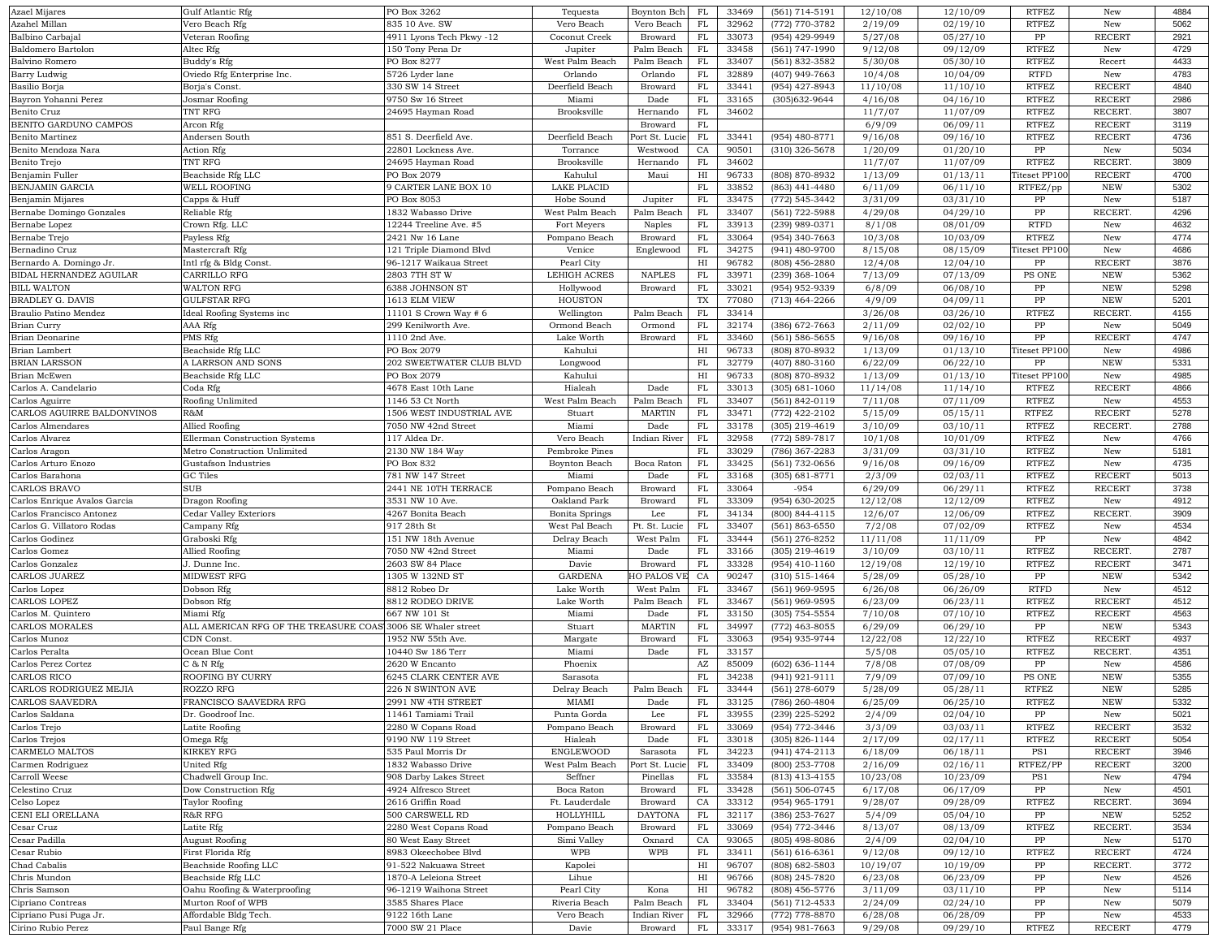| | | | | | | | | | | | | |
|---|---|---|---|---|---|---|---|---|---|---|---|---|
| Azael Mijares | Gulf Atlantic Rfg | PO Box 3262 | Tequesta | Boynton Bch | FL | 33469 | (561) 714-5191 | 12/10/08 | 12/10/09 | RTFEZ | New | 4884 |
| Azahel Millan | Vero Beach Rfg | 835 10 Ave. SW | Vero Beach | Vero Beach | FL | 32962 | (772) 770-3782 | 2/19/09 | 02/19/10 | RTFEZ | New | 5062 |
| Balbino Carbajal | Veteran Roofing | 4911 Lyons Tech Pkwy -12 | Coconut Creek | Broward | FL | 33073 | (954) 429-9949 | 5/27/08 | 05/27/10 | PP | RECERT | 2921 |
| Baldomero Bartolon | Altec Rfg | 150 Tony Pena Dr | Jupiter | Palm Beach | FL | 33458 | (561) 747-1990 | 9/12/08 | 09/12/09 | RTFEZ | New | 4729 |
| Balvino Romero | Buddy's Rfg | PO Box 8277 | West Palm Beach | Palm Beach | FL | 33407 | (561) 832-3582 | 5/30/08 | 05/30/10 | RTFEZ | Recert | 4433 |
| Barry Ludwig | Oviedo Rfg Enterprise Inc. | 5726 Lyder lane | Orlando | Orlando | FL | 32889 | (407) 949-7663 | 10/4/08 | 10/04/09 | RTFD | New | 4783 |
| Basilio Borja | Borja's Const. | 330 SW 14 Street | Deerfield Beach | Broward | FL | 33441 | (954) 427-8943 | 11/10/08 | 11/10/10 | RTFEZ | RECERT | 4840 |
| Bayron Yohanni Perez | Josmar Roofing | 9750 Sw 16 Street | Miami | Dade | FL | 33165 | (305)632-9644 | 4/16/08 | 04/16/10 | RTFEZ | RECERT | 2986 |
| Benito Cruz | TNT RFG | 24695 Hayman Road | Brooksville | Hernando | FL | 34602 | | 11/7/07 | 11/07/09 | RTFEZ | RECERT. | 3807 |
| BENITO GARDUNO CAMPOS | Arcon Rfg | | | Broward | FL | | | 6/9/09 | 06/09/11 | RTFEZ | RECERT | 3119 |
| Benito Martinez | Andersen South | 851 S. Deerfield Ave. | Deerfield Beach | Port St. Lucie | FL | 33441 | (954) 480-8771 | 9/16/08 | 09/16/10 | RTFEZ | RECERT | 4736 |
| Benito Mendoza Nara | Action Rfg | 22801 Lockness Ave. | Torrance | Westwood | CA | 90501 | (310) 326-5678 | 1/20/09 | 01/20/10 | PP | New | 5034 |
| Benito Trejo | TNT RFG | 24695 Hayman Road | Brooksville | Hernando | FL | 34602 | | 11/7/07 | 11/07/09 | RTFEZ | RECERT. | 3809 |
| Benjamin Fuller | Beachside Rfg LLC | PO Box 2079 | Kahulul | Maui | HI | 96733 | (808) 870-8932 | 1/13/09 | 01/13/11 | Titeset PP100 | RECERT | 4700 |
| BENJAMIN GARCIA | WELL ROOFING | 9 CARTER LANE BOX 10 | LAKE PLACID | | FL | 33852 | (863) 441-4480 | 6/11/09 | 06/11/10 | RTFEZ/pp | NEW | 5302 |
| Benjamin Mijares | Capps & Huff | PO Box 8053 | Hobe Sound | Jupiter | FL | 33475 | (772) 545-3442 | 3/31/09 | 03/31/10 | PP | New | 5187 |
| Bernabe Domingo Gonzales | Reliable Rfg | 1832 Wabasso Drive | West Palm Beach | Palm Beach | FL | 33407 | (561) 722-5988 | 4/29/08 | 04/29/10 | PP | RECERT. | 4296 |
| Bernabe Lopez | Crown Rfg. LLC | 12244 Treeline Ave. #5 | Fort Meyers | Naples | FL | 33913 | (239) 989-0371 | 8/1/08 | 08/01/09 | RTFD | New | 4632 |
| Bernabe Trejo | Payless Rfg | 2421 Nw 16 Lane | Pompano Beach | Broward | FL | 33064 | (954) 340-7663 | 10/3/08 | 10/03/09 | RTFEZ | New | 4774 |
| Bernadino Cruz | Mastercraft Rfg | 121 Triple Diamond Blvd | Venice | Englewood | FL | 34275 | (941) 480-9700 | 8/15/08 | 08/15/09 | Titeset PP100 | New | 4686 |
| Bernardo A. Domingo Jr. | Intl rfg & Bldg Const. | 96-1217 Waikaua Street | Pearl City | | HI | 96782 | (808) 456-2880 | 12/4/08 | 12/04/10 | PP | RECERT | 3876 |
| BIDAL HERNANDEZ AGUILAR | CARRILLO RFG | 2803 7TH ST W | LEHIGH ACRES | NAPLES | FL | 33971 | (239) 368-1064 | 7/13/09 | 07/13/09 | PS ONE | NEW | 5362 |
| BILL WALTON | WALTON RFG | 6388 JOHNSON ST | Hollywood | Broward | FL | 33021 | (954) 952-9339 | 6/8/09 | 06/08/10 | PP | NEW | 5298 |
| BRADLEY G. DAVIS | GULFSTAR RFG | 1613 ELM VIEW | HOUSTON | | TX | 77080 | (713) 464-2266 | 4/9/09 | 04/09/11 | PP | NEW | 5201 |
| Braulio Patino Mendez | Ideal Roofing Systems inc | 11101 S Crown Way # 6 | Wellington | Palm Beach | FL | 33414 | | 3/26/08 | 03/26/10 | RTFEZ | RECERT. | 4155 |
| Brian Curry | AAA Rfg | 299 Kenilworth Ave. | Ormond Beach | Ormond | FL | 32174 | (386) 672-7663 | 2/11/09 | 02/02/10 | PP | New | 5049 |
| Brian Deonarine | PMS Rfg | 1110 2nd Ave. | Lake Worth | Broward | FL | 33460 | (561) 586-5655 | 9/16/08 | 09/16/10 | PP | RECERT | 4747 |
| Brian Lambert | Beachside Rfg LLC | PO Box 2079 | Kahului | | HI | 96733 | (808) 870-8932 | 1/13/09 | 01/13/10 | Titeset PP100 | New | 4986 |
| BRIAN LARSSON | A LARRSON AND SONS | 202 SWEETWATER CLUB BLVD | Longwood | | FL | 32779 | (407) 880-3160 | 6/22/09 | 06/22/10 | PP | NEW | 5331 |
| Brian McEwen | Beachside Rfg LLC | PO Box 2079 | Kahului | | HI | 96733 | (808) 870-8932 | 1/13/09 | 01/13/10 | Titeset PP100 | New | 4985 |
| Carlos A. Candelario | Coda Rfg | 4678 East 10th Lane | Hialeah | Dade | FL | 33013 | (305) 681-1060 | 11/14/08 | 11/14/10 | RTFEZ | RECERT | 4866 |
| Carlos Aguirre | Roofing Unlimited | 1146 53 Ct North | West Palm Beach | Palm Beach | FL | 33407 | (561) 842-0119 | 7/11/08 | 07/11/09 | RTFEZ | New | 4553 |
| CARLOS AGUIRRE BALDONVINOS | R&M | 1506 WEST INDUSTRIAL AVE | Stuart | MARTIN | FL | 33471 | (772) 422-2102 | 5/15/09 | 05/15/11 | RTFEZ | RECERT | 5278 |
| Carlos Almendares | Allied Roofing | 7050 NW 42nd Street | Miami | Dade | FL | 33178 | (305) 219-4619 | 3/10/09 | 03/10/11 | RTFEZ | RECERT. | 2788 |
| Carlos Alvarez | Ellerman Construction Systems | 117 Aldea Dr. | Vero Beach | Indian River | FL | 32958 | (772) 589-7817 | 10/1/08 | 10/01/09 | RTFEZ | New | 4766 |
| Carlos Aragon | Metro Construction Unlimited | 2130 NW 184 Way | Pembroke Pines | | FL | 33029 | (786) 367-2283 | 3/31/09 | 03/31/10 | RTFEZ | New | 5181 |
| Carlos Arturo Enozo | Gustafson Industries | PO Box 832 | Boynton Beach | Boca Raton | FL | 33425 | (561) 732-0656 | 9/16/08 | 09/16/09 | RTFEZ | New | 4735 |
| Carlos Barahona | GC Tiles | 781 NW 147 Street | Miami | Dade | FL | 33168 | (305) 681-8771 | 2/3/09 | 02/03/11 | RTFEZ | RECERT | 5013 |
| CARLOS BRAVO | SUB | 2441 NE 10TH TERRACE | Pompano Beach | Broward | FL | 33064 | -954 | 6/29/09 | 06/29/11 | RTFEZ | RECERT | 3738 |
| Carlos Enrique Avalos Garcia | Dragon Roofing | 3531 NW 10 Ave. | Oakland Park | Broward | FL | 33309 | (954) 630-2025 | 12/12/08 | 12/12/09 | RTFEZ | New | 4912 |
| Carlos Francisco Antonez | Cedar Valley Exteriors | 4267 Bonita Beach | Bonita Springs | Lee | FL | 34134 | (800) 844-4115 | 12/6/07 | 12/06/09 | RTFEZ | RECERT. | 3909 |
| Carlos G. Villatoro Rodas | Campany Rfg | 917 28th St | West Pal Beach | Pt. St. Lucie | FL | 33407 | (561) 863-6550 | 7/2/08 | 07/02/09 | RTFEZ | New | 4534 |
| Carlos Godinez | Graboski Rfg | 151 NW 18th Avenue | Delray Beach | West Palm | FL | 33444 | (561) 276-8252 | 11/11/08 | 11/11/09 | PP | New | 4842 |
| Carlos Gomez | Allied Roofing | 7050 NW 42nd Street | Miami | Dade | FL | 33166 | (305) 219-4619 | 3/10/09 | 03/10/11 | RTFEZ | RECERT. | 2787 |
| Carlos Gonzalez | J. Dunne Inc. | 2603 SW 84 Place | Davie | Broward | FL | 33328 | (954) 410-1160 | 12/19/08 | 12/19/10 | RTFEZ | RECERT | 3471 |
| CARLOS JUAREZ | MIDWEST RFG | 1305 W 132ND ST | GARDENA | HO PALOS VE | CA | 90247 | (310) 515-1464 | 5/28/09 | 05/28/10 | PP | NEW | 5342 |
| Carlos Lopez | Dobson Rfg | 8812 Robeo Dr | Lake Worth | West Palm | FL | 33467 | (561) 969-9595 | 6/26/08 | 06/26/09 | RTFD | New | 4512 |
| CARLOS LOPEZ | Dobson Rfg | 8812 RODEO DRIVE | Lake Worth | Palm Beach | FL | 33467 | (561) 969-9595 | 6/23/09 | 06/23/11 | RTFEZ | RECERT | 4512 |
| Carlos M. Quintero | Miami Rfg | 667 NW 101 St | Miami | Dade | FL | 33150 | (305) 754-5554 | 7/10/08 | 07/10/10 | RTFEZ | RECERT | 4563 |
| CARLOS MORALES | ALL AMERICAN RFG OF THE TREASURE COAST | 3006 SE Whaler street | Stuart | MARTIN | FL | 34997 | (772) 463-8055 | 6/29/09 | 06/29/10 | PP | NEW | 5343 |
| Carlos Munoz | CDN Const. | 1952 NW 55th Ave. | Margate | Broward | FL | 33063 | (954) 935-9744 | 12/22/08 | 12/22/10 | RTFEZ | RECERT | 4937 |
| Carlos Peralta | Ocean Blue Cont | 10440 Sw 186 Terr | Miami | Dade | FL | 33157 | | 5/5/08 | 05/05/10 | RTFEZ | RECERT. | 4351 |
| Carlos Perez Cortez | C & N Rfg | 2620 W Encanto | Phoenix | | AZ | 85009 | (602) 636-1144 | 7/8/08 | 07/08/09 | PP | New | 4586 |
| CARLOS RICO | ROOFING BY CURRY | 6245 CLARK CENTER AVE | Sarasota | | FL | 34238 | (941) 921-9111 | 7/9/09 | 07/09/10 | PS ONE | NEW | 5355 |
| CARLOS RODRIGUEZ MEJIA | ROZZO RFG | 226 N SWINTON AVE | Delray Beach | Palm Beach | FL | 33444 | (561) 278-6079 | 5/28/09 | 05/28/11 | RTFEZ | NEW | 5285 |
| CARLOS SAAVEDRA | FRANCISCO SAAVEDRA RFG | 2991 NW 4TH STREET | MIAMI | Dade | FL | 33125 | (786) 260-4804 | 6/25/09 | 06/25/10 | RTFEZ | NEW | 5332 |
| Carlos Saldana | Dr. Goodroof Inc. | 11461 Tamiami Trail | Punta Gorda | Lee | FL | 33955 | (239) 225-5292 | 2/4/09 | 02/04/10 | PP | New | 5021 |
| Carlos Trejo | Latite Roofing | 2280 W Copans Road | Pompano Beach | Broward | FL | 33069 | (954) 772-3446 | 3/3/09 | 03/03/11 | RTFEZ | RECERT | 3532 |
| Carlos Trejos | Omega Rfg | 9190 NW 119 Street | Hialeah | Dade | FL | 33018 | (305) 826-1144 | 2/17/09 | 02/17/11 | RTFEZ | RECERT | 5054 |
| CARMELO MALTOS | KIRKEY RFG | 535 Paul Morris Dr | ENGLEWOOD | Sarasota | FL | 34223 | (941) 474-2113 | 6/18/09 | 06/18/11 | PS1 | RECERT | 3946 |
| Carmen Rodriguez | United Rfg | 1832 Wabasso Drive | West Palm Beach | Port St. Lucie | FL | 33409 | (800) 253-7708 | 2/16/09 | 02/16/11 | RTFEZ/PP | RECERT | 3200 |
| Carroll Weese | Chadwell Group Inc. | 908 Darby Lakes Street | Seffner | Pinellas | FL | 33584 | (813) 413-4155 | 10/23/08 | 10/23/09 | PS1 | New | 4794 |
| Celestino Cruz | Dow Construction Rfg | 4924 Alfresco Street | Boca Raton | Broward | FL | 33428 | (561) 506-0745 | 6/17/08 | 06/17/09 | PP | New | 4501 |
| Celso Lopez | Taylor Roofing | 2616 Griffin Road | Ft. Lauderdale | Broward | CA | 33312 | (954) 965-1791 | 9/28/07 | 09/28/09 | RTFEZ | RECERT. | 3694 |
| CENI ELI ORELLANA | R&R RFG | 500 CARSWELL RD | HOLLYHILL | DAYTONA | FL | 32117 | (386) 253-7627 | 5/4/09 | 05/04/10 | PP | NEW | 5252 |
| Cesar Cruz | Latite Rfg | 2280 West Copans Road | Pompano Beach | Broward | FL | 33069 | (954) 772-3446 | 8/13/07 | 08/13/09 | RTFEZ | RECERT. | 3534 |
| Cesar Padilla | August Roofing | 80 West Easy Street | Simi Valley | Oxnard | CA | 93065 | (805) 498-8086 | 2/4/09 | 02/04/10 | PP | New | 5170 |
| Cesar Rubio | First Florida Rfg | 8983 Okeechobee Blvd | WPB | WPB | FL | 33411 | (561) 616-6361 | 9/12/08 | 09/12/10 | RTFEZ | RECERT | 4724 |
| Chad Cabalis | Beachside Roofing LLC | 91-522 Nakuawa Street | Kapolei | | HI | 96707 | (808) 682-5803 | 10/19/07 | 10/19/09 | PP | RECERT. | 3772 |
| Chris Mundon | Beachside Rfg LLC | 1870-A Leleiona Street | Lihue | | HI | 96766 | (808) 245-7820 | 6/23/08 | 06/23/09 | PP | New | 4526 |
| Chris Samson | Oahu Roofing & Waterproofing | 96-1219 Waihona Street | Pearl City | Kona | HI | 96782 | (808) 456-5776 | 3/11/09 | 03/11/10 | PP | New | 5114 |
| Cipriano Contreas | Murton Roof of WPB | 3585 Shares Place | Riveria Beach | Palm Beach | FL | 33404 | (561) 712-4533 | 2/24/09 | 02/24/10 | PP | New | 5079 |
| Cipriano Pusi Puga Jr. | Affordable Bldg Tech. | 9122 16th Lane | Vero Beach | Indian River | FL | 32966 | (772) 778-8870 | 6/28/08 | 06/28/09 | PP | New | 4533 |
| Cirino Rubio Perez | Paul Bange Rfg | 7000 SW 21 Place | Davie | Broward | FL | 33317 | (954) 981-7663 | 9/29/08 | 09/29/10 | RTFEZ | RECERT | 4779 |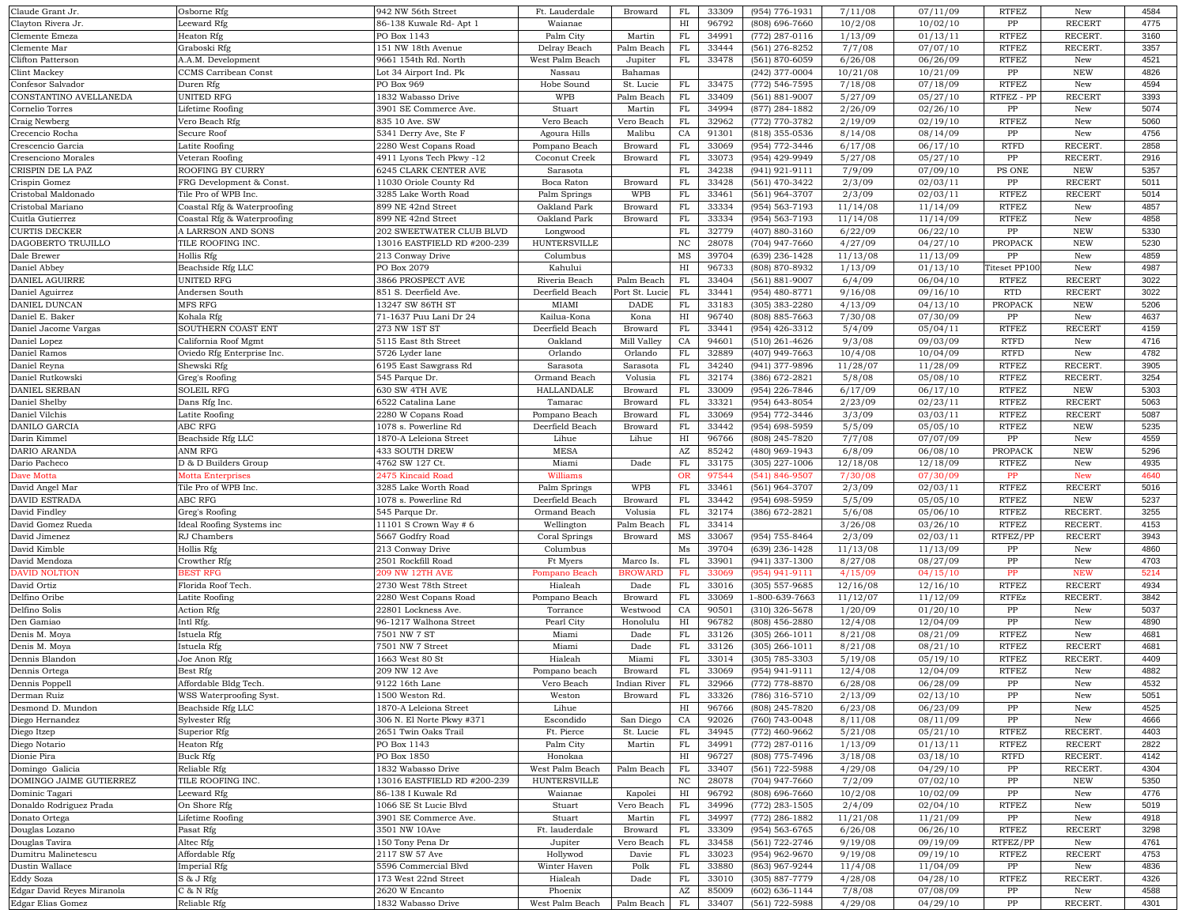| | | | | | | | | | | | | |
|---|---|---|---|---|---|---|---|---|---|---|---|---|
| Claude Grant Jr. | Osborne Rfg | 942 NW 56th Street | Ft. Lauderdale | Broward | FL | 33309 | (954) 776-1931 | 7/11/08 | 07/11/09 | RTFEZ | New | 4584 |
| Clayton Rivera Jr. | Leeward Rfg | 86-138 Kuwale Rd- Apt 1 | Waianae | | HI | 96792 | (808) 696-7660 | 10/2/08 | 10/02/10 | PP | RECERT | 4775 |
| Clemente Emeza | Heaton Rfg | PO Box 1143 | Palm City | Martin | FL | 34991 | (772) 287-0116 | 1/13/09 | 01/13/11 | RTFEZ | RECERT. | 3160 |
| Clemente Mar | Graboski Rfg | 151 NW 18th Avenue | Delray Beach | Palm Beach | FL | 33444 | (561) 276-8252 | 7/7/08 | 07/07/10 | RTFEZ | RECERT. | 3357 |
| Clifton Patterson | A.A.M. Development | 9661 154th Rd. North | West Palm Beach | Jupiter | FL | 33478 | (561) 870-6059 | 6/26/08 | 06/26/09 | RTFEZ | New | 4521 |
| Clint Mackey | CCMS Carribean Const | Lot 34 Airport Ind. Pk | Nassau | Bahamas | | | (242) 377-0004 | 10/21/08 | 10/21/09 | PP | NEW | 4826 |
| Confesor Salvador | Duren Rfg | PO Box 969 | Hobe Sound | St. Lucie | FL | 33475 | (772) 546-7595 | 7/18/08 | 07/18/09 | RTFEZ | New | 4594 |
| CONSTANTINO AVELLANEDA | UNITED RFG | 1832 Wabasso Drive | WPB | Palm Beach | FL | 33409 | (561) 881-9007 | 5/27/09 | 05/27/10 | RTFEZ - PP | RECERT | 3393 |
| Cornelio Torres | Lifetime Roofing | 3901 SE Commerce Ave. | Stuart | Martin | FL | 34994 | (877) 284-1882 | 2/26/09 | 02/26/10 | PP | New | 5074 |
| Craig Newberg | Vero Beach Rfg | 835 10 Ave. SW | Vero Beach | Vero Beach | FL | 32962 | (772) 770-3782 | 2/19/09 | 02/19/10 | RTFEZ | New | 5060 |
| Crecencio Rocha | Secure Roof | 5341 Derry Ave, Ste F | Agoura Hills | Malibu | CA | 91301 | (818) 355-0536 | 8/14/08 | 08/14/09 | PP | New | 4756 |
| Crescencio Garcia | Latite Roofing | 2280 West Copans Road | Pompano Beach | Broward | FL | 33069 | (954) 772-3446 | 6/17/08 | 06/17/10 | RTFD | RECERT. | 2858 |
| Cresenciono Morales | Veteran Roofing | 4911 Lyons Tech Pkwy -12 | Coconut Creek | Broward | FL | 33073 | (954) 429-9949 | 5/27/08 | 05/27/10 | PP | RECERT. | 2916 |
| CRISPIN DE LA PAZ | ROOFING BY CURRY | 6245 CLARK CENTER AVE | Sarasota | | FL | 34238 | (941) 921-9111 | 7/9/09 | 07/09/10 | PS ONE | NEW | 5357 |
| Crispin Gomez | FRG Development & Const. | 11030 Oriole County Rd | Boca Raton | Broward | FL | 33428 | (561) 470-3422 | 2/3/09 | 02/03/11 | PP | RECERT | 5011 |
| Cristobal Maldonado | Tile Pro of WPB Inc. | 3285 Lake Worth Road | Palm Springs | WPB | FL | 33461 | (561) 964-3707 | 2/3/09 | 02/03/11 | RTFEZ | RECERT | 5014 |
| Cristobal Mariano | Coastal Rfg & Waterproofing | 899 NE 42nd Street | Oakland Park | Broward | FL | 33334 | (954) 563-7193 | 11/14/08 | 11/14/09 | RTFEZ | New | 4857 |
| Cuitla Gutierrez | Coastal Rfg & Waterproofing | 899 NE 42nd Street | Oakland Park | Broward | FL | 33334 | (954) 563-7193 | 11/14/08 | 11/14/09 | RTFEZ | New | 4858 |
| CURTIS DECKER | A LARRSON AND SONS | 202 SWEETWATER CLUB BLVD | Longwood | | FL | 32779 | (407) 880-3160 | 6/22/09 | 06/22/10 | PP | NEW | 5330 |
| DAGOBERTO TRUJILLO | TILE ROOFING INC. | 13016 EASTFIELD RD #200-239 | HUNTERSVILLE | | NC | 28078 | (704) 947-7660 | 4/27/09 | 04/27/10 | PROPACK | NEW | 5230 |
| Dale Brewer | Hollis Rfg | 213 Conway Drive | Columbus | | MS | 39704 | (639) 236-1428 | 11/13/08 | 11/13/09 | PP | New | 4859 |
| Daniel Abbey | Beachside Rfg LLC | PO Box 2079 | Kahului | | HI | 96733 | (808) 870-8932 | 1/13/09 | 01/13/10 | Titeset PP100 | New | 4987 |
| DANIEL AGUIRRE | UNITED RFG | 3866 PROSPECT AVE | Riveria Beach | Palm Beach | FL | 33404 | (561) 881-9007 | 6/4/09 | 06/04/10 | RTFEZ | RECERT | 3022 |
| Daniel Aguirrez | Andersen South | 851 S. Deerfield Ave. | Deerfield Beach | Port St. Lucie | FL | 33441 | (954) 480-8771 | 9/16/08 | 09/16/10 | RTD | RECERT | 3022 |
| DANIEL DUNCAN | MFS RFG | 13247 SW 86TH ST | MIAMI | DADE | FL | 33183 | (305) 383-2280 | 4/13/09 | 04/13/10 | PROPACK | NEW | 5206 |
| Daniel E. Baker | Kohala Rfg | 71-1637 Puu Lani Dr 24 | Kailua-Kona | Kona | HI | 96740 | (808) 885-7663 | 7/30/08 | 07/30/09 | PP | New | 4637 |
| Daniel Jacome Vargas | SOUTHERN COAST ENT | 273 NW 1ST ST | Deerfield Beach | Broward | FL | 33441 | (954) 426-3312 | 5/4/09 | 05/04/11 | RTFEZ | RECERT | 4159 |
| Daniel Lopez | California Roof Mgmt | 5115 East 8th Street | Oakland | Mill Valley | CA | 94601 | (510) 261-4626 | 9/3/08 | 09/03/09 | RTFD | New | 4716 |
| Daniel Ramos | Oviedo Rfg Enterprise Inc. | 5726 Lyder lane | Orlando | Orlando | FL | 32889 | (407) 949-7663 | 10/4/08 | 10/04/09 | RTFD | New | 4782 |
| Daniel Reyna | Shewski Rfg | 6195 East Sawgrass Rd | Sarasota | Sarasota | FL | 34240 | (941) 377-9896 | 11/28/07 | 11/28/09 | RTFEZ | RECERT. | 3905 |
| Daniel Rutkowski | Greg's Roofing | 545 Parque Dr. | Ormand Beach | Volusia | FL | 32174 | (386) 672-2821 | 5/8/08 | 05/08/10 | RTFEZ | RECERT. | 3254 |
| DANIEL SERBAN | SOLEIL RFG | 630 SW 4TH AVE | HALLANDALE | Broward | FL | 33009 | (954) 226-7846 | 6/17/09 | 06/17/10 | RTFEZ | NEW | 5303 |
| Daniel Shelby | Dans Rfg Inc. | 6522 Catalina Lane | Tamarac | Broward | FL | 33321 | (954) 643-8054 | 2/23/09 | 02/23/11 | RTFEZ | RECERT | 5063 |
| Daniel Vilchis | Latite Roofing | 2280 W Copans Road | Pompano Beach | Broward | FL | 33069 | (954) 772-3446 | 3/3/09 | 03/03/11 | RTFEZ | RECERT | 5087 |
| DANILO GARCIA | ABC RFG | 1078 s. Powerline Rd | Deerfield Beach | Broward | FL | 33442 | (954) 698-5959 | 5/5/09 | 05/05/10 | RTFEZ | NEW | 5235 |
| Darin Kimmel | Beachside Rfg LLC | 1870-A Leleiona Street | Lihue | Lihue | HI | 96766 | (808) 245-7820 | 7/7/08 | 07/07/09 | PP | New | 4559 |
| DARIO ARANDA | ANM RFG | 433 SOUTH DREW | MESA | | AZ | 85242 | (480) 969-1943 | 6/8/09 | 06/08/10 | PROPACK | NEW | 5296 |
| Dario Pacheco | D & D Builders Group | 4762 SW 127 Ct. | Miami | Dade | FL | 33175 | (305) 227-1006 | 12/18/08 | 12/18/09 | RTFEZ | New | 4935 |
| Dave Motta | Motta Enterprises | 2475 Kincaid Road | Williams | | OR | 97544 | (541) 846-9507 | 7/30/08 | 07/30/09 | PP | New | 4640 |
| David Angel Mar | Tile Pro of WPB Inc. | 3285 Lake Worth Road | Palm Springs | WPB | FL | 33461 | (561) 964-3707 | 2/3/09 | 02/03/11 | RTFEZ | RECERT | 5016 |
| DAVID ESTRADA | ABC RFG | 1078 s. Powerline Rd | Deerfield Beach | Broward | FL | 33442 | (954) 698-5959 | 5/5/09 | 05/05/10 | RTFEZ | NEW | 5237 |
| David Findley | Greg's Roofing | 545 Parque Dr. | Ormand Beach | Volusia | FL | 32174 | (386) 672-2821 | 5/6/08 | 05/06/10 | RTFEZ | RECERT. | 3255 |
| David Gomez Rueda | Ideal Roofing Systems inc | 11101 S Crown Way # 6 | Wellington | Palm Beach | FL | 33414 | | 3/26/08 | 03/26/10 | RTFEZ | RECERT. | 4153 |
| David Jimenez | RJ Chambers | 5667 Godfry Road | Coral Springs | Broward | MS | 33067 | (954) 755-8464 | 2/3/09 | 02/03/11 | RTFEZ/PP | RECERT | 3943 |
| David Kimble | Hollis Rfg | 213 Conway Drive | Columbus | | Ms | 39704 | (639) 236-1428 | 11/13/08 | 11/13/09 | PP | New | 4860 |
| David Mendoza | Crowther Rfg | 2501 Rockfill Road | Ft Myers | Marco Is. | FL | 33901 | (941) 337-1300 | 8/27/08 | 08/27/09 | PP | New | 4703 |
| DAVID NOLTION | BEST RFG | 209 NW 12TH AVE | Pompano Beach | BROWARD | FL | 33069 | (954) 941-9111 | 4/15/09 | 04/15/10 | PP | NEW | 5214 |
| David Ortiz | Florida Roof Tech. | 2730 West 78th Street | Hialeah | Dade | FL | 33016 | (305) 557-9685 | 12/16/08 | 12/16/10 | RTFEZ | RECERT | 4934 |
| Delfino Oribe | Latite Roofing | 2280 West Copans Road | Pompano Beach | Broward | FL | 33069 | 1-800-639-7663 | 11/12/07 | 11/12/09 | RTFEz | RECERT. | 3842 |
| Delfino Solis | Action Rfg | 22801 Lockness Ave. | Torrance | Westwood | CA | 90501 | (310) 326-5678 | 1/20/09 | 01/20/10 | PP | New | 5037 |
| Den Gamiao | Intl Rfg. | 96-1217 Walhona Street | Pearl City | Honolulu | HI | 96782 | (808) 456-2880 | 12/4/08 | 12/04/09 | PP | New | 4890 |
| Denis M. Moya | Istuela Rfg | 7501 NW 7 ST | Miami | Dade | FL | 33126 | (305) 266-1011 | 8/21/08 | 08/21/09 | RTFEZ | New | 4681 |
| Denis M. Moya | Istuela Rfg | 7501 NW 7 Street | Miami | Dade | FL | 33126 | (305) 266-1011 | 8/21/08 | 08/21/10 | RTFEZ | RECERT | 4681 |
| Dennis Blandon | Joe Anon Rfg | 1663 West 80 St | Hialeah | Miami | FL | 33014 | (305) 785-3303 | 5/19/08 | 05/19/10 | RTFEZ | RECERT. | 4409 |
| Dennis Ortega | Best Rfg | 209 NW 12 Ave | Pompano beach | Broward | FL | 33069 | (954) 941-9111 | 12/4/08 | 12/04/09 | PP | New | 4882 |
| Dennis Poppell | Affordable Bldg Tech. | 9122 16th Lane | Vero Beach | Indian River | FL | 32966 | (772) 778-8870 | 6/28/08 | 06/28/09 | PP | New | 4532 |
| Derman Ruiz | WSS Waterproofing Syst. | 1500 Weston Rd. | Weston | Broward | FL | 33326 | (786) 316-5710 | 2/13/09 | 02/13/10 | PP | New | 5051 |
| Desmond D. Mundon | Beachside Rfg LLC | 1870-A Leleiona Street | Lihue | | HI | 96766 | (808) 245-7820 | 6/23/08 | 06/23/09 | PP | New | 4525 |
| Diego Hernandez | Sylvester Rfg | 306 N. El Norte Pkwy #371 | Escondido | San Diego | CA | 92026 | (760) 743-0048 | 8/11/08 | 08/11/09 | PP | New | 4666 |
| Diego Itzep | Superior Rfg | 2651 Twin Oaks Trail | Ft. Pierce | St. Lucie | FL | 34945 | (772) 460-9662 | 5/21/08 | 05/21/10 | RTFEZ | RECERT. | 4403 |
| Diego Notario | Heaton Rfg | PO Box 1143 | Palm City | Martin | FL | 34991 | (772) 287-0116 | 1/13/09 | 01/13/11 | RTFEZ | RECERT | 2822 |
| Dionie Pira | Buck Rfg | PO Box 1850 | Honokaa | | HI | 96727 | (808) 775-7496 | 3/18/08 | 03/18/10 | RTFD | RECERT. | 4142 |
| Domingo Galicia | Reliable Rfg | 1832 Wabasso Drive | West Palm Beach | Palm Beach | FL | 33407 | (561) 722-5988 | 4/29/08 | 04/29/10 | PP | RECERT. | 4304 |
| DOMINGO JAIME GUTIERREZ | TILE ROOFING INC. | 13016 EASTFIELD RD #200-239 | HUNTERSVILLE | | NC | 28078 | (704) 947-7660 | 7/2/09 | 07/02/10 | PP | NEW | 5350 |
| Dominic Tagari | Leeward Rfg | 86-138 I Kuwale Rd | Waianae | Kapolei | HI | 96792 | (808) 696-7660 | 10/2/08 | 10/02/09 | PP | New | 4776 |
| Donaldo Rodriguez Prada | On Shore Rfg | 1066 SE St Lucie Blvd | Stuart | Vero Beach | FL | 34996 | (772) 283-1505 | 2/4/09 | 02/04/10 | RTFEZ | New | 5019 |
| Donato Ortega | Lifetime Roofing | 3901 SE Commerce Ave. | Stuart | Martin | FL | 34997 | (772) 286-1882 | 11/21/08 | 11/21/09 | PP | New | 4918 |
| Douglas Lozano | Pasat Rfg | 3501 NW 10Ave | Ft. lauderdale | Broward | FL | 33309 | (954) 563-6765 | 6/26/08 | 06/26/10 | RTFEZ | RECERT | 3298 |
| Douglas Tavira | Altec Rfg | 150 Tony Pena Dr | Jupiter | Vero Beach | FL | 33458 | (561) 722-2746 | 9/19/08 | 09/19/09 | RTFEZ/PP | New | 4761 |
| Dumitru Malinetescu | Affordable Rfg | 2117 SW 57 Ave | Hollywod | Davie | FL | 33023 | (954) 962-9670 | 9/19/08 | 09/19/10 | RTFEZ | RECERT | 4753 |
| Dustin Wallace | Imperial Rfg | 5596 Commercial Blvd | Winter Haven | Polk | FL | 33880 | (863) 967-9244 | 11/4/08 | 11/04/09 | PP | New | 4836 |
| Eddy Soza | S & J Rfg | 173 West 22nd Street | Hialeah | Dade | FL | 33010 | (305) 887-7779 | 4/28/08 | 04/28/10 | RTFEZ | RECERT. | 4326 |
| Edgar David Reyes Miranola | C & N Rfg | 2620 W Encanto | Phoenix | | AZ | 85009 | (602) 636-1144 | 7/8/08 | 07/08/09 | PP | New | 4588 |
| Edgar Elias Gomez | Reliable Rfg | 1832 Wabasso Drive | West Palm Beach | Palm Beach | FL | 33407 | (561) 722-5988 | 4/29/08 | 04/29/10 | PP | RECERT. | 4301 |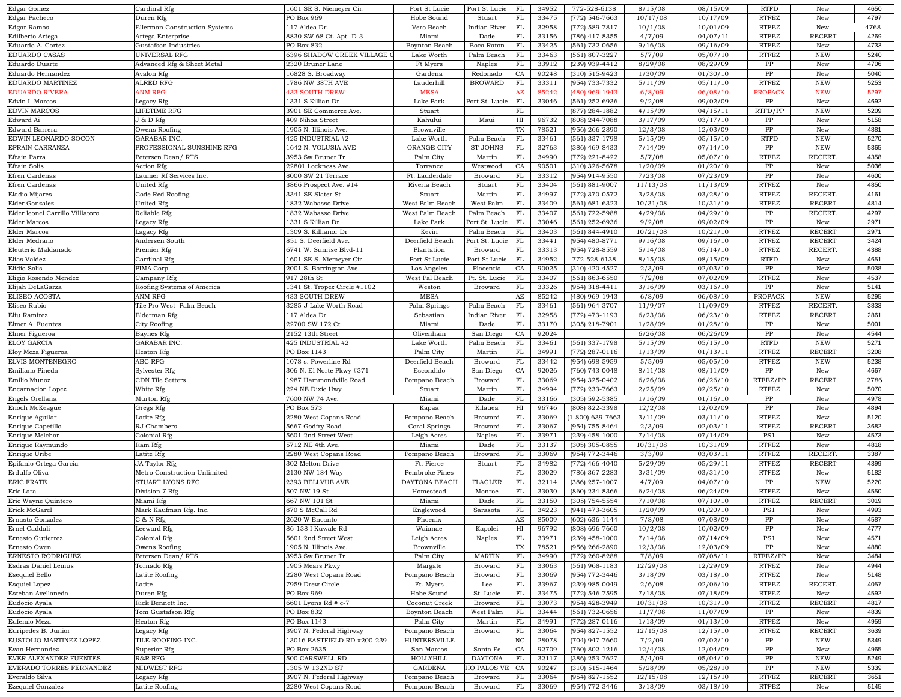| | | | | | | | | | | | | |
|---|---|---|---|---|---|---|---|---|---|---|---|---|
| Edgar Gomez | Cardinal Rfg | 1601 SE S. Niemeyer Cir. | Port St Lucie | Port St Lucie | FL | 34952 | 772-528-6138 | 8/15/08 | 08/15/09 | RTFD | New | 4650 |
| Edgar Pacheco | Duren Rfg | PO Box 969 | Hobe Sound | Stuart | FL | 33475 | (772) 546-7663 | 10/17/08 | 10/17/09 | RTFEZ | New | 4797 |
| Edgar Ramos | Ellerman Construction Systems | 117 Aldea Dr. | Vero Beach | Indian River | FL | 32958 | (772) 589-7817 | 10/1/08 | 10/01/09 | RTFEZ | New | 4768 |
| Edilberto Artega | Artega Enterprise | 8830 SW 68 Ct. Apt- D-3 | Miami | Dade | FL | 33156 | (786) 417-8355 | 4/7/09 | 04/07/11 | RTFEZ | RECERT | 4269 |
| Eduardo A. Cortez | Gustafson Industries | PO Box 832 | Boynton Beach | Boca Raton | FL | 33425 | (561) 732-0656 | 9/16/08 | 09/16/09 | RTFEZ | New | 4733 |
| EDUARDO CASAS | UNIVERSAL RFG | 6396 SHADOW CREEK VILLAGE C | Lake Worth | Palm Beach | FL | 33463 | (561) 807-3227 | 5/7/09 | 05/07/10 | RTFEZ | NEW | 5240 |
| Eduardo Duarte | Advanced Rfg & Sheet Metal | 2320 Bruner Lane | Ft Myers | Naples | FL | 33912 | (239) 939-4412 | 8/29/08 | 08/29/09 | PP | New | 4706 |
| Eduardo Hernandez | Avalon Rfg | 16828 S. Broadway | Gardena | Redonado | CA | 90248 | (310) 515-9423 | 1/30/09 | 01/30/10 | PP | New | 5040 |
| EDUARDO MARTINEZ | ALRED RFG | 1786 NW 38TH AVE | Lauderhill | BROWARD | FL | 33311 | (954) 733-7332 | 5/11/09 | 05/11/10 | RTFEZ | NEW | 5253 |
| EDUARDO RIVERA | ANM RFG | 433 SOUTH DREW | MESA | | AZ | 85242 | (480) 969-1943 | 6/8/09 | 06/08/10 | PROPACK | NEW | 5297 |
| Edvin I. Marcos | Legacy Rfg | 1331 S Killian Dr | Lake Park | Port St. Lucie | FL | 33046 | (561) 252-6936 | 9/2/08 | 09/02/09 | PP | New | 4692 |
| EDVIN MARCOS | LIFETIME RFG | 3901 SE Commerce Ave. | Stuart | | FL | | (877) 284-1882 | 4/15/09 | 04/15/11 | RTFD/PP | NEW | 5209 |
| Edward Ai | J & D Rfg | 409 Nihoa Street | Kahului | Maui | HI | 96732 | (808) 244-7088 | 3/17/09 | 03/17/10 | PP | New | 5158 |
| Edward Barrera | Owens Roofing | 1905 N. Illinois Ave. | Brownville | | TX | 78521 | (956) 266-2890 | 12/3/08 | 12/03/09 | PP | New | 4881 |
| EDWIN LEONARDO SOCON | GARABAR INC. | 425 INDUSTRIAL #2 | Lake Worth | Palm Beach | FL | 33461 | (561) 337-1798 | 5/15/09 | 05/15/10 | RTFD | NEW | 5270 |
| EFRAIN CARRANZA | PROFESSIONAL SUNSHINE RFG | 1642 N. VOLUSIA AVE | ORANGE CITY | ST JOHNS | FL | 32763 | (386) 469-8433 | 7/14/09 | 07/14/10 | PP | NEW | 5365 |
| Efrain Parra | Petersen Dean/ RTS | 3953 Sw Bruner Tr | Palm City | Martin | FL | 34990 | (772) 221-8422 | 5/7/08 | 05/07/10 | RTFEZ | RECERT. | 4358 |
| Efrain Solis | Action Rfg | 22801 Lockness Ave. | Torrance | Westwood | CA | 90501 | (310) 326-5678 | 1/20/09 | 01/20/10 | PP | New | 5036 |
| Efren Cardenas | Laumer Rf Services Inc. | 8000 SW 21 Terrace | Ft. Lauderdale | Broward | FL | 33312 | (954) 914-9550 | 7/23/08 | 07/23/09 | PP | New | 4600 |
| Efren Cardenas | United Rfg | 3866 Prospect Ave. #14 | Riviera Beach | Stuart | FL | 33404 | (561) 881-9007 | 11/13/08 | 11/13/09 | RTFEZ | New | 4850 |
| Eladio Mijares | Code Red Roofing | 3341 SE Slater St | Stuart | Martin | FL | 34997 | (772) 370-0572 | 3/28/08 | 03/28/10 | RTFEZ | RECERT. | 4161 |
| Elder Gonzalez | United Rfg | 1832 Wabasso Drive | West Palm Beach | West Palm | FL | 33409 | (561) 681-6323 | 10/31/08 | 10/31/10 | RTFEZ | RECERT | 4814 |
| Elder leonel Carrillo Villlatoro | Reliable Rfg | 1832 Wabasso Drive | West Palm Beach | Palm Beach | FL | 33407 | (561) 722-5988 | 4/29/08 | 04/29/10 | PP | RECERT. | 4297 |
| Elder Marcos | Legacy Rfg | 1331 S Killian Dr | Lake Park | Port St. Lucie | FL | 33046 | (561) 252-6936 | 9/2/08 | 09/02/09 | PP | New | 2971 |
| Elder Marcos | Lagacy Rfg | 1309 S. Killianor Dr | Kevin | Palm Beach | FL | 33403 | (561) 844-4910 | 10/21/08 | 10/21/10 | RTFEZ | RECERT | 2971 |
| Elder Medrano | Andersen South | 851 S. Deerfield Ave. | Deerfield Beach | Port St. Lucie | FL | 33441 | (954) 480-8771 | 9/16/08 | 09/16/10 | RTFEZ | RECERT | 3424 |
| Eleuterio Maldanado | Premier Rfg | 6741 W. Sunrise Blvd-11 | Plantation | Broward | FL | 33313 | (954) 728-8559 | 5/14/08 | 05/14/10 | RTFEZ | RECERT. | 4388 |
| Elias Valdez | Cardinal Rfg | 1601 SE S. Niemeyer Cir. | Port St Lucie | Port St Lucie | FL | 34952 | 772-528-6138 | 8/15/08 | 08/15/09 | RTFD | New | 4651 |
| Elidio Solis | PIMA Corp. | 2001 S. Barrington Ave | Los Angeles | Placentia | CA | 90025 | (310) 420-4527 | 2/3/09 | 02/03/10 | PP | New | 5038 |
| Eligio Rosendo Mendez | Campany Rfg | 917 28th St | West Pal Beach | Pt. St. Lucie | FL | 33407 | (561) 863-6550 | 7/2/08 | 07/02/09 | RTFEZ | New | 4537 |
| Elijah DeLaGarza | Roofing Systems of America | 1341 St. Tropez Circle #1102 | Weston | Broward | FL | 33326 | (954) 318-4411 | 3/16/09 | 03/16/10 | PP | New | 5141 |
| ELISEO ACOSTA | ANM RFG | 433 SOUTH DREW | MESA | | AZ | 85242 | (480) 969-1943 | 6/8/09 | 06/08/10 | PROPACK | NEW | 5295 |
| Eliseo Rubio | Tile Pro West Palm Beach | 3285-J Lake Worth Road | Palm Springs | Palm Beach | FL | 33461 | (561) 964-3707 | 11/9/07 | 11/09/09 | RTFEZ | RECERT. | 3833 |
| Eliu Ramirez | Elderman Rfg | 117 Aldea Dr | Sebastian | Indian River | FL | 32958 | (772) 473-1193 | 6/23/08 | 06/23/10 | RTFEZ | RECERT | 2861 |
| Elmer A. Fuentes | City Roofing | 22700 SW 172 Ct | Miami | Dade | FL | 33170 | (305) 218-7901 | 1/28/09 | 01/28/10 | PP | New | 5001 |
| Elmer Figueroa | Baynes Rfg | 2152 13th Street | Olivenhain | San Diego | CA | 92024 | | 6/26/08 | 06/26/09 | PP | New | 4544 |
| ELOY GARCIA | GARABAR INC. | 425 INDUSTRIAL #2 | Lake Worth | Palm Beach | FL | 33461 | (561) 337-1798 | 5/15/09 | 05/15/10 | RTFD | NEW | 5271 |
| Eloy Meza Figueroa | Heaton Rfg | PO Box 1143 | Palm City | Martin | FL | 34991 | (772) 287-0116 | 1/13/09 | 01/13/11 | RTFEZ | RECERT | 3208 |
| ELVIS MONTENEGRO | ABC RFG | 1078 s. Powerline Rd | Deerfield Beach | Broward | FL | 33442 | (954) 698-5959 | 5/5/09 | 05/05/10 | RTFEZ | NEW | 5238 |
| Emiliano Pineda | Sylvester Rfg | 306 N. El Norte Pkwy #371 | Escondido | San Diego | CA | 92026 | (760) 743-0048 | 8/11/08 | 08/11/09 | PP | New | 4667 |
| Emilio Munoz | CDN Tile Setters | 1987 Hammondville Road | Pompano Beach | Broward | FL | 33069 | (954) 325-0402 | 6/26/08 | 06/26/10 | RTFEZ/PP | RECERT | 2786 |
| Encarnacion Lopez | White Rfg | 224 NE Dixie Hwy | Stuart | Martin | FL | 34994 | (772) 233-7663 | 2/25/09 | 02/25/10 | RTFEZ | New | 5070 |
| Engels Orellana | Murton Rfg | 7600 NW 74 Ave. | Miami | Dade | FL | 33166 | (305) 592-5385 | 1/16/09 | 01/16/10 | PP | New | 4978 |
| Enoch McKeague | Gregs Rfg | PO Box 573 | Kapaa | Kilauea | HI | 96746 | (808) 822-3398 | 12/2/08 | 12/02/09 | PP | New | 4894 |
| Enrique Aguilar | Latite Rfg | 2280 West Copans Road | Pompano Beach | Broward | FL | 33069 | (1-800) 639-7663 | 3/11/09 | 03/11/10 | RTFEZ | New | 5120 |
| Enrique Capetillo | RJ Chambers | 5667 Godfry Road | Coral Springs | Broward | FL | 33067 | (954) 755-8464 | 2/3/09 | 02/03/11 | RTFEZ | RECERT | 3682 |
| Enrique Melchor | Colonial Rfg | 5601 2nd Street West | Leigh Acres | Naples | FL | 33971 | (239) 458-1000 | 7/14/08 | 07/14/09 | PS1 | New | 4573 |
| Enrique Raymundo | Ram Rfg | 5712 NE 4th Ave. | Miami | Dade | FL | 33137 | (305) 305-0855 | 10/31/08 | 10/31/09 | RTFEZ | New | 4818 |
| Enrique Uribe | Latite Rfg | 2280 West Copans Road | Pompano Beach | Broward | FL | 33069 | (954) 772-3446 | 3/3/09 | 03/03/11 | RTFEZ | RECERT. | 3387 |
| Epifanio Ortega Garcia | JA Taylor Rfg | 302 Melton Drive | Ft. Pierce | Stuart | FL | 34982 | (772) 466-4040 | 5/29/09 | 05/29/11 | RTFEZ | RECERT | 4399 |
| Erdulfo Oliva | Metro Construction Unlimited | 2130 NW 184 Way | Pembroke Pines | | FL | 33029 | (786) 367-2283 | 3/31/09 | 03/31/10 | RTFEZ | New | 5182 |
| ERIC FRATE | STUART LYONS RFG | 2393 BELLVUE AVE | DAYTONA BEACH | FLAGLER | FL | 32114 | (386) 257-1007 | 4/7/09 | 04/07/10 | PP | NEW | 5220 |
| Eric Lara | Division 7 Rfg | 507 NW 19 St | Homestead | Monroe | FL | 33030 | (860) 234-8366 | 6/24/08 | 06/24/09 | RTFEZ | New | 4550 |
| Eric Wayne Quintero | Miami Rfg | 667 NW 101 St | Miami | Dade | FL | 33150 | (305) 754-5554 | 7/10/08 | 07/10/10 | RTFEZ | RECERT | 3019 |
| Erick McGarel | Mark Kaufman Rfg. Inc. | 870 S McCall Rd | Englewood | Sarasota | FL | 34223 | (941) 473-3605 | 1/20/09 | 01/20/10 | PS1 | New | 4993 |
| Ernasto Gonzalez | C & N Rfg | 2620 W Encanto | Phoenix | | AZ | 85009 | (602) 636-1144 | 7/8/08 | 07/08/09 | PP | New | 4587 |
| Ernel Caddali | Leeward Rfg | 86-138 I Kuwale Rd | Waianae | Kapolei | HI | 96792 | (808) 696-7660 | 10/2/08 | 10/02/09 | PP | New | 4777 |
| Ernesto Gutierrez | Colonial Rfg | 5601 2nd Street West | Leigh Acres | Naples | FL | 33971 | (239) 458-1000 | 7/14/08 | 07/14/09 | PS1 | New | 4571 |
| Ernesto Owen | Owens Roofing | 1905 N. Illinois Ave. | Brownville | | TX | 78521 | (956) 266-2890 | 12/3/08 | 12/03/09 | PP | New | 4880 |
| ERNESTO RODRIGUEZ | Petersen Dean/ RTS | 3953 Sw Bruner Tr | Palm City | MARTIN | FL | 34990 | (772) 260-8288 | 7/8/09 | 07/08/11 | RTFEZ/PP | New | 3484 |
| Esdras Daniel Lemus | Tornado Rfg | 1905 Mears Pkwy | Margate | Broward | FL | 33063 | (561) 968-1183 | 12/29/08 | 12/29/09 | RTFEZ | New | 4944 |
| Esequiel Bello | Latite Roofing | 2280 West Copans Road | Pompano Beach | Broward | FL | 33069 | (954) 772-3446 | 3/18/09 | 03/18/10 | RTFEZ | New | 5148 |
| Esquiel Lopez | Latite | 7959 Drew Circle | Ft. Myers | Lee | FL | 33967 | (239) 985-0049 | 2/6/08 | 02/06/10 | RTFEZ | RECERT. | 4057 |
| Esteban Avellaneda | Duren Rfg | PO Box 969 | Hobe Sound | St. Lucie | FL | 33475 | (772) 546-7595 | 7/18/08 | 07/18/09 | RTFEZ | New | 4592 |
| Eudocio Ayala | Rick Bennett Inc. | 6601 Lyons Rd # c-7 | Coconut Creek | Broward | FL | 33073 | (954) 428-3949 | 10/31/08 | 10/31/10 | RTFEZ | RECERT | 4817 |
| Eudocio Ayala | Tom Gustafson Rfg | PO Box 832 | Boynton Beach | West Palm | FL | 33444 | (561) 732-0656 | 11/7/08 | 11/07/09 | PP | New | 4839 |
| Eufemio Meza | Heaton Rfg | PO Box 1143 | Palm City | Martin | FL | 34991 | (772) 287-0116 | 1/13/09 | 01/13/10 | RTFEZ | New | 4959 |
| Euripedes B. Junior | Legacy Rfg | 3907 N. Federal Highway | Pompano Beach | Broward | FL | 33064 | (954) 827-1552 | 12/15/08 | 12/15/10 | RTFEZ | RECERT | 3639 |
| EUSTOLIO MARTINEZ LOPEZ | TILE ROOFING INC. | 13016 EASTFIELD RD #200-239 | HUNTERSVILLE | | NC | 28078 | (704) 947-7660 | 7/2/09 | 07/02/10 | PP | NEW | 5349 |
| Evan Hernandez | Superior Rfg | PO Box 2635 | San Marcos | Santa Fe | CA | 92709 | (760) 802-1216 | 12/4/08 | 12/04/09 | PP | New | 4965 |
| EVER ALEXANDER FUENTES | R&R RFG | 500 CARSWELL RD | HOLLYHILL | DAYTONA | FL | 32117 | (386) 253-7627 | 5/4/09 | 05/04/10 | PP | NEW | 5249 |
| EVERADO TORRES FERNANDEZ | MIDWEST RFG | 1305 W 132ND ST | GARDENA | HO PALOS VE | CA | 90247 | (310) 515-1464 | 5/28/09 | 05/28/10 | PP | NEW | 5339 |
| Everaldo Silva | Legacy Rfg | 3907 N. Federal Highway | Pompano Beach | Broward | FL | 33064 | (954) 827-1552 | 12/15/08 | 12/15/10 | RTFEZ | RECERT | 3651 |
| Ezequiel Gonzalez | Latite Roofing | 2280 West Copans Road | Pompano Beach | Broward | FL | 33069 | (954) 772-3446 | 3/18/09 | 03/18/10 | RTFEZ | New | 5145 |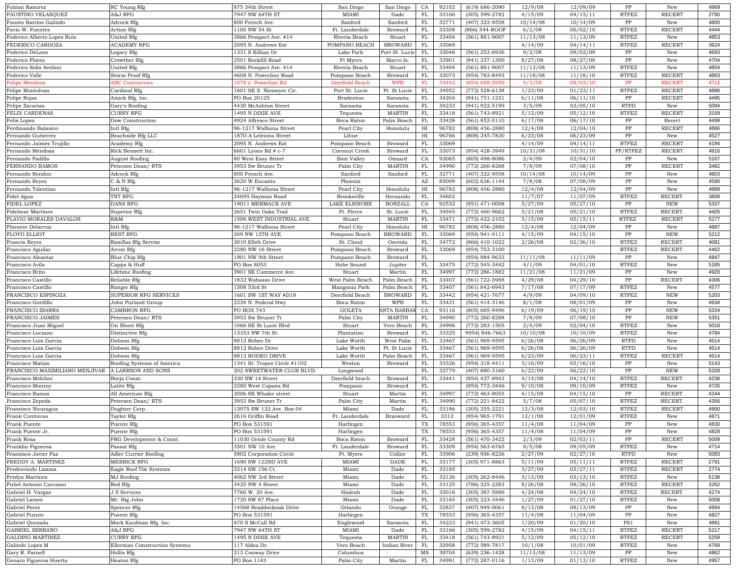| | | | | | | | | | | | | |
|---|---|---|---|---|---|---|---|---|---|---|---|---|
| Fabian Ramirez | RC Young Rfg | 875 34th Street | San Diego | San Diego | CA | 92102 | (619) 686-2090 | 12/9/08 | 12/09/09 | PP | New | 4969 |
| FAUSTINO VELASQUEZ | A&J RFG | 7947 NW 64TH ST | MIAMI | Dade | FL | 33166 | (305) 599-2782 | 4/15/09 | 04/15/11 | RTFEZ | RECERT | 2790 |
| Fausto Barrios Galindo | Adcock Rfg | 800 French Ave. | Sanford | Sanford | FL | 32771 | (407) 322-9558 | 10/14/08 | 10/14/09 | PP | New | 4800 |
| Favio W. Fuentes | Action Rfg | 1100 NW 54 St | Ft. Lauderdale | Broward | FL | 33308 | (866) 544-ROOF | 6/2/08 | 06/02/10 | RTFEZ | RECERT | 4444 |
| Federico Alberto Lopez Ruiz | United Rfg | 3866 Prospect Ave. #14 | Riveria Beach | Stuart | FL | 33404 | (561) 881-9007 | 11/13/08 | 11/13/09 | RTFEZ | New | 4853 |
| FEDERICO CARDOZA | ACADEMY RFG | 2095 N. Andrews Ext | POMPANO BEACH | BROWARD | FL | 33069 | | 4/14/09 | 04/14/11 | RTFEZ | RECERT | 3624 |
| Federico DeLeon | Legacy Rfg | 1331 S Killian Dr | Lake Park | Port St. Lucie | FL | 33046 | (561) 252-6936 | 9/2/08 | 09/02/09 | PP | New | 4693 |
| Federico Flores | Crowther Rfg | 2501 Rockfill Road | Ft Myers | Marco Is. | FL | 33901 | (941) 337-1300 | 8/27/08 | 08/27/09 | PP | New | 4704 |
| Federico Solis Avelino | United Rfg | 3866 Prospect Ave. #14 | Riveria Beach | Stuart | FL | 33404 | (561) 881-9007 | 11/13/08 | 11/13/09 | RTFEZ | New | 4854 |
| Federico Valle | Storm Proof Rfg | 4608 N. Powerline Road | Pompano Beach | Broward | FL | 33073 | (954) 783-8493 | 11/18/08 | 11/18/10 | RTFEZ | RECERT | 4863 |
| Felipe Mendoza | ABC Contractors | 1078 s. Powerline Rd | Deerfield Beach | WPB | FL | 33442 | (954) 698-5959 | 9/3/08 | 09/03/10 | PP | RECERT | 4711 |
| Felipe Montolvan | Cardinal Rfg | 1601 SE S. Niemeyer Cir. | Port St. Lucie | Pt. St Lucie | FL | 34952 | (772) 528-6138 | 1/23/09 | 01/23/11 | RTFEZ | RECERT | 4996 |
| Felipe Rojas | Amick Rfg. Inc. | PO Box 20125 | Bradenton | Sarasota | FL | 34204 | (941) 751-1231 | 6/11/08 | 06/11/10 | PP | RECERT | 4495 |
| Felipe Zacarias | Gary's Roofing | 4430 McAshton Street | Sarasota | Sarasota | FL | 34233 | (941) 922-5199 | 3/5/09 | 03/05/10 | RTFD | New | 5094 |
| FELIX CARDENAS | CURRY RFG | 1495 N DIXIE AVE | Tequesta | MARTIN | FL | 33418 | (561) 743-8921 | 5/12/09 | 05/12/10 | RTFEZ | RECERT | 3159 |
| Felix Lopez | Dow Construction | 4924 Alfresco Street | Boca Raton | Palm Beach | FL | 33428 | (561) 852-0110 | 6/17/08 | 06/17/10 | PP | Recert | 4499 |
| Ferdinando Balasico | Intl Rfg. | 96-1217 Walhona Street | Pearl City | Honolulu | HI | 96782 | (808) 456-2880 | 12/4/08 | 12/04/10 | PP | RECERT | 4886 |
| Fernando Gutierrez | Beachside Rfg LLC | 1870-A Leleiona Street | Lihue | | HI | 96766 | (808) 245-7820 | 6/23/08 | 06/23/09 | PP | New | 4527 |
| Fernando Jaimes Trujillo | Academy Rfg | 2095 N. Andrews Ext | Pompano Beach | Broward | FL | 33069 | | 4/14/09 | 04/14/11 | RTFEZ | RECERT | 4194 |
| Fernando Mendoza | Rick Bennett Inc. | 6601 Lyons Rd # c-7 | Coconut Creek | Broward | FL | 33073 | (954) 428-3949 | 10/31/08 | 10/31/10 | PP/RTFEZ | RECERT | 4816 |
| Fernando Padilla | August Roofing | 80 West Easy Street | Simi Valley | Oxnard | CA | 93065 | (805) 498-8086 | 2/4/09 | 02/04/10 | PP | New | 5167 |
| FERNANDO RAMOS | Petersen Dean/ RTS | 3953 Sw Bruner Tr | Palm City | MARTIN | FL | 34990 | (772) 260-8288 | 7/8/09 | 07/08/10 | PP | RECERT | 3482 |
| Fernando Rendon | Adcock Rfg | 800 French Ave. | Sanford | Sanford | FL | 32771 | (407) 322-9558 | 10/14/08 | 10/14/09 | PP | New | 4803 |
| Fernando Reyes | C & N Rfg | 2620 W Encanto | Phoenix | | AZ | 85009 | (602) 636-1144 | 7/8/08 | 07/08/09 | PP | New | 4590 |
| Fernando Tolentino | Intl Rfg. | 96-1217 Walhona Street | Pearl City | Honolulu | HI | 96782 | (808) 456-2880 | 12/4/08 | 12/04/09 | PP | New | 4889 |
| Fidel Agua | TNT RFG | 24695 Hayman Road | Brooksville | Hernando | FL | 34602 | | 11/7/07 | 11/07/09 | RTFEZ | RECERT. | 3808 |
| FIDEL LOPEZ | DANS RFG | 19011 MERMACK AVE | LAKE ELSINORE | BONZALL | CA | 92532 | (951) 471-0008 | 5/27/09 | 05/27/10 | PP | NEW | 5337 |
| Fidelmar Martinez | Superior Rfg | 2651 Twin Oaks Trail | Ft. Pierce | St. Lucie | FL | 34945 | (772) 460-9662 | 5/21/08 | 05/21/10 | RTFEZ | RECERT. | 4405 |
| FLAVIO MORALES DAVALOS | R&M | 1506 WEST INDUSTRIAL AVE | Stuart | MARTIN | FL | 33471 | (772) 422-2102 | 5/15/09 | 05/15/11 | RTFEZ | RECERT | 5277 |
| Florante Delacruz | Intl Rfg. | 96-1217 Walhona Street | Pearl City | Honolulu | HI | 96782 | (808) 456-2880 | 12/4/08 | 12/04/09 | PP | New | 4887 |
| FLOYD ELLIOT | BEST RFG | 209 NW 12TH AVE | Pompano Beach | BROWARD | FL | 33069 | (954) 941-9111 | 4/15/09 | 04/15/10 | PP | NEW | 5212 |
| Francis Reyes | Ramflas Rfg Servixe | 3010 Elbib Drive | St. Cloud | Osceola | FL | 34772 | (866) 410-1022 | 2/26/08 | 02/26/10 | RTFEZ | RECERT. | 4081 |
| Francisco Aguilar | Arcon Rfg | 2280 NW 16 Street | Pompano Beach | Broward | FL | 33069 | (954) 753-3100 | | | RTFEZ | RECERT. | 4462 |
| Francisco Aleantar | Blue Chip Rfg | 1901 NW 9th Street | Pompano Beach | Broward | FL | | (954) 984-9633 | 11/11/08 | 11/11/09 | PP | New | 4847 |
| Francisco Avila | Capps & Huff | PO Box 8053 | Hobe Sound | Jupiter | FL | 33475 | (772) 545-3442 | 4/1/09 | 04/01/10 | RTFEZ | New | 5185 |
| Francisco Brito | Lifetime Roofing | 3901 SE Commerce Ave. | Stuart | Martin | FL | 34997 | (772) 286-1882 | 11/21/08 | 11/21/09 | PP | New | 4920 |
| Francisco Castillo | Reliable Rfg | 1832 Wabasso Drive | West Palm Beach | Palm Beach | FL | 33407 | (561) 722-5988 | 4/29/08 | 04/29/10 | PP | RECERT. | 4306 |
| Francisco Castillo | Ranger Rfg | 1508 53rd St | Mangonia Park | Palm Beach | FL | 33407 | (561) 842-6943 | 7/17/08 | 07/17/09 | RTFEZ | New | 4577 |
| FRANCISCO ESPINOZA | SUPERIOR RFG SERVICES | 1601 SW 1ST WAY #D18 | Deerfield Beach | BROWARD | FL | 33442 | (954) 421-7677 | 4/9/09 | 04/09/10 | RTFEZ | NEW | 5203 |
| Francisco Gordillo | John Purland Group | 2234 N. Federal Hwy | Boca Raton | WPB | FL | 33431 | (561) 414-3146 | 8/1/08 | 08/01/09 | PP | New | 4634 |
| FRANCISCO IBARRA | CAMBRON RFG | PO BOX 743 | GOLETA | ANTA BARBAR | CA | 93116 | (805) 685-9496 | 6/19/09 | 06/19/10 | PP | NEW | 5334 |
| FRANCISCO JAIMES | Petersen Dean/ RTS | 3953 Sw Bruner Tr | Palm City | MARTIN | FL | 34990 | (772) 260-8288 | 7/8/09 | 07/08/10 | PP | NEW | 5351 |
| Francisco Juan Miguel | On Shore Rfg | 1066 SE St Lucie Blvd | Stuart | Vero Beach | FL | 34996 | (772) 283-1505 | 2/4/09 | 02/04/10 | RTFEZ | New | 5018 |
| Francisco Luciano | Distinctive Rfg | 13353 NW 7th St. | Plantation | Broward | FL | 33325 | 9954) 846-7663 | 10/10/08 | 10/10/09 | RTFEZ | New | 4784 |
| Francisco Luis Garcia | Dobson Rfg | 8812 Robeo Dr | Lake Worth | West Palm | FL | 33467 | (561) 969-9595 | 6/26/08 | 06/26/09 | RTFD | New | 4514 |
| Francisco Luis Garcia | Dobson Rfg | 8812 Robeo Drive | Lake Worth | Pt. St Lucie | FL | 33467 | (561) 969-9595 | 6/26/08 | 06/26/09 | RTFD | New | 4514 |
| Francisco Luis Garcia | Dobson Rfg | 8812 RODEO DRIVE | Lake Worth | Palm Beach | FL | 33467 | (561) 969-9595 | 6/23/09 | 06/23/11 | RTFEZ | RECERT | 4514 |
| Francisco Matias | Roofing Systems of America | 1341 St. Tropez Circle #1102 | Weston | Broward | FL | 33326 | (954) 318-4411 | 3/16/09 | 03/16/10 | PP | New | 5143 |
| FRANCISCO MAXIMILIANO MENJIVAR | A LARRSON AND SONS | 202 SWEETWATER CLUB BLVD | Longwood | | FL | 32779 | (407) 880-3160 | 6/22/09 | 06/22/10 | PP | NEW | 5328 |
| Francisco Melchor | Borja Const. | 330 SW 14 Street | Deerfield beach | Broward | FL | 33441 | (954) 427-8943 | 4/14/08 | 04/14/10 | RTFEZ | RECERT. | 4236 |
| Francisco Monroy | Latite Rfg | 2280 West Copans Rd | Pompano | Broward | FL | | (954) 772-3446 | 9/10/08 | 09/10/09 | RTFEZ | New | 4726 |
| Francisco Ramos | All American Rfg | 3006 SE Whaler street | Stuart | Martin | FL | 34997 | (772) 463-8055 | 4/15/08 | 04/15/10 | PP | RECERT. | 4244 |
| Francisco Zepeda | Petersen Dean/ RTS | 3953 Sw Bruner Tr | Palm City | Martin | FL | 34990 | (772) 221-8422 | 5/7/08 | 05/07/10 | RTFEZ | RECERT. | 4356 |
| Franeisco Nicaragua | Dughter Corp. | 13075 SW 132 Ave. Box 04 | Miami | Dade | FL | 33186 | (305) 255-2221 | 12/3/08 | 12/03/10 | RTFEZ | RECERT | 4900 |
| Frank Contreras | Taylor Rfg | 2616 Griffin Road | Ft. Lauderdale | Braoward | FL | 3312 | (954) 965-1791 | 12/1/08 | 12/01/09 | RTFEZ | New | 4871 |
| Frank Puente | Puente Rfg | PO Box 531591 | Harlingen | | TX | 78553 | (956) 365-4357 | 11/4/08 | 11/04/09 | PP | New | 4830 |
| Frank Puente Jr. | Puente Rfg | PO Box 531591 | Harlingen | | TX | 78553 | (956) 365-4357 | 11/4/08 | 11/04/09 | PP | New | 4828 |
| Frank Rosa | FRG Development & Const. | 11030 Oriole County Rd | Boca Raton | Broward | FL | 33428 | (561) 470-3422 | 2/3/09 | 02/03/11 | PP | RECERT | 5009 |
| Franklin Figueroa | Passat Rfg | 3501 NW 10 Ave. | Ft. Lauderdale | Broward | FL | 33309 | (954) 563-6765 | 9/5/08 | 09/05/09 | RTFEZ | New | 4714 |
| Fransisco Javier Paz | Adler Currier Roofing | 5802 Corporation Circle | Ft. Myers | Collier | FL | 33906 | (239) 936-8226 | 2/27/09 | 02/27/10 | RTFD | New | 5083 |
| FREDDY A. MARTINEZ | MERRICK RFG | 1690 SW 122ND AVE | MIAMI | DADE | FL | 33177 | (305) 971-8863 | 5/11/09 | 05/11/11 | RTFEZ | RECERT | 2791 |
| Fredesvindo Lizama | Eagle Roof Tile Systems | 3214 SW 156 Ct. | Miami | Dade | FL | 33185 | | 3/27/09 | 03/27/11 | RTFEZ | RECERT | 2774 |
| Fredya Martinez | MJ Roofing | 4062 NW 3rd Street | Miami | Dade | FL | 33126 | (305) 262-8446 | 3/13/09 | 03/13/10 | RTFEZ | New | 5138 |
| Fubel Antonio Carcamo | Red Rfg | 3425 NW 4 Street | Miami | Dade | FL | 33125 | (786) 325-2383 | 8/26/08 | 08/26/10 | RTFEZ | RECERT | 3262 |
| Gabriel H. Vargas | J S Services | 7760 W. 20 Ave. | Hialeah | Dade | FL | 33016 | (305) 387-5886 | 4/24/08 | 04/24/10 | RTFEZ | RECERT. | 4274 |
| Gabriel Lainez | Mr. Big John | 1720 SW 87 Place | Miami | Dade | FL | 33165 | (305) 223-3446 | 1/27/09 | 01/27/10 | RTFEZ | New | 5008 |
| Gabriel Perez | Spencer Rfg | 14568 Braddockoak Drive | Orlando | Orange | FL | 32837 | (407) 949-0061 | 8/13/08 | 08/13/09 | PP | New | 4664 |
| Gabriel Puente | Puente Rfg | PO Box 531591 | Harlingen | | TX | 78553 | (956) 365-4357 | 11/4/08 | 11/04/09 | PP | New | 4827 |
| Gabriel Quezada | Mark Kaufman Rfg. Inc. | 870 S McCall Rd | Englewood | Sarasota | FL | 34223 | (941) 473-3605 | 1/20/09 | 01/20/10 | PS1 | New | 4991 |
| GABRIEL SERRANO | A&J RFG | 7947 NW 64TH ST | MIAMI | Dade | FL | 33166 | (305) 599-2782 | 4/15/09 | 04/15/11 | RTFEZ | RECERT | 5217 |
| GALDINO MARTINEZ | CURRY RFG | 1495 N DIXIE AVE | Tequesta | MARTIN | FL | 33418 | (561) 743-8921 | 5/12/09 | 05/12/10 | RTFEZ | RECERT | 5259 |
| Galindo Lopez M | Ellerman Construction Systems | 117 Aldea Dr. | Vero Beach | Indian River | FL | 32958 | (772) 589-7817 | 10/1/08 | 10/01/09 | RTFEZ | New | 4769 |
| Gary R. Parnell | Hollis Rfg | 213 Conway Drive | Columbus | | MS | 39704 | (639) 236-1428 | 11/13/08 | 11/13/09 | PP | New | 4862 |
| Genaro Figueroa Huerta | Heaton Rfg | PO Box 1143 | Palm City | Martin | FL | 34991 | (772) 287-0116 | 1/13/09 | 01/13/10 | RTFEZ | New | 4957 |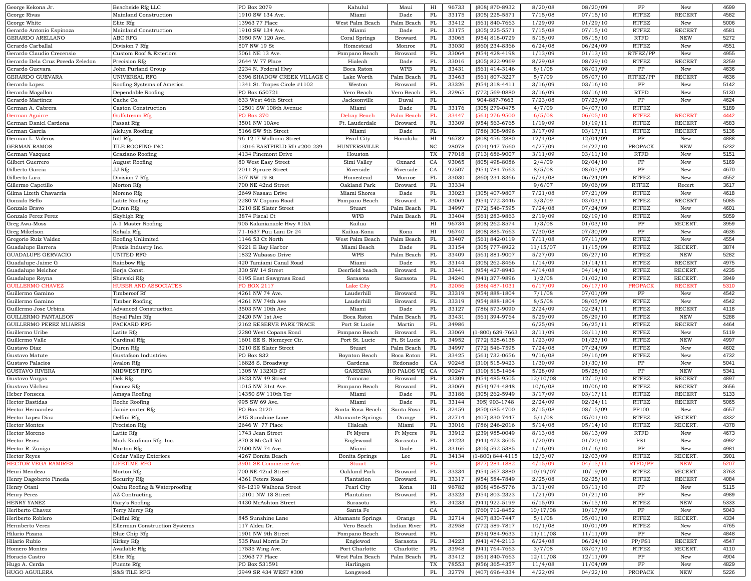| | | | | | | | | | | | | |
|---|---|---|---|---|---|---|---|---|---|---|---|---|
| George Kekona Jr. | Beachside Rfg LLC | PO Box 2079 | Kahulul | Maui | HI | 96733 | (808) 870-8932 | 8/20/08 | 08/20/09 | PP | New | 4699 |
| George Rivas | Mainland Construction | 1910 SW 134 Ave. | Miami | Dade | FL | 33175 | (305) 225-5571 | 7/15/08 | 07/15/10 | RTFEZ | RECERT | 4582 |
| George White | Elite Rfg | 13963 77 Place | West Palm Beach | Palm Beach | FL | 33412 | (561) 840-7663 | 1/29/09 | 01/29/10 | RTFEZ | New | 5006 |
| Gerardo Antonio Espinoza | Mainland Construction | 1910 SW 134 Ave. | Miami | Dade | FL | 33175 | (305) 225-5571 | 7/15/08 | 07/15/10 | RTFEZ | RECERT | 4581 |
| GERARDO ARELLANO | ABC RFG | 3950 NW 120 Ave. | Coral Springs | Broward | FL | 33065 | (954) 818-0729 | 5/15/09 | 05/15/10 | RTFD | NEW | 5272 |
| Gerardo Carballal | Division 7 Rfg | 507 NW 19 St | Homestead | Monroe | FL | 33030 | (860) 234-8366 | 6/24/08 | 06/24/09 | RTFEZ | New | 4551 |
| Gerardo Claudio Crecensio | Custom Roof & Exteriors | 5061 NE 13 Ave. | Pompano Beach | Broward | FL | 33064 | (954) 428-4198 | 1/13/09 | 01/13/10 | RTFEZ/PP | New | 4955 |
| Gerardo Dela Cruz Poveda Zeledon | Precision Rfg | 2644 W 77 Place | Hialeah | Dade | FL | 33016 | (305) 822-9969 | 8/29/08 | 08/29/10 | RTFEZ | RECERT | 3259 |
| Gerardo Guevara | John Purland Group | 2234 N. Federal Hwy | Boca Raton | WPB | FL | 33431 | (561) 414-3146 | 8/1/08 | 08/01/09 | PP | New | 4636 |
| GERARDO GUEVARA | UNIVERSAL RFG | 6396 SHADOW CREEK VILLAGE C | Lake Worth | Palm Beach | FL | 33463 | (561) 807-3227 | 5/7/09 | 05/07/10 | RTFEZ/PP | RECERT | 4636 |
| Gerardo Lopez | Roofing Systems of America | 1341 St. Tropez Circle #1102 | Weston | Broward | FL | 33326 | (954) 318-4411 | 3/16/09 | 03/16/10 | PP | New | 5142 |
| Gerardo Magallon | Dependable Roofing | PO Box 650721 | Vero Beach | Vero Beach | FL | 32965 | (772) 569-0880 | 3/16/09 | 03/16/10 | RTFD | New | 5130 |
| Gerardo Martinez | Cache Co. | 633 West 46th Street | Jacksonville | Duval | FL | | 904-887-7663 | 7/23/08 | 07/23/09 | PP | New | 4624 |
| German A. Cabrera | Caston Construction | 12501 SW 108th Avenue | Miami | Dade | FL | 33176 | (305) 279-0475 | 4/7/09 | 04/07/10 | RTFEZ | | 5189 |
| German Aguirre | Gulfstream Rfg | PO Box 370 | Delray Beach | Palm Beach | FL | 33447 | (561) 276-9500 | 6/5/08 | 06/05/10 | RTFEZ | RECERT | 4442 |
| German Daniel Cardona | Passat Rfg | 3501 NW 10Ave | Ft. Lauderdale | Broward | FL | 33309 | (954) 563-6765 | 1/19/09 | 01/19/11 | RTFEZ | RECERT | 4583 |
| German Garcia | Aleluya Roofing | 5166 SW 5th Street | Miami | Dade | FL | | (786) 308-9896 | 3/17/09 | 03/17/11 | RTFEZ | RECERT | 5136 |
| German L. Valeros | Intl Rfg. | 96-1217 Walhona Street | Pearl City | Honolulu | HI | 96782 | (808) 456-2880 | 12/4/08 | 12/04/09 | PP | New | 4888 |
| GERMAN RAMOS | TILE ROOFING INC. | 13016 EASTFIELD RD #200-239 | HUNTERSVILLE | | NC | 28078 | (704) 947-7660 | 4/27/09 | 04/27/10 | PROPACK | NEW | 5232 |
| German Vazquez | Graziano Roofing | 4134 Pinemont Drive | Houston | | TX | 77018 | (713) 686-9007 | 3/11/09 | 03/11/10 | RTFD | New | 5151 |
| Gilbert Guerrero | August Roofing | 80 West Easy Street | Simi Valley | Oxnard | CA | 93065 | (805) 498-8086 | 2/4/09 | 02/04/10 | PP | New | 5169 |
| Gilberto Garcia | JJ Rfg | 2011 Spruce Street | Riverside | Riverside | CA | 92507 | (951) 784-7663 | 8/5/08 | 08/05/09 | PP | New | 4670 |
| Gilberto Lara | Division 7 Rfg | 507 NW 19 St | Homestead | Monroe | FL | 33030 | (860) 234-8366 | 6/24/08 | 06/24/09 | RTFEZ | New | 4552 |
| Gillermo Capetillo | Morton Rfg | 700 NE 42nd Street | Oakland Park | Broward | FL | 33334 | | 9/6/07 | 09/06/09 | RTFEZ | Recert | 3617 |
| Gilma Lizeth Chavarria | Moreno Rfg | 2649 Nassau Drive | Miami Shores | Dade | FL | 33023 | (305) 407-9807 | 7/21/08 | 07/21/09 | RTFEZ | New | 4618 |
| Gonzalo Bello | Latite Roofing | 2280 W Copans Road | Pompano Beach | Broward | FL | 33069 | (954) 772-3446 | 3/3/09 | 03/03/11 | RTFEZ | RECERT | 5085 |
| Gonzalo Bravo | Duren Rfg | 3210 SE Slater Street | Stuart | Palm Beach | FL | 34997 | (772) 546-7595 | 7/24/08 | 07/24/09 | RTFEZ | New | 4601 |
| Gonzalo Perez Perez | Skyhigh Rfg | 3874 Fiscal Ct | WPB | Palm Beach | FL | 33404 | (561) 283-9863 | 2/19/09 | 02/19/10 | RTFEZ | New | 5059 |
| Greg Awa-Moss | A-1 Master Roofing | 905 Kalanianaole Hwy #15A | Kailua | | HI | 96734 | (808) 262-8574 | 1/3/08 | 01/03/10 | PP | RECERT. | 3959 |
| Greg Mikelson | Kohala Rfg | 71-1637 Puu Lani Dr 24 | Kailua-Kona | Kona | HI | 96740 | (808) 885-7663 | 7/30/08 | 07/30/09 | PP | New | 4636 |
| Gregorio Ruiz Valdez | Roofing Unlimited | 1146 53 Ct North | West Palm Beach | Palm Beach | FL | 33407 | (561) 842-0119 | 7/11/08 | 07/11/09 | RTFEZ | New | 4554 |
| Guadalupe Barrera | Praxis Industry Inc. | 9221 E Bay Harbor | Miami Beach | Dade | FL | 33154 | (305) 777-8922 | 11/15/07 | 11/15/09 | RTFEZ | RECERT. | 3874 |
| GUADALUPE GERVACIO | UNITED RFG | 1832 Wabasso Drive | WPB | Palm Beach | FL | 33409 | (561) 881-9007 | 5/27/09 | 05/27/10 | RTFEZ | NEW | 5282 |
| Guadalupe Jaime G | Rainbow Rfg | 420 Tamiami Canal Road | Miami | Dade | FL | 33144 | (305) 262-8466 | 1/14/09 | 01/14/11 | RTFEZ | RECERT | 4975 |
| Guadalupe Melchor | Borja Const. | 330 SW 14 Street | Deerfield beach | Broward | FL | 33441 | (954) 427-8943 | 4/14/08 | 04/14/10 | RTFEZ | RECERT. | 4235 |
| Guadalupe Reyna | Shewski Rfg | 6195 East Sawgrass Road | Sarasota | Sarasota | FL | 34240 | (941) 377-9896 | 1/2/08 | 01/02/10 | RTFEZ | RECERT. | 3949 |
| GUILLERMO CHAVEZ | HUBER AND ASSOCIATES | PO BOX 2117 | Lake City | | FL | 32056 | (386) 487-1031 | 6/17/09 | 06/17/10 | PROPACK | RECERT | 5310 |
| Guillermo Gamino | Timberoof Rf | 4261 NW 74 Ave. | Lauderhill | Broward | FL | 33319 | (954) 888-1804 | 7/1/08 | 07/01/09 | PP | New | 4542 |
| Guillermo Gamino | Timber Roofing | 4261 NW 74th Ave | Lauderhill | Broward | FL | 33319 | (954) 888-1804 | 8/5/08 | 08/05/09 | RTFEZ | New | 4542 |
| Guillermo Jose Urbina | Advanced Construction | 3503 NW 10th Ave | Miami | Dade | FL | 33127 | (786) 573-9090 | 2/24/09 | 02/24/11 | RTFEZ | RECERT | 4118 |
| GUILLERMO PANTALEON | Royal Palm Rfg | 2420 NW 1st Ave | Boca Raton | Palm Beach | FL | 33431 | (561) 394-9764 | 5/29/09 | 05/29/10 | RTFEZ | NEW | 5288 |
| GUILLERMO PEREZ MIJARES | PACKARD RFG | 2162 RESERVE PARK TRACE | Port St Lucie | Martin | FL | 34986 | | 6/25/09 | 06/25/11 | RTFEZ | RECERT | 4464 |
| Guillermo Uribe | Latite Rfg | 2280 West Copans Road | Pompano Beach | Broward | FL | 33069 | (1-800) 639-7663 | 3/11/09 | 03/11/10 | RTFEZ | New | 5119 |
| Guillermo Valle | Cardinal Rfg | 1601 SE S. Niemeyer Cir. | Port St. Lucie | Pt. St. Lucie | FL | 34952 | (772) 528-6138 | 1/23/09 | 01/23/10 | RTFEZ | NEW | 4997 |
| Gustavo Diaz | Duren Rfg | 3210 SE Slater Street | Stuart | Palm Beach | FL | 34997 | (772) 546-7595 | 7/24/08 | 07/24/09 | RTFEZ | New | 4602 |
| Gustavo Matute | Gustafson Industries | PO Box 832 | Boynton Beach | Boca Raton | FL | 33425 | (561) 732-0656 | 9/16/08 | 09/16/09 | RTFEZ | New | 4732 |
| Gustavo Palacios | Avalon Rfg | 16828 S. Broadway | Gardena | Redonado | CA | 90248 | (310) 515-9423 | 1/30/09 | 01/30/10 | PP | New | 5041 |
| GUSTAVO RIVERA | MIDWEST RFG | 1305 W 132ND ST | GARDENA | HO PALOS VE | CA | 90247 | (310) 515-1464 | 5/28/09 | 05/28/10 | PP | NEW | 5341 |
| Gustavo Vargas | Dek Rfg. | 3823 NW 49 Street | Tamarac | Broward | FL | 33309 | (954) 485-9505 | 12/10/08 | 12/10/10 | RTFEZ | RECERT | 4897 |
| Gustavo Vilchez | Gomez Rfg | 1015 NW 31st Ave. | Pompano Beach | Broward | FL | 33069 | (954) 974-4848 | 10/6/08 | 10/06/10 | RTFEZ | RECERT | 3656 |
| Heber Fonseca | Amaya Roofing | 14350 SW 110th Ter | Miami | Dade | FL | 33186 | (305) 262-5949 | 3/17/09 | 03/17/11 | RTFEZ | RECERT | 5133 |
| Hector Bastidas | Roche Roofing | 995 SW 69 Ave. | Miami | Dade | FL | 33144 | 305) 903-1748 | 2/24/09 | 02/24/11 | RTFEZ | RECERT | 5065 |
| Hector Hernandez | Jamie carter Rfg | PO Box 2120 | Santa Rosa Beach | Santa Rosa | FL | 32459 | (850) 685-4700 | 8/15/08 | 08/15/09 | PP100 | New | 4657 |
| Hector Lopez Diaz | Delfini Rfg | 845 Sunshine Lane | Altamante Springs | Orange | FL | 32714 | (407) 830-7447 | 5/1/08 | 05/01/10 | RTFEZ | RECERT. | 4332 |
| Hector Montes | Precision Rfg | 2646 W 77 Place | Hialeah | Miami | FL | 33016 | (786) 246-2016 | 5/14/08 | 05/14/10 | RTFEZ | RECERT. | 4378 |
| Hector Moreno | Latite Rfg | 1743 Jean Street | Ft Myers | Ft Myers | FL | 33912 | (239) 985-0049 | 8/13/08 | 08/13/09 | RTFD | New | 4673 |
| Hector Perez | Mark Kaufman Rfg. Inc. | 870 S McCall Rd | Englewood | Sarasota | FL | 34223 | (941) 473-3605 | 1/20/09 | 01/20/10 | PS1 | New | 4992 |
| Hector R. Zuniga | Murton Rfg | 7600 NW 74 Ave. | Miami | Dade | FL | 33166 | (305) 592-5385 | 1/16/09 | 01/16/10 | PP | New | 4981 |
| Hector Reyes | Cedar Valley Exteriors | 4267 Bonita Beach | Bonita Springs | Lee | FL | 34134 | (1-800) 844-4115 | 12/3/07 | 12/03/09 | RTFEZ | RECERT. | 3901 |
| HECTOR VEGA RAMIRES | LIFETIME RFG | 3901 SE Commerce Ave. | Stuart | | FL | | (877) 284-1882 | 4/15/09 | 04/15/11 | RTFD/PP | NEW | 5207 |
| Henri Mendeza | Morton Rfg | 700 NE 42nd Street | Oakland Park | Broward | FL | 33334 | (954) 567-3880 | 10/19/07 | 10/19/09 | RTFEZ | RECERT. | 3763 |
| Henry Dagoberto Pineda | Security Rfg | 4361 Peters Road | Plantation | Broward | FL | 33317 | (954) 584-7849 | 2/25/08 | 02/25/10 | RTFEZ | RECERT | 4084 |
| Henry Otani | Oahu Roofing & Waterproofing | 96-1219 Waihona Street | Pearl City | Kona | HI | 96782 | (808) 456-5776 | 3/11/09 | 03/11/10 | PP | New | 5115 |
| Henry Perez | AZ Contracting | 12101 NW 18 Street | Plantation | Broward | FL | 33323 | (954) 803-2323 | 1/21/09 | 01/21/10 | PP | New | 4989 |
| HENRY YANEZ | Gary's Roofing | 4430 McAshton Street | Sarasota | | FL | 34233 | (941) 922-5199 | 6/15/09 | 06/15/10 | RTFEZ | NEW | 5333 |
| Heriberto Chavez | Terry Mercy Rfg | | Santa Fe | | CA | | (760) 712-8452 | 10/17/08 | 10/17/09 | PP | New | 5043 |
| Heriberto Roblero | Delfini Rfg | 845 Sunshine Lane | Altamante Springs | Orange | FL | 32714 | (407) 830-7447 | 5/1/08 | 05/01/10 | RTFEZ | RECERT. | 4334 |
| Hermberto Verez | Ellerman Construction Systems | 117 Aldea Dr. | Vero Beach | Indian River | FL | 32958 | (772) 589-7817 | 10/1/08 | 10/01/09 | RTFEZ | New | 4765 |
| Hilario Pizana | Blue Chip Rfg | 1901 NW 9th Street | Pompano Beach | Broward | FL | | (954) 984-9633 | 11/11/08 | 11/11/09 | PP | New | 4848 |
| Hilario Rubio | Kirkey Rfg | 535 Paul Morris Dr | Englewd | Sarasota | FL | 34223 | (941) 474-2113 | 6/24/08 | 06/24/10 | PP/PS1 | RECERT | 4547 |
| Homero Montes | Available Rfg | 17535 Wing Ave. | Port Charlotte | Charlotte | FL | 33948 | (941) 764-7663 | 3/7/08 | 03/07/10 | RTFEZ | RECERT. | 4110 |
| Horacio Castro | Elite Rfg | 13963 77 Place | West Palm Beach | Palm Beach | FL | 33412 | (561) 840-7663 | 12/11/08 | 12/11/09 | PP | New | 4904 |
| Hugo A. Cerda | Puente Rfg | PO Box 531591 | Harlingen | | TX | 78553 | (956) 365-4357 | 11/4/08 | 11/04/09 | PP | New | 4829 |
| HUGO AGUILERA | S&S TILE RFG | 2949 SR 434 WEST #300 | Longwood | | FL | 32779 | (407) 696-4334 | 4/22/09 | 04/22/10 | PROPACK | NEW | 5226 |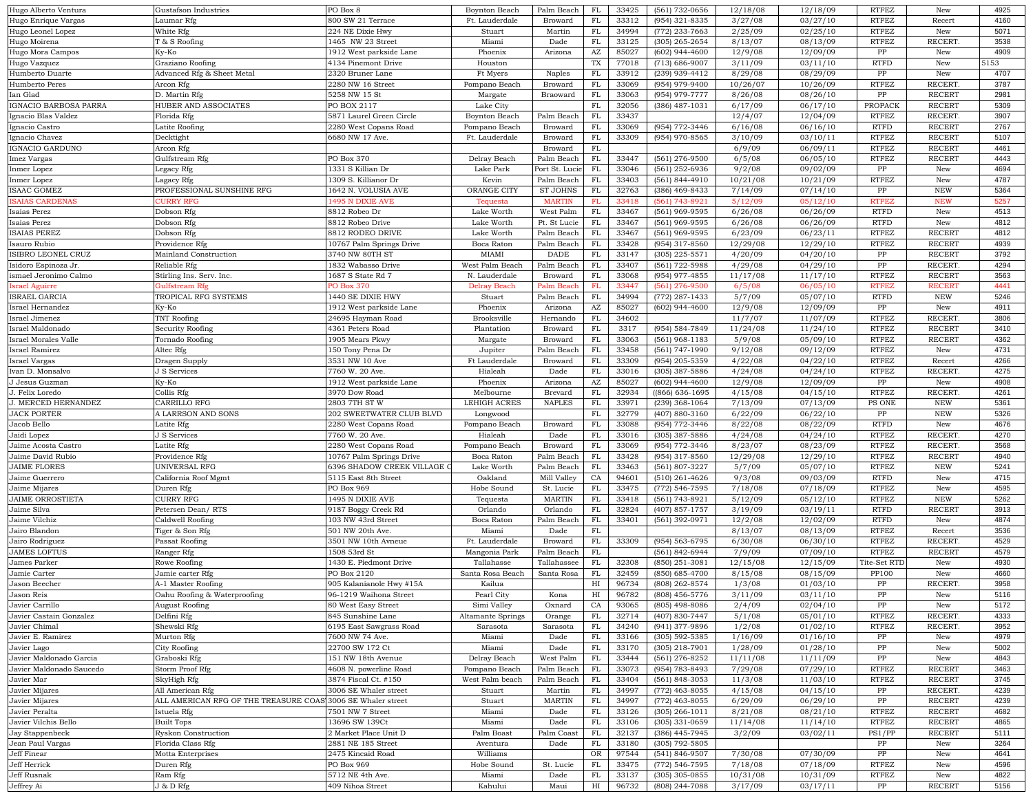| Hugo Alberto Ventura | Gustafson Industries | PO Box 8 | Boynton Beach | Palm Beach | FL | 33425 | (561) 732-0656 | 12/18/08 | 12/18/09 | RTFEZ | New | 4925 |
|---|---|---|---|---|---|---|---|---|---|---|---|---|
| Hugo Enrique Vargas | Laumar Rfg | 800 SW 21 Terrace | Ft. Lauderdale | Broward | FL | 33312 | (954) 321-8335 | 3/27/08 | 03/27/10 | RTFEZ | Recert | 4160 |
| Hugo Leonel Lopez | White Rfg | 224 NE Dixie Hwy | Stuart | Martin | FL | 34994 | (772) 233-7663 | 2/25/09 | 02/25/10 | RTFEZ | New | 5071 |
| Hugo Moirena | T & S Roofing | 1465 NW 23 Street | Miami | Dade | FL | 33125 | (305) 265-2654 | 8/13/07 | 08/13/09 | RTFEZ | RECERT. | 3538 |
| Hugo Mora Campos | Ky-Ko | 1912 West parkside Lane | Phoenix | Arizona | AZ | 85027 | (602) 944-4600 | 12/9/08 | 12/09/09 | PP | New | 4909 |
| Hugo Vazquez | Graziano Roofing | 4134 Pinemont Drive | Houston | | TX | 77018 | (713) 686-9007 | 3/11/09 | 03/11/10 | RTFD | New | 5153 |
| Humberto Duarte | Advanced Rfg & Sheet Metal | 2320 Bruner Lane | Ft Myers | Naples | FL | 33912 | (239) 939-4412 | 8/29/08 | 08/29/09 | PP | New | 4707 |
| Humberto Peres | Arcon Rfg | 2280 NW 16 Street | Pompano Beach | Broward | FL | 33069 | (954) 979-9400 | 10/26/07 | 10/26/09 | RTFEZ | RECERT. | 3787 |
| Ian Glad | D. Martin Rfg | 5258 NW 15 St | Margate | Braoward | FL | 33063 | (954) 979-7777 | 8/26/08 | 08/26/10 | PP | RECERT | 2981 |
| IGNACIO BARBOSA PARRA | HUBER AND ASSOCIATES | PO BOX 2117 | Lake City | | FL | 32056 | (386) 487-1031 | 6/17/09 | 06/17/10 | PROPACK | RECERT | 5309 |
| Ignacio Blas Valdez | Florida Rfg | 5871 Laurel Green Circle | Boynton Beach | Palm Beach | FL | 33437 | | 12/4/07 | 12/04/09 | RTFEZ | RECERT. | 3907 |
| Ignacio Castro | Latite Roofing | 2280 West Copans Road | Pompano Beach | Broward | FL | 33069 | (954) 772-3446 | 6/16/08 | 06/16/10 | RTFD | RECERT | 2767 |
| Ignacio Chavez | Decktight | 6680 NW 17 Ave. | Ft. Lauderdale | Broward | FL | 33309 | (954) 970-8565 | 3/10/09 | 03/10/11 | RTFEZ | RECERT | 5107 |
| IGNACIO GARDUNO | Arcon Rfg | | | Broward | FL | | | 6/9/09 | 06/09/11 | RTFEZ | RECERT | 4461 |
| Imez Vargas | Gulfstream Rfg | PO Box 370 | Delray Beach | Palm Beach | FL | 33447 | (561) 276-9500 | 6/5/08 | 06/05/10 | RTFEZ | RECERT | 4443 |
| Inmer Lopez | Legacy Rfg | 1331 S Killian Dr | Lake Park | Port St. Lucie | FL | 33046 | (561) 252-6936 | 9/2/08 | 09/02/09 | PP | New | 4694 |
| Inmer Lopez | Lagacy Rfg | 1309 S. Killianor Dr | Kevin | Palm Beach | FL | 33403 | (561) 844-4910 | 10/21/08 | 10/21/09 | RTFEZ | New | 4787 |
| ISAAC GOMEZ | PROFESSIONAL SUNSHINE RFG | 1642 N. VOLUSIA AVE | ORANGE CITY | ST JOHNS | FL | 32763 | (386) 469-8433 | 7/14/09 | 07/14/10 | PP | NEW | 5364 |
| ISAIAS CARDENAS | CURRY RFG | 1495 N DIXIE AVE | Tequesta | MARTIN | FL | 33418 | (561) 743-8921 | 5/12/09 | 05/12/10 | RTFEZ | NEW | 5257 |
| Isaias Perez | Dobson Rfg | 8812 Robeo Dr | Lake Worth | West Palm | FL | 33467 | (561) 969-9595 | 6/26/08 | 06/26/09 | RTFD | New | 4513 |
| Isaias Perez | Dobson Rfg | 8812 Robeo Drive | Lake Worth | Pt. St Lucie | FL | 33467 | (561) 969-9595 | 6/26/08 | 06/26/09 | RTFD | New | 4812 |
| ISAIAS PEREZ | Dobson Rfg | 8812 RODEO DRIVE | Lake Worth | Palm Beach | FL | 33467 | (561) 969-9595 | 6/23/09 | 06/23/11 | RTFEZ | RECERT | 4812 |
| Isauro Rubio | Providence Rfg | 10767 Palm Springs Drive | Boca Raton | Palm Beach | FL | 33428 | (954) 317-8560 | 12/29/08 | 12/29/10 | RTFEZ | RECERT | 4939 |
| ISIBRO LEONEL CRUZ | Mainland Construction | 3740 NW 80TH ST | MIAMI | DADE | FL | 33147 | (305) 225-5571 | 4/20/09 | 04/20/10 | PP | RECERT | 3792 |
| Isidoro Espinoza Jr. | Reliable Rfg | 1832 Wabasso Drive | West Palm Beach | Palm Beach | FL | 33407 | (561) 722-5988 | 4/29/08 | 04/29/10 | PP | RECERT. | 4294 |
| ismael Jeronimo Calmo | Stirling Ins. Serv. Inc. | 1687 S State Rd 7 | N. Lauderdale | Broward | FL | 33068 | (954) 977-4855 | 11/17/08 | 11/17/10 | RTFEZ | RECERT | 3563 |
| Israel Aguirre | Gulfstream Rfg | PO Box 370 | Delray Beach | Palm Beach | FL | 33447 | (561) 276-9500 | 6/5/08 | 06/05/10 | RTFEZ | RECERT | 4441 |
| ISRAEL GARCIA | TROPICAL RFG SYSTEMS | 1440 SE DIXIE HWY | Stuart | Palm Beach | FL | 34994 | (772) 287-1433 | 5/7/09 | 05/07/10 | RTFD | NEW | 5246 |
| Israel Hernandez | Ky-Ko | 1912 West parkside Lane | Phoenix | Arizona | AZ | 85027 | (602) 944-4600 | 12/9/08 | 12/09/09 | PP | New | 4911 |
| Israel Jimenez | TNT Roofing | 24695 Hayman Road | Brooksville | Hernando | FL | 34602 | | 11/7/07 | 11/07/09 | RTFEZ | RECERT. | 3806 |
| Israel Maldonado | Security Roofing | 4361 Peters Road | Plantation | Broward | FL | 3317 | (954) 584-7849 | 11/24/08 | 11/24/10 | RTFEZ | RECERT | 3410 |
| Israel Morales Valle | Tornado Roofing | 1905 Mears Pkwy | Margate | Broward | FL | 33063 | (561) 968-1183 | 5/9/08 | 05/09/10 | RTFEZ | RECERT | 4362 |
| Israel Ramirez | Altec Rfg | 150 Tony Pena Dr | Jupiter | Palm Beach | FL | 33458 | (561) 747-1990 | 9/12/08 | 09/12/09 | RTFEZ | New | 4731 |
| Israel Vargas | Dragen Supply | 3531 NW 10 Ave | Ft Lauderdale | Broward | FL | 33309 | (954) 205-5359 | 4/22/08 | 04/22/10 | RTFEZ | Recert | 4266 |
| Ivan D. Monsalvo | J S Services | 7760 W. 20 Ave. | Hialeah | Dade | FL | 33016 | (305) 387-5886 | 4/24/08 | 04/24/10 | RTFEZ | RECERT. | 4275 |
| J Jesus Guzman | Ky-Ko | 1912 West parkside Lane | Phoenix | Arizona | AZ | 85027 | (602) 944-4600 | 12/9/08 | 12/09/09 | PP | New | 4908 |
| J. Felix Loredo | Collis Rfg | 3970 Dow Road | Melbourne | Brevard | FL | 32934 | ((866) 636-1695 | 4/15/08 | 04/15/10 | RTFEZ | RECERT. | 4261 |
| J. MERCED HERNANDEZ | CARRILLO RFG | 2803 7TH ST W | LEHIGH ACRES | NAPLES | FL | 33971 | (239) 368-1064 | 7/13/09 | 07/13/09 | PS ONE | NEW | 5361 |
| JACK PORTER | A LARRSON AND SONS | 202 SWEETWATER CLUB BLVD | Longwood | | FL | 32779 | (407) 880-3160 | 6/22/09 | 06/22/10 | PP | NEW | 5326 |
| Jacob Bello | Latite Rfg | 2280 West Copans Road | Pompano Beach | Broward | FL | 33088 | (954) 772-3446 | 8/22/08 | 08/22/09 | RTFD | New | 4676 |
| Jaidi Lopez | J S Services | 7760 W. 20 Ave. | Hialeah | Dade | FL | 33016 | (305) 387-5886 | 4/24/08 | 04/24/10 | RTFEZ | RECERT. | 4270 |
| Jaime Acosta Castro | Latite Rfg | 2280 West Copans Road | Pompano Beach | Broward | FL | 33069 | (954) 772-3446 | 8/23/07 | 08/23/09 | RTFEZ | RECERT. | 3568 |
| Jaime David Rubio | Providence Rfg | 10767 Palm Springs Drive | Boca Raton | Palm Beach | FL | 33428 | (954) 317-8560 | 12/29/08 | 12/29/10 | RTFEZ | RECERT | 4940 |
| JAIME FLORES | UNIVERSAL RFG | 6396 SHADOW CREEK VILLAGE C | Lake Worth | Palm Beach | FL | 33463 | (561) 807-3227 | 5/7/09 | 05/07/10 | RTFEZ | NEW | 5241 |
| Jaime Guerrero | California Roof Mgmt | 5115 East 8th Street | Oakland | Mill Valley | CA | 94601 | (510) 261-4626 | 9/3/08 | 09/03/09 | RTFD | New | 4715 |
| Jaime Mijares | Duren Rfg | PO Box 969 | Hobe Sound | St. Lucie | FL | 33475 | (772) 546-7595 | 7/18/08 | 07/18/09 | RTFEZ | New | 4595 |
| JAIME ORROSTIETA | CURRY RFG | 1495 N DIXIE AVE | Tequesta | MARTIN | FL | 33418 | (561) 743-8921 | 5/12/09 | 05/12/10 | RTFEZ | NEW | 5262 |
| Jaime Silva | Petersen Dean/ RTS | 9187 Boggy Creek Rd | Orlando | Orlando | FL | 32824 | (407) 857-1757 | 3/19/09 | 03/19/11 | RTFD | RECERT | 3913 |
| Jaime Vilchiz | Caldwell Roofing | 103 NW 43rd Street | Boca Raton | Palm Beach | FL | 33401 | (561) 392-0971 | 12/2/08 | 12/02/09 | RTFD | New | 4874 |
| Jairo Blandon | Tiger & Son Rfg | 501 NW 20th Ave. | Miami | Dade | FL | | | 8/13/07 | 08/13/09 | RTFEZ | Recert | 3536 |
| Jairo Rodriguez | Passat Roofing | 3501 NW 10th Avneue | Ft. Lauderdale | Broward | FL | 33309 | (954) 563-6795 | 6/30/08 | 06/30/10 | RTFEZ | RECERT. | 4529 |
| JAMES LOFTUS | Ranger Rfg | 1508 53rd St | Mangonia Park | Palm Beach | FL | | (561) 842-6944 | 7/9/09 | 07/09/10 | RTFEZ | RECERT | 4579 |
| James Parker | Rowe Roofing | 1430 E. Piedmont Drive | Tallahasse | Tallahassee | FL | 32308 | (850) 251-3081 | 12/15/08 | 12/15/09 | Tite-Set RTD | New | 4930 |
| Jamie Carter | Jamie carter Rfg | PO Box 2120 | Santa Rosa Beach | Santa Rosa | FL | 32459 | (850) 685-4700 | 8/15/08 | 08/15/09 | PP100 | New | 4660 |
| Jason Beecher | A-1 Master Roofing | 905 Kalanianole Hwy #15A | Kailua | | HI | 96734 | (808) 262-8574 | 1/3/08 | 01/03/10 | PP | RECERT. | 3958 |
| Jason Reis | Oahu Roofing & Waterproofing | 96-1219 Waihona Street | Pearl City | Kona | HI | 96782 | (808) 456-5776 | 3/11/09 | 03/11/10 | PP | New | 5116 |
| Javier Carrillo | August Roofing | 80 West Easy Street | Simi Valley | Oxnard | CA | 93065 | (805) 498-8086 | 2/4/09 | 02/04/10 | PP | New | 5172 |
| Javier Castain Gonzalez | Delfini Rfg | 845 Sunshine Lane | Altamante Springs | Orange | FL | 32714 | (407) 830-7447 | 5/1/08 | 05/01/10 | RTFEZ | RECERT. | 4333 |
| Javier Chimal | Shewski Rfg | 6195 East Sawgrass Road | Sarasota | Sarasota | FL | 34240 | (941) 377-9896 | 1/2/08 | 01/02/10 | RTFEZ | RECERT. | 3952 |
| Javier E. Ramirez | Murton Rfg | 7600 NW 74 Ave. | Miami | Dade | FL | 33166 | (305) 592-5385 | 1/16/09 | 01/16/10 | PP | New | 4979 |
| Javier Lago | City Roofing | 22700 SW 172 Ct | Miami | Dade | FL | 33170 | (305) 218-7901 | 1/28/09 | 01/28/10 | PP | New | 5002 |
| Javier Maldonado Garcia | Graboski Rfg | 151 NW 18th Avenue | Delray Beach | West Palm | FL | 33444 | (561) 276-8252 | 11/11/08 | 11/11/09 | PP | New | 4843 |
| Javier Maldonado Saucedo | Storm Proof Rfg | 4608 N. powerline Road | Pompano Beach | Palm Beach | FL | 33073 | (954) 783-8493 | 7/29/08 | 07/29/10 | RTFEZ | RECERT | 3463 |
| Javier Mar | SkyHigh Rfg | 3874 Fiscal Ct. #150 | West Palm beach | Palm Beach | FL | 33404 | (561) 848-3053 | 11/3/08 | 11/03/10 | RTFEZ | RECERT | 3745 |
| Javier Mijares | All American Rfg | 3006 SE Whaler street | Stuart | Martin | FL | 34997 | (772) 463-8055 | 4/15/08 | 04/15/10 | PP | RECERT. | 4239 |
| Javier Mijares | ALL AMERICAN RFG OF THE TREASURE COAS | 3006 SE Whaler street | Stuart | MARTIN | FL | 34997 | (772) 463-8055 | 6/29/09 | 06/29/10 | PP | RECERT | 4239 |
| Javier Peralta | Istuela Rfg | 7501 NW 7 Street | Miami | Dade | FL | 33126 | (305) 266-1011 | 8/21/08 | 08/21/10 | RTFEZ | RECERT | 4682 |
| Javier Vilchis Bello | Built Tops | 13696 SW 139Ct | Miami | Dade | FL | 33106 | (305) 331-0659 | 11/14/08 | 11/14/10 | RTFEZ | RECERT | 4865 |
| Jay Stappenbeck | Ryskon Construction | 2 Market Place Unit D | Palm Boast | Palm Coast | FL | 32137 | (386) 445-7945 | 3/2/09 | 03/02/11 | PS1/PP | RECERT | 5111 |
| Jean Paul Vargas | Florida Class Rfg | 2881 NE 185 Street | Aventura | Dade | FL | 33180 | (305) 792-5805 | | | PP | New | 3264 |
| Jeff Finear | Motta Enterprises | 2475 Kincaid Road | Williams | | OR | 97544 | (541) 846-9507 | 7/30/08 | 07/30/09 | PP | New | 4641 |
| Jeff Herrick | Duren Rfg | PO Box 969 | Hobe Sound | St. Lucie | FL | 33475 | (772) 546-7595 | 7/18/08 | 07/18/09 | RTFEZ | New | 4596 |
| Jeff Rusnak | Ram Rfg | 5712 NE 4th Ave. | Miami | Dade | FL | 33137 | (305) 305-0855 | 10/31/08 | 10/31/09 | RTFEZ | New | 4822 |
| Jeffrey Ai | J & D Rfg | 409 Nihoa Street | Kahului | Maui | HI | 96732 | (808) 244-7088 | 3/17/09 | 03/17/11 | PP | RECERT | 5156 |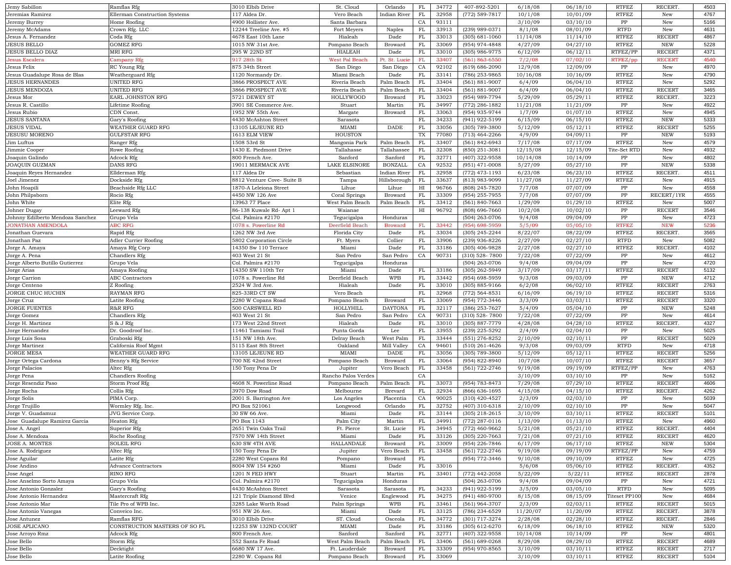| | | | | | | | | | | | | |
|---|---|---|---|---|---|---|---|---|---|---|---|---|
| Jemy Sabillon | Ramflas Rfg | 3010 Elbib Drive | St. Cloud | Orlando | FL | 34772 | 407-892-5201 | 6/18/08 | 06/18/10 | RTFEZ | RECERT. | 4503 |
| Jeremias Ramirez | Ellerman Construction Systems | 117 Aldea Dr. | Vero Beach | Indian River | FL | 32958 | (772) 589-7817 | 10/1/08 | 10/01/09 | RTFEZ | New | 4767 |
| Jeremy Burrey | Home Roofing | 4900 Hollister Ave. | Santa Barbara | | CA | 93111 | | 3/10/09 | 03/10/10 | PP | New | 5166 |
| Jeremy McAdams | Crown Rfg. LLC | 12244 Treeline Ave. #5 | Fort Meyers | Naples | FL | 33913 | (239) 989-0371 | 8/1/08 | 08/01/09 | RTFD | New | 4631 |
| Jesus A. Fernandez | Coda Rfg | 4678 East 10th Lane | Hialeah | Dade | FL | 33013 | (305) 681-1060 | 11/14/08 | 11/14/10 | RTFEZ | RECERT | 4867 |
| JESUS BELLO | GOMEZ RFG | 1015 NW 31st Ave. | Pompano Beach | Broward | FL | 33069 | (954) 974-4848 | 4/27/09 | 04/27/10 | RTFEZ | NEW | 5228 |
| JESUS BELLO DIAZ | MRI RFG | 295 W 22ND ST | HIALEAH | Dade | FL | 33010 | (305) 986-9775 | 6/12/09 | 06/12/11 | RTFEZ/PP | RECERT | 4371 |
| Jesus Escalera | Campany Rfg | 917 28th St | West Pal Beach | Pt. St. Lucie | FL | 33407 | (561) 863-6550 | 7/2/08 | 07/02/10 | RTFEZ/pp | RECERT | 4540 |
| Jesus Felix | RC Young Rfg | 875 34th Street | San Diego | San Diego | CA | 92102 | (619) 686-2090 | 12/9/08 | 12/09/09 | PP | New | 4970 |
| Jesus Guadalupe Rosa de Blas | Weatherguard Rfg | 1120 Normandy Dr. | Miami Beach | Dade | FL | 33141 | (786) 253-9865 | 10/16/08 | 10/16/09 | RTFEZ | New | 4790 |
| JESUS HERNANDES | UNITED RFG | 3866 PROSPECT AVE | Riveria Beach | Palm Beach | FL | 33404 | (561) 881-9007 | 6/4/09 | 06/04/10 | RTFEZ | New | 5292 |
| JESUS MENDOZA | UNITED RFG | 3866 PROSPECT AVE | Riveria Beach | Palm Beach | FL | 33404 | (561) 881-9007 | 6/4/09 | 06/04/10 | RTFEZ | RECERT | 3465 |
| Jesus Mor | EARL JOHNSTON RFG | 5721 DEWEY ST | HOLLYWOOD | Broward | FL | 33023 | (954) 989-7794 | 5/29/09 | 05/29/11 | RTFEZ | RECERT. | 3223 |
| Jesus R. Castillo | Lifetime Roofing | 3901 SE Commerce Ave. | Stuart | Martin | FL | 34997 | (772) 286-1882 | 11/21/08 | 11/21/09 | PP | New | 4922 |
| Jesus Rubio | CDN Const. | 1952 NW 55th Ave. | Margate | Broward | FL | 33063 | (954) 935-9744 | 1/7/09 | 01/07/10 | RTFEZ | New | 4945 |
| JESUS SANTANA | Gary's Roofing | 4430 McAshton Street | Sarasota | | FL | 34233 | (941) 922-5199 | 6/15/09 | 06/15/10 | RTFEZ | NEW | 5333 |
| JESUS VIDAL | WEATHER GUARD RFG | 13105 LEJEUNE RD | MIAMI | DADE | FL | 33056 | (305) 789-3800 | 5/12/09 | 05/12/11 | RTFEZ | RECERT | 5255 |
| JESUSU MORENO | GULFSTAR RFG | 1613 ELM VIEW | HOUSTON | | TX | 77080 | (713) 464-2266 | 4/9/09 | 04/09/11 | PP | NEW | 5193 |
| Jim Luftus | Ranger Rfg | 1508 53rd St | Mangonia Park | Palm Beach | FL | 33407 | (561) 842-6943 | 7/17/08 | 07/17/09 | RTFEZ | New | 4579 |
| Jimmie Cooper | Rowe Roofing | 1430 E. Piedmont Drive | Tallahasse | Tallahassee | FL | 32308 | (850) 251-3081 | 12/15/08 | 12/15/09 | Tite-Set RTD | New | 4932 |
| Joaquin Galindo | Adcock Rfg | 800 French Ave. | Sanford | Sanford | FL | 32771 | (407) 322-9558 | 10/14/08 | 10/14/09 | PP | New | 4802 |
| JOAQUIN GUZMAN | DANS RFG | 19011 MERMACK AVE | LAKE ELSINORE | BONZALL | CA | 92532 | (951) 471-0008 | 5/27/09 | 05/27/10 | PP | NEW | 5338 |
| Joaquin Reyes Hernandez | Ellderman Rfg | 117 Aldea Dr | Sebastian | Indian River | FL | 32958 | (772) 473-1193 | 6/23/08 | 06/23/10 | RTFEZ | RECERT. | 4511 |
| Joel Jimenez | Dockside Rfg | 8812 Venture Cove- Suite B | Tampa | Hillsborough | FL | 33637 | (813) 983-9099 | 11/27/08 | 11/27/09 | RTFEZ | New | 4915 |
| John Hoapili | Beachside Rfg LLC | 1870-A Leleiona Street | Lihue | Lihue | HI | 96766 | (808) 245-7820 | 7/7/08 | 07/07/09 | PP | New | 4558 |
| John Philpsborn | Rocio Rfg | 4450 NW 126 Ave | Coral Springs | Broward | FL | 33309 | (954) 255-7955 | 7/7/08 | 07/07/09 | PP | RECERT/1YR | 4555 |
| John White | Elite Rfg | 13963 77 Place | West Palm Beach | Palm Beach | FL | 33412 | (561) 840-7663 | 1/29/09 | 01/29/10 | RTFEZ | New | 5007 |
| Johner Dugay | Leeward Rfg | 86-138 Kuwale Rd- Apt 1 | Waianae | | HI | 96792 | (808) 696-7560 | 10/2/08 | 10/02/10 | PP | RECERT | 3546 |
| Johnny Edilberto Mendoza Sanchez | Grupo Vela | Col. Palmira #2170 | Tegucigalpa | Honduras | | | (504) 263-0706 | 9/4/08 | 09/04/09 | PP | New | 4723 |
| JONATHAN AMENDOLA | ABC RFG | 1078 s. Powerline Rd | Deerfield Beach | Broward | FL | 33442 | (954) 698-5959 | 5/5/09 | 05/05/10 | RTFEZ | NEW | 5236 |
| Jonathan Guevara | Rapid Rfg | 1262 NW 3rd Ave | Florida City | Dade | FL | 33034 | (305) 245-2244 | 8/22/07 | 08/22/09 | RTFEZ | RECERT. | 3565 |
| Jonathan Paz | Adler Currier Roofing | 5802 Corporation Circle | Ft. Myers | Collier | FL | 33906 | (239) 936-8226 | 2/27/09 | 02/27/10 | RTFD | New | 5082 |
| Jorge A. Amaya | Amaya Rfg Corp | 14350 Sw 110 Terrace | Miami | Dade | FL | 33186 | (305) 406-9828 | 2/27/08 | 02/27/10 | RTFEZ | RECERT. | 4102 |
| Jorge A. Pena | Chandlers Rfg | 403 West 21 St | San Pedro | San Pedro | CA | 90731 | (310) 528- 7800 | 7/22/08 | 07/22/09 | PP | New | 4612 |
| Jorge Alberto Butillo Gutierrez | Grupo Vela | Col. Palmira #2170 | Tegucigalpa | Honduras | | | (504) 263-0706 | 9/4/08 | 09/04/09 | PP | New | 4720 |
| Jorge Arias | Amaya Roofing | 14350 SW 110th Ter | Miami | Dade | FL | 33186 | (305) 262-5949 | 3/17/09 | 03/17/11 | RTFEZ | RECERT | 5132 |
| Jorge Carrion | ABC Contractors | 1078 s. Powerline Rd | Deerfield Beach | WPB | FL | 33442 | (954) 698-5959 | 9/3/08 | 09/03/09 | PP | NEW | 4712 |
| Jorge Centeno | Z Roofing | 2524 W 3rd Ave. | Hialeah | Dade | FL | 33010 | (305) 885-9166 | 6/2/08 | 06/02/10 | RTFEZ | RECERT | 2763 |
| JORGE CHUC HUCHIN | RAYMAN RFG | 825-33RD CT SW | Vero Beach | | FL | 32968 | (772) 564-8531 | 6/16/09 | 06/19/10 | RTFEZ | RECERT | 5316 |
| Jorge Cruz | Latite Roofing | 2280 W Copans Road | Pompano Beach | Broward | FL | 33069 | (954) 772-3446 | 3/3/09 | 03/03/11 | RTFEZ | RECERT | 3320 |
| JORGE FUENTES | R&R RFG | 500 CARSWELL RD | HOLLYHILL | DAYTONA | FL | 32117 | (386) 253-7627 | 5/4/09 | 05/04/10 | PP | NEW | 5248 |
| Jorge Gomez | Chandlers Rfg | 403 West 21 St | San Pedro | San Pedro | CA | 90731 | (310) 528- 7800 | 7/22/08 | 07/22/09 | PP | New | 4614 |
| Jorge H. Martinez | S & J Rfg | 173 West 22nd Street | Hialeah | Dade | FL | 33010 | (305) 887-7779 | 4/28/08 | 04/28/10 | RTFEZ | RECERT. | 4327 |
| Jorge Hernandez | Dr. Goodroof Inc. | 11461 Tamiami Trail | Punta Gorda | Lee | FL | 33955 | (239) 225-5292 | 2/4/09 | 02/04/10 | PP | New | 5025 |
| Jorge Luis Sosa | Graboski Rfg | 151 NW 18th Ave. | Delray Beach | West Palm | FL | 33444 | (551) 276-8252 | 2/10/09 | 02/10/11 | PP | RECERT | 5029 |
| Jorge Martinez | California Roof Mgmt | 5115 East 8th Street | Oakland | Mill Valley | CA | 94601 | (510) 261-4626 | 9/3/08 | 09/03/09 | RTFD | New | 4718 |
| JORGE MESA | WEATHER GUARD RFG | 13105 LEJEUNE RD | MIAMI | DADE | FL | 33056 | (305) 789-3800 | 5/12/09 | 05/12/11 | RTFEZ | RECERT | 5256 |
| Jorge Ortega Cardona | Benny's Rfg Service | 700 NE 42nd Street | Pompano Beach | Broward | FL | 33064 | (954) 822-8940 | 10/7/08 | 10/07/10 | RTFEZ | RECERT | 3657 |
| Jorge Palacios | Altec Rfg | 150 Tony Pena Dr | Jupiter | Vero Beach | FL | 33458 | (561) 722-2746 | 9/19/08 | 09/19/09 | RTFEZ/PP | New | 4763 |
| Jorge Pena | Chandlers Roofing | | Rancho Palos Verdes | | CA | | | 3/10/09 | 03/10/10 | PP | New | 5162 |
| Jorge Resendiz Paso | Storm Proof Rfg | 4608 N. Powerline Road | Pompano Beach | Palm Beach | FL | 33073 | (954) 783-8473 | 7/29/08 | 07/29/10 | RTFEZ | RECERT | 4606 |
| Jorge Rocha | Collis Rfg | 3970 Dow Road | Melbourne | Brevard | FL | 32934 | (866) 636-1695 | 4/15/08 | 04/15/10 | RTFEZ | RECERT. | 4262 |
| Jorge Solis | PIMA Corp. | 2001 S. Barrington Ave | Los Angeles | Placentia | CA | 90025 | (310) 420-4527 | 2/3/09 | 02/03/10 | PP | New | 5039 |
| Jorge Trujillo | Wormley Rfg. Inc. | PO Box 521061 | Longwood | Orlando | FL | 32752 | (407) 310-6318 | 2/10/09 | 02/10/10 | PP | New | 5047 |
| Jorge V. Guadamuz | JVG Service Corp. | 30 SW 66 Ave. | Miami | Dade | FL | 33144 | (305) 218-2615 | 3/10/09 | 03/10/11 | RTFEZ | RECERT | 5101 |
| Jose  Guadalupe Ramirez Garcia | Heaton Rfg | PO Box 1143 | Palm City | Martin | FL | 34991 | (772) 287-0116 | 1/13/09 | 01/13/10 | RTFEZ | New | 4960 |
| Jose A. Angel | Superior Rfg | 2651 Twin Oaks Trail | Ft. Pierce | St. Lucie | FL | 34945 | (772) 460-9662 | 5/21/08 | 05/21/10 | RTFEZ | RECERT. | 4404 |
| Jose A. Mendoza | Roche Roofing | 7570 NW 14th Street | Miami | Dade | FL | 33126 | (305) 220-7663 | 7/21/08 | 07/21/10 | RTFEZ | RECERT | 4620 |
| JOSE A. MONTES | SOLEIL RFG | 630 SW 4TH AVE | HALLANDALE | Broward | FL | 33009 | (954) 226-7846 | 6/17/09 | 06/17/10 | RTFEZ | NEW | 5304 |
| Jose A. Rodriguez | Altec Rfg | 150 Tony Pena Dr | Jupiter | Vero Beach | FL | 33458 | (561) 722-2746 | 9/19/08 | 09/19/09 | RTFEZ/PP | New | 4759 |
| Jose Aguilar | Latite Rfg | 2280 West Copans Rd | Pompano | Broward | FL | | (954) 772-3446 | 9/10/08 | 09/10/09 | RTFEZ | New | 4725 |
| Jose Andino | Advance Contractors | 8004 NW 154 #260 | Miami | Dade | FL | 33016 | | 5/6/08 | 05/06/10 | RTFEZ | RECERT. | 4352 |
| Jose Angel | RINO RFG | 1201 N FED HWY | Stuart | Martin | FL | 33401 | (772) 442-2058 | 5/22/09 | 5/22/11 | RTFEZ | RECERT | 2878 |
| Jose Anselmo Sorto Amaya | Grupo Vela | Col. Palmira #2170 | Tegucigalpa | Honduras | | | (504) 263-0706 | 9/4/08 | 09/04/09 | PP | New | 4721 |
| Jose Antonio Gonzalez | Gary's Roofing | 4430 McAshton Street | Sarasota | Sarasota | FL | 34233 | (941) 922-5199 | 3/5/09 | 03/05/10 | RTFD | New | 5095 |
| Jose Antonio Hernandez | Mastercraft Rfg | 121 Triple Diamond Blvd | Venice | Englewood | FL | 34275 | (941) 480-9700 | 8/15/08 | 08/15/09 | Titeset PP100 | New | 4684 |
| Jose Antonio Mar | Tile Pro of WPB Inc. | 3285 Lake Worth Road | Palm Springs | WPB | FL | 33461 | (561) 964-3707 | 2/3/09 | 02/03/11 | RTFEZ | RECERT | 5015 |
| Jose Antonio Vanegas | Conveico Inc. | 951 NW 26 Ave. | Miami | Dade | FL | 33125 | (786) 234-6529 | 11/20/07 | 11/20/09 | RTFEZ | RECERT. | 3878 |
| Jose Antunez | Ramflas RFG | 3010 Elbib Drive | ST. Cloud | Osceola | FL | 34772 | (301) 717-3274 | 2/28/08 | 02/28/10 | RTFEZ | RECERT. | 2846 |
| JOSE APLICANO | CONSTRUCTION MASTERS OF SO FL | 12253 SW 132ND COURT | MIAMI | Dade | FL | 33186 | (305) 612-6270 | 6/18/09 | 06/18/10 | RTFEZ | NEW | 5320 |
| Jose Arroyo Rmz | Adcock Rfg | 800 French Ave. | Sanford | Sanford | FL | 32771 | (407) 322-9558 | 10/14/08 | 10/14/09 | PP | New | 4801 |
| Jose Bello | Storm Rfg | 552 Santa Fe Road | West Palm Beach | Palm Beach | FL | 33406 | (561) 689-0268 | 8/29/08 | 08/29/10 | RTFEZ | RECERT | 4689 |
| Jose Bello | Decktight | 6680 NW 17 Ave. | Ft. Lauderdale | Broward | FL | 33309 | (954) 970-8565 | 3/10/09 | 03/10/11 | RTFEZ | RECERT | 2717 |
| Jose Bello | Latite Roofing | 2280 W. Copans Rd | Pompano Beach | Broward | FL | 33069 | | 3/10/09 | 03/10/11 | RTFEZ | RECERT | 5104 |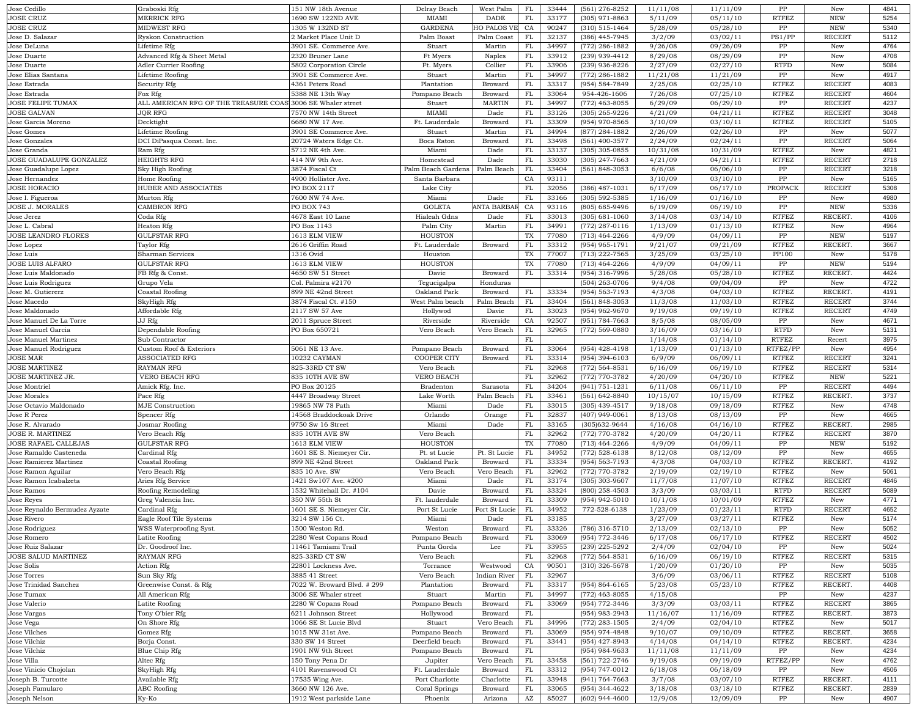| | | | | | | | | | | | | |
|---|---|---|---|---|---|---|---|---|---|---|---|---|
| Jose Cedillo | Graboski Rfg | 151 NW 18th Avenue | Delray Beach | West Palm | FL | 33444 | (561) 276-8252 | 11/11/08 | 11/11/09 | PP | New | 4841 |
| JOSE CRUZ | MERRICK RFG | 1690 SW 122ND AVE | MIAMI | DADE | FL | 33177 | (305) 971-8863 | 5/11/09 | 05/11/10 | RTFEZ | NEW | 5254 |
| JOSE CRUZ | MIDWEST RFG | 1305 W 132ND ST | GARDENA | HO PALOS VE | CA | 90247 | (310) 515-1464 | 5/28/09 | 05/28/10 | PP | NEW | 5340 |
| Jose D. Salazar | Ryskon Construction | 2 Market Place Unit D | Palm Boast | Palm Coast | FL | 32137 | (386) 445-7945 | 3/2/09 | 03/02/11 | PS1/PP | RECERT | 5112 |
| Jose DeLuna | Lifetime Rfg | 3901 SE. Commerce Ave. | Stuart | Martin | FL | 34997 | (772) 286-1882 | 9/26/08 | 09/26/09 | PP | New | 4764 |
| Jose Duarte | Advanced Rfg & Sheet Metal | 2320 Bruner Lane | Ft Myers | Naples | FL | 33912 | (239) 939-4412 | 8/29/08 | 08/29/09 | PP | New | 4708 |
| Jose Duarte | Adler Currier Roofing | 5802 Corporation Circle | Ft. Myers | Collier | FL | 33906 | (239) 936-8226 | 2/27/09 | 02/27/10 | RTFD | New | 5084 |
| Jose Elias Santana | Lifetime Roofing | 3901 SE Commerce Ave. | Stuart | Martin | FL | 34997 | (772) 286-1882 | 11/21/08 | 11/21/09 | PP | New | 4917 |
| Jose Estrada | Security Rfg | 4361 Peters Road | Plantation | Broward | FL | 33317 | (954) 584-7849 | 2/25/08 | 02/25/10 | RTFEZ | RECERT | 4083 |
| Jose Estrada | Fox Rfg | 5388 NE 13th Way | Pompano Beach | Broward | FL | 33064 | 954-426-1606 | 7/26/08 | 07/25/10 | RTFEZ | RECERT | 4604 |
| JOSE FELIPE TUMAX | ALL AMERICAN RFG OF THE TREASURE COAST | 3006 SE Whaler street | Stuart | MARTIN | FL | 34997 | (772) 463-8055 | 6/29/09 | 06/29/10 | PP | RECERT | 4237 |
| JOSE GALVAN | JQR RFG | 7570 NW 14th Street | MIAMI | Dade | FL | 33126 | (305) 265-9226 | 4/21/09 | 04/21/11 | RTFEZ | RECERT | 3048 |
| Jose Garcia Moreno | Decktight | 6680 NW 17 Ave. | Ft. Lauderdale | Broward | FL | 33309 | (954) 970-8565 | 3/10/09 | 03/10/11 | RTFEZ | RECERT | 5105 |
| Jose Gomes | Lifetime Roofing | 3901 SE Commerce Ave. | Stuart | Martin | FL | 34994 | (877) 284-1882 | 2/26/09 | 02/26/10 | PP | New | 5077 |
| Jose Gonzales | DCI DiPasqua Const. Inc. | 20724 Waters Edge Ct. | Boca Raton | Broward | FL | 33498 | (561) 400-3577 | 2/24/09 | 02/24/11 | PP | RECERT | 5064 |
| Jose Granda | Ram Rfg | 5712 NE 4th Ave. | Miami | Dade | FL | 33137 | (305) 305-0855 | 10/31/08 | 10/31/09 | RTFEZ | New | 4821 |
| JOSE GUADALUPE GONZALEZ | HEIGHTS RFG | 414 NW 9th Ave. | Homestead | Dade | FL | 33030 | (305) 247-7663 | 4/21/09 | 04/21/11 | RTFEZ | RECERT | 2718 |
| Jose Guadalupe Lopez | Sky High Roofing | 3874 Fiscal Ct | Palm Beach Gardens | Palm Beach | FL | 33404 | (561) 848-3053 | 6/6/08 | 06/06/10 | PP | RECERT | 3218 |
| Jose Hernandez | Home Roofing | 4900 Hollister Ave. | Santa Barbara | | CA | 93111 | | 3/10/09 | 03/10/10 | PP | New | 5165 |
| JOSE HORACIO | HUBER AND ASSOCIATES | PO BOX 2117 | Lake City | | FL | 32056 | (386) 487-1031 | 6/17/09 | 06/17/10 | PROPACK | RECERT | 5308 |
| Jose I. Figueroa | Murton Rfg | 7600 NW 74 Ave. | Miami | Dade | FL | 33166 | (305) 592-5385 | 1/16/09 | 01/16/10 | PP | New | 4980 |
| JOSE J. MORALES | CAMBRON RFG | PO BOX 743 | GOLETA | ANTA BARBAR | CA | 93116 | (805) 685-9496 | 6/19/09 | 06/19/10 | PP | NEW | 5336 |
| Jose Jerez | Coda Rfg | 4678 East 10 Lane | Hialeah Gdns | Dade | FL | 33013 | (305) 681-1060 | 3/14/08 | 03/14/10 | RTFEZ | RECERT. | 4106 |
| Jose L. Cabral | Heaton Rfg | PO Box 1143 | Palm City | Martin | FL | 34991 | (772) 287-0116 | 1/13/09 | 01/13/10 | RTFEZ | New | 4964 |
| JOSE LEANDRO FLORES | GULFSTAR RFG | 1613 ELM VIEW | HOUSTON | | TX | 77080 | (713) 464-2266 | 4/9/09 | 04/09/11 | PP | NEW | 5197 |
| Jose Lopez | Taylor Rfg | 2616 Griffin Road | Ft. Lauderdale | Broward | FL | 33312 | (954) 965-1791 | 9/21/07 | 09/21/09 | RTFEZ | RECERT. | 3667 |
| Jose Luis | Sharman Services | 1316 Ovid | Houston | | TX | 77007 | (713) 222-7565 | 3/25/09 | 03/25/10 | PP100 | New | 5178 |
| JOSE LUIS ALFARO | GULFSTAR RFG | 1613 ELM VIEW | HOUSTON | | TX | 77080 | (713) 464-2266 | 4/9/09 | 04/09/11 | PP | NEW | 5194 |
| Jose Luis Maldonado | FB Rfg & Const. | 4650 SW 51 Street | Davie | Broward | FL | 33314 | (954) 316-7996 | 5/28/08 | 05/28/10 | RTFEZ | RECERT. | 4424 |
| Jose Luis Rodriguez | Grupo Vela | Col. Palmira #2170 | Tegucigalpa | Honduras | | | (504) 263-0706 | 9/4/08 | 09/04/09 | PP | New | 4722 |
| Jose M. Gutiererz | Coastal Roofing | 899 NE 42nd Street | Oakland Park | Broward | FL | 33334 | (954) 563-7193 | 4/3/08 | 04/03/10 | RTFEZ | RECERT. | 4191 |
| Jose Macedo | SkyHigh Rfg | 3874 Fiscal Ct. #150 | West Palm beach | Palm Beach | FL | 33404 | (561) 848-3053 | 11/3/08 | 11/03/10 | RTFEZ | RECERT | 3744 |
| Jose Maldonado | Affordable Rfg | 2117 SW 57 Ave | Hollywod | Broward | FL | 33023 | (954) 962-9670 | 9/19/08 | 09/19/10 | RTFEZ | RECERT | 4749 |
| Jose Manuel De La Torre | JJ Rfg | 2011 Spruce Street | Riverside | Riverside | CA | 92507 | (951) 784-7663 | 8/5/08 | 08/05/09 | PP | New | 4671 |
| Jose Manuel Garcia | Dependable Roofing | PO Box 650721 | Vero Beach | Vero Beach | FL | 32965 | (772) 569-0880 | 3/16/09 | 03/16/10 | RTFD | New | 5131 |
| Jose Manuel Martinez | Sub Contractor | | | | FL | | | 1/14/08 | 01/14/10 | RTFEZ | Recert | 3975 |
| Jose Manuel Rodriguez | Custom Roof & Exteriors | 5061 NE 13 Ave. | Pompano Beach | Broward | FL | 33064 | (954) 428-4198 | 1/13/09 | 01/13/10 | RTFEZ/PP | New | 4954 |
| JOSE MAR | ASSOCIATED RFG | 10232 CAYMAN | COOPER CITY | Broward | FL | 33314 | (954) 394-6103 | 6/9/09 | 06/09/11 | RTFEZ | RECERT | 3241 |
| JOSE MARTINEZ | RAYMAN RFG | 825-33RD CT SW | Vero Beach | | FL | 32968 | (772) 564-8531 | 6/16/09 | 06/19/10 | RTFEZ | RECERT | 5314 |
| JOSE MARTINEZ JR. | VERO BEACH RFG | 835 10TH AVE SW | VERO BEACH | | FL | 32962 | (772) 770-3782 | 4/20/09 | 04/20/10 | RTFEZ | NEW | 5221 |
| Jose Montriel | Amick Rfg. Inc. | PO Box 20125 | Bradenton | Sarasota | FL | 34204 | (941) 751-1231 | 6/11/08 | 06/11/10 | PP | RECERT | 4494 |
| Jose Morales | Pace Rfg | 4447 Broadway Street | Lake Worth | Palm Beach | FL | 33461 | (561) 642-8840 | 10/15/07 | 10/15/09 | RTFEZ | RECERT. | 3737 |
| Jose Octavio Maldonado | MJE Construction | 19865 NW 78 Path | Miami | Dade | FL | 33015 | (305) 439-4517 | 9/18/08 | 09/18/09 | RTFEZ | New | 4748 |
| Jose R Perez | Spencer Rfg | 14568 Braddockoak Drive | Orlando | Orange | FL | 32837 | (407) 949-0061 | 8/13/08 | 08/13/09 | PP | New | 4665 |
| Jose R. Alvarado | Josmar Roofing | 9750 Sw 16 Street | Miami | Dade | FL | 33165 | (305)632-9644 | 4/16/08 | 04/16/10 | RTFEZ | RECERT. | 2985 |
| JOSE R. MARTINEZ | Vero Beach Rfg | 835 10TH AVE SW | Vero Beach | | FL | 32962 | (772) 770-3782 | 4/20/09 | 04/20/11 | RTFEZ | RECERT | 3870 |
| JOSE RAFAEL CALLEJAS | GULFSTAR RFG | 1613 ELM VIEW | HOUSTON | | TX | 77080 | (713) 464-2266 | 4/9/09 | 04/09/11 | PP | NEW | 5192 |
| Jose Ramaldo Casteneda | Cardinal Rfg | 1601 SE S. Niemeyer Cir. | Pt. st Lucie | Pt. St Lucie | FL | 34952 | (772) 528-6138 | 8/12/08 | 08/12/09 | PP | New | 4655 |
| Jose Ramierez Martinez | Coastal Roofing | 899 NE 42nd Street | Oakland Park | Broward | FL | 33334 | (954) 563-7193 | 4/3/08 | 04/03/10 | RTFEZ | RECERT. | 4192 |
| Jose Ramon Aguilar | Vero Beach Rfg | 835 10 Ave. SW | Vero Beach | Vero Beach | FL | 32962 | (772) 770-3782 | 2/19/09 | 02/19/10 | RTFEZ | New | 5061 |
| Jose Ramon Icabalzeta | Aries Rfg Service | 1421 Sw107 Ave. #200 | Miami | Dade | FL | 33174 | (305) 303-9607 | 11/7/08 | 11/07/10 | RTFEZ | RECERT | 4846 |
| Jose Ramos | Roofing Remodeling | 1532 Whitehall Dr. #104 | Davie | Broward | FL | 33324 | (800) 258-4503 | 3/3/09 | 03/03/11 | RTFD | RECERT | 5089 |
| Jose Reyes | Greg Valencia Inc. | 350 NW 55th St | Ft. lauderdale | Broward | FL | 33309 | (954) 942-5010 | 10/1/08 | 10/01/09 | RTFEZ | New | 4771 |
| Jose Reynaldo Bermudez Ayzate | Cardinal Rfg | 1601 SE S. Niemeyer Cir. | Port St Lucie | Port St Lucie | FL | 34952 | 772-528-6138 | 1/23/09 | 01/23/11 | RTFD | RECERT | 4652 |
| Jose Rivero | Eagle Roof Tile Systems | 3214 SW 156 Ct. | Miami | Dade | FL | 33185 | | 3/27/09 | 03/27/11 | RTFEZ | New | 5174 |
| Jose Rodriguez | WSS Waterproofing Syst. | 1500 Weston Rd. | Weston | Broward | FL | 33326 | (786) 316-5710 | 2/13/09 | 02/13/10 | PP | New | 5052 |
| Jose Romero | Latite Roofing | 2280 West Copans Road | Pompano Beach | Broward | FL | 33069 | (954) 772-3446 | 6/17/08 | 06/17/10 | RTFEZ | RECERT | 4502 |
| Jose Ruiz Salazar | Dr. Goodroof Inc. | 11461 Tamiami Trail | Punta Gorda | Lee | FL | 33955 | (239) 225-5292 | 2/4/09 | 02/04/10 | PP | New | 5024 |
| JOSE SALUD MARTINEZ | RAYMAN RFG | 825-33RD CT SW | Vero Beach | | FL | 32968 | (772) 564-8531 | 6/16/09 | 06/19/10 | RTFEZ | RECERT | 5315 |
| Jose Solis | Action Rfg | 22801 Lockness Ave. | Torrance | Westwood | CA | 90501 | (310) 326-5678 | 1/20/09 | 01/20/10 | PP | New | 5035 |
| Jose Torres | Sun Sky Rfg | 3885 41 Street | Vero Beach | Indian River | FL | 32967 | | 3/6/09 | 03/06/11 | RTFEZ | RECERT | 5108 |
| Jose Trinidad Sanchez | Greenwise Const. & Rfg | 7022 W. Broward Blvd. # 299 | Plantation | Broward | FL | 33317 | (954) 864-6165 | 5/23/08 | 05/23/10 | RTFEZ | RECERT. | 4408 |
| Jose Tumax | All American Rfg | 3006 SE Whaler street | Stuart | Martin | FL | 34997 | (772) 463-8055 | 4/15/08 | | PP | New | 4237 |
| Jose Valerio | Latite Roofing | 2280 W Copans Road | Pompano Beach | Broward | FL | 33069 | (954) 772-3446 | 3/3/09 | 03/03/11 | RTFEZ | RECERT | 3865 |
| Jose Vargas | Tony O'bier Rfg | 6211 Johnson Street | Hollywood | Broward | FL | | (954) 983-2943 | 11/16/07 | 11/16/09 | RTFEZ | RECERT. | 3873 |
| Jose Vega | On Shore Rfg | 1066 SE St Lucie Blvd | Stuart | Vero Beach | FL | 34996 | (772) 283-1505 | 2/4/09 | 02/04/10 | RTFEZ | New | 5017 |
| Jose Vilches | Gomez Rfg | 1015 NW 31st Ave. | Pompano Beach | Broward | FL | 33069 | (954) 974-4848 | 9/10/07 | 09/10/09 | RTFEZ | RECERT. | 3658 |
| Jose Vilchiz | Borja Const. | 330 SW 14 Street | Deerfield beach | Broward | FL | 33441 | (954) 427-8943 | 4/14/08 | 04/14/10 | RTFEZ | RECERT. | 4234 |
| Jose Vilchiz | Blue Chip Rfg | 1901 NW 9th Street | Pompano Beach | Broward | FL | | (954) 984-9633 | 11/11/08 | 11/11/09 | PP | New | 4234 |
| Jose Villa | Altec Rfg | 150 Tony Pena Dr | Jupiter | Vero Beach | FL | 33458 | (561) 722-2746 | 9/19/08 | 09/19/09 | RTFEZ/PP | New | 4762 |
| Jose Vinicio Chojolan | SkyHigh Rfg | 4101 Ravenswood Ct | Ft. Lauderdale | Broward | FL | 33312 | (954) 747-0012 | 6/18/08 | 06/18/09 | PP | New | 4506 |
| Joseph B. Turcotte | Available Rfg | 17535 Wing Ave. | Port Charlotte | Charlotte | FL | 33948 | (941) 764-7663 | 3/7/08 | 03/07/10 | RTFEZ | RECERT. | 4111 |
| Joseph Famularo | ABC Roofing | 3660 NW 126 Ave. | Coral Springs | Broward | FL | 33065 | (954) 344-4622 | 3/18/08 | 03/18/10 | RTFEZ | RECERT. | 2839 |
| Joseph Nelson | Ky-Ko | 1912 West parkside Lane | Phoenix | Arizona | AZ | 85027 | (602) 944-4600 | 12/9/08 | 12/09/09 | PP | New | 4907 |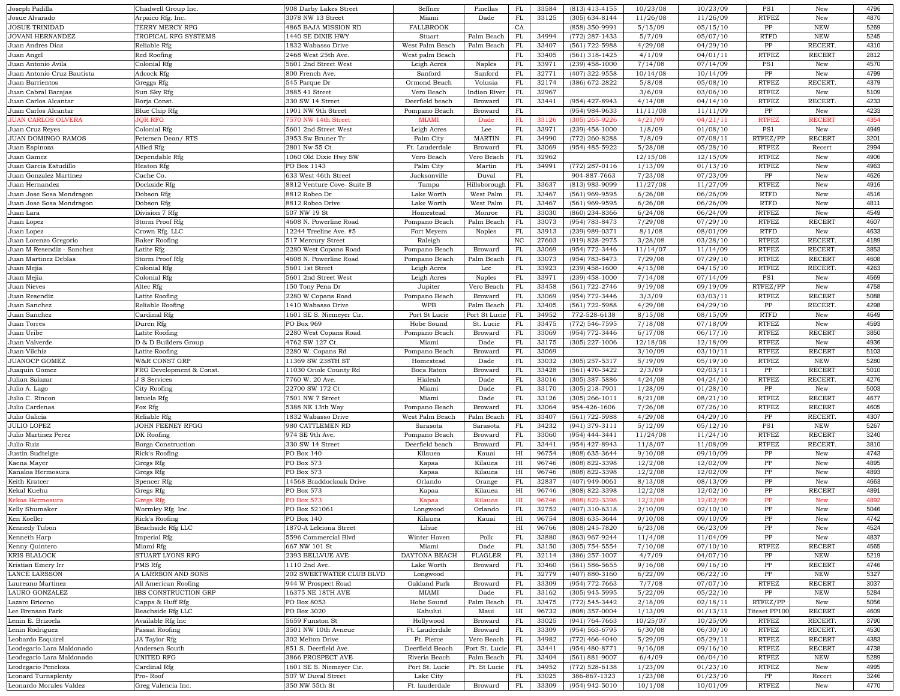| | | | | | | | | | | | | |
|---|---|---|---|---|---|---|---|---|---|---|---|---|
| Joseph Padilla | Chadwell Group Inc. | 908 Darby Lakes Street | Seffner | Pinellas | FL | 33584 | (813) 413-4155 | 10/23/08 | 10/23/09 | PS1 | New | 4796 |
| Josue Alvarado | Arpaico Rfg. Inc. | 3078 NW 13 Street | Miami | Dade | FL | 33125 | (305) 634-8144 | 11/26/08 | 11/26/09 | RTFEZ | New | 4870 |
| JOSUE TRINIDAD | TERRY MERCY RFG | 4865 BAJA MISSION RD | FALLBROOK | | CA | | (858) 350-9991 | 5/15/09 | 05/15/10 | PP | NEW | 5269 |
| JOVANI HERNANDEZ | TROPICAL RFG SYSTEMS | 1440 SE DIXIE HWY | Stuart | Palm Beach | FL | 34994 | (772) 287-1433 | 5/7/09 | 05/07/10 | RTFD | NEW | 5245 |
| Juan Andres Diaz | Reliable Rfg | 1832 Wabasso Drive | West Palm Beach | Palm Beach | FL | 33407 | (561) 722-5988 | 4/29/08 | 04/29/10 | PP | RECERT. | 4310 |
| Juan Angel | Red Roofing | 2468 West 25th Ave. | West palm Beach | | FL | 33405 | (561) 318-1425 | 4/1/09 | 04/01/11 | RTFEZ | RECERT | 2812 |
| Juan Antonio Avila | Colonial Rfg | 5601 2nd Street West | Leigh Acres | Naples | FL | 33971 | (239) 458-1000 | 7/14/08 | 07/14/09 | PS1 | New | 4570 |
| Juan Antonio Cruz Bautista | Adcock Rfg | 800 French Ave. | Sanford | Sanford | FL | 32771 | (407) 322-9558 | 10/14/08 | 10/14/09 | PP | New | 4799 |
| Juan Barrientos | Greggs Rfg | 545 Parque Dr | Ormond Beach | Volusia | FL | 32174 | (386) 672-2822 | 5/8/08 | 05/08/10 | RTFEZ | RECERT. | 4379 |
| Juan Cabral Barajas | Sun Sky Rfg | 3885 41 Street | Vero Beach | Indian River | FL | 32967 | | 3/6/09 | 03/06/10 | RTFEZ | New | 5109 |
| Juan Carlos Alcantar | Borja Const. | 330 SW 14 Street | Deerfield beach | Broward | FL | 33441 | (954) 427-8943 | 4/14/08 | 04/14/10 | RTFEZ | RECERT. | 4233 |
| Juan Carlos Alcantar | Blue Chip Rfg | 1901 NW 9th Street | Pompano Beach | Broward | FL | | (954) 984-9633 | 11/11/08 | 11/11/09 | PP | New | 4233 |
| JUAN CARLOS OLVERA | JQR RFG | 7570 NW 14th Street | MIAMI | Dade | FL | 33126 | (305) 265-9226 | 4/21/09 | 04/21/11 | RTFEZ | RECERT | 4354 |
| Juan Cruz Reyes | Colonial Rfg | 5601 2nd Street West | Leigh Acres | Lee | FL | 33971 | (239) 458-1000 | 1/8/09 | 01/08/10 | PS1 | New | 4949 |
| JUAN DOMINGO RAMOS | Petersen Dean/ RTS | 3953 Sw Bruner Tr | Palm City | MARTIN | FL | 34990 | (772) 260-8288 | 7/8/09 | 07/08/11 | RTFEZ/PP | RECERT | 3201 |
| Juan Espinoza | Allied Rfg | 2801 Nw 55 Ct | Ft. Lauderdale | Broward | FL | 33069 | (954) 485-5922 | 5/28/08 | 05/28/10 | RTFEZ | Recert | 2994 |
| Juan Gamez | Dependable Rfg | 1060 Old Dixie Hwy SW | Vero Beach | Vero Beach | FL | 32962 | | 12/15/08 | 12/15/09 | RTFEZ | New | 4906 |
| Juan Garcia Estudillo | Heaton Rfg | PO Box 1143 | Palm City | Martin | FL | 34991 | (772) 287-0116 | 1/13/09 | 01/13/10 | RTFEZ | New | 4963 |
| Juan Gonzalez Martinez | Cache Co. | 633 West 46th Street | Jacksonville | Duval | FL | | 904-887-7663 | 7/23/08 | 07/23/09 | PP | New | 4626 |
| Juan Hernandez | Dockside Rfg | 8812 Venture Cove- Suite B | Tampa | Hillsborough | FL | 33637 | (813) 983-9099 | 11/27/08 | 11/27/09 | RTFEZ | New | 4916 |
| Juan Jose Sosa Mondragon | Dobson Rfg | 8812 Robeo Dr | Lake Worth | West Palm | FL | 33467 | (561) 969-9595 | 6/26/08 | 06/26/09 | RTFD | New | 4516 |
| Juan Jose Sosa Mondragon | Dobson Rfg | 8812 Robeo Drive | Lake Worth | West Palm | FL | 33467 | (561) 969-9595 | 6/26/08 | 06/26/09 | RTFD | New | 4811 |
| Juan Lara | Division 7 Rfg | 507 NW 19 St | Homestead | Monroe | FL | 33030 | (860) 234-8366 | 6/24/08 | 06/24/09 | RTFEZ | New | 4549 |
| Juan Lopez | Storm Proof Rfg | 4608 N. Powerline Road | Pompano Beach | Palm Beach | FL | 33073 | (954) 783-8473 | 7/29/08 | 07/29/10 | RTFEZ | RECERT | 4607 |
| Juan Lopez | Crown Rfg. LLC | 12244 Treeline Ave. #5 | Fort Meyers | Naples | FL | 33913 | (239) 989-0371 | 8/1/08 | 08/01/09 | RTFD | New | 4633 |
| Juan Lorenzo Gregorio | Baker Roofing | 517 Mercury Street | Raleigh | | NC | 27603 | (919) 828-2975 | 3/28/08 | 03/28/10 | RTFEZ | RECERT. | 4189 |
| Juan M Resendiz - Sanchez | Latite Rfg | 2280 West Copans Road | Pompano Beach | Broward | FL | 33069 | (954) 772-3446 | 11/14/07 | 11/14/09 | RTFEZ | RECERT. | 3853 |
| Juan Martinez Deblas | Storm Proof Rfg | 4608 N. Powerline Road | Pompano Beach | Palm Beach | FL | 33073 | (954) 783-8473 | 7/29/08 | 07/29/10 | RTFEZ | RECERT | 4608 |
| Juan Mejia | Colonial Rfg | 5601 1st Street | Leigh Acres | Lee | FL | 33923 | (239) 458-1600 | 4/15/08 | 04/15/10 | RTFEZ | RECERT. | 4263 |
| Juan Mejia | Colonial Rfg | 5601 2nd Street West | Leigh Acres | Naples | FL | 33971 | (239) 458-1000 | 7/14/08 | 07/14/09 | PS1 | New | 4569 |
| Juan Nieves | Altec Rfg | 150 Tony Pena Dr | Jupiter | Vero Beach | FL | 33458 | (561) 722-2746 | 9/19/08 | 09/19/09 | RTFEZ/PP | New | 4758 |
| Juan Resendiz | Latite Roofing | 2280 W Copans Road | Pompano Beach | Broward | FL | 33069 | (954) 772-3446 | 3/3/09 | 03/03/11 | RTFEZ | RECERT | 5088 |
| Juan Sanchez | Reliable Roofing | 1410 Wabasso Drive | WPB | Palm Beach | FL | 33405 | (561) 722-5988 | 4/29/08 | 04/29/10 | PP | RECERT. | 4298 |
| Juan Sanchez | Cardinal Rfg | 1601 SE S. Niemeyer Cir. | Port St Lucie | Port St Lucie | FL | 34952 | 772-528-6138 | 8/15/08 | 08/15/09 | RTFD | New | 4649 |
| Juan Torres | Duren Rfg | PO Box 969 | Hobe Sound | St. Lucie | FL | 33475 | (772) 546-7595 | 7/18/08 | 07/18/09 | RTFEZ | New | 4593 |
| Juan Uribe | Latite Roofing | 2280 West Copans Road | Pompano Beach | Broward | FL | 33069 | (954) 772-3446 | 6/17/08 | 06/17/10 | RTFEZ | RECERT | 3850 |
| Juan Valverde | D & D Builders Group | 4762 SW 127 Ct. | Miami | Dade | FL | 33175 | (305) 227-1006 | 12/18/08 | 12/18/09 | RTFEZ | New | 4936 |
| Juan Vilchiz | Latite Roofing | 2280 W. Copans Rd | Pompano Beach | Broward | FL | 33069 | | 3/10/09 | 03/10/11 | RTFEZ | RECERT | 5103 |
| JUANOCP GOMEZ | W&R CONST GRP | 11369 SW 238TH ST | Homestead | Dade | FL | 33032 | (305) 257-5317 | 5/19/09 | 05/19/10 | RTFEZ | NEW | 5280 |
| Juaquin Gomez | FRG Development & Const. | 11030 Oriole County Rd | Boca Raton | Broward | FL | 33428 | (561) 470-3422 | 2/3/09 | 02/03/11 | PP | RECERT | 5010 |
| Julian Salazar | J S Services | 7760 W. 20 Ave. | Hialeah | Dade | FL | 33016 | (305) 387-5886 | 4/24/08 | 04/24/10 | RTFEZ | RECERT. | 4276 |
| Julio A. Lago | City Roofing | 22700 SW 172 Ct | Miami | Dade | FL | 33170 | (305) 218-7901 | 1/28/09 | 01/28/10 | PP | New | 5003 |
| Julio C. Rincon | Istuela Rfg | 7501 NW 7 Street | Miami | Dade | FL | 33126 | (305) 266-1011 | 8/21/08 | 08/21/10 | RTFEZ | RECERT | 4677 |
| Julio Cardenas | Fox Rfg | 5388 NE 13th Way | Pompano Beach | Broward | FL | 33064 | 954-426-1606 | 7/26/08 | 07/26/10 | RTFEZ | RECERT | 4605 |
| Julio Galicia | Reliable Rfg | 1832 Wabasso Drive | West Palm Beach | Palm Beach | FL | 33407 | (561) 722-5988 | 4/29/08 | 04/29/10 | PP | RECERT. | 4307 |
| JULIO LOPEZ | JOHN FEENEY RFGG | 980 CATTLEMEN RD | Sarasota | Sarasota | FL | 34232 | (941) 379-3111 | 5/12/09 | 05/12/10 | PS1 | NEW | 5267 |
| Julio Martinez Perez | DK Roofing | 974 SE 9th Ave. | Pompano Beach | Broward | FL | 33060 | (954) 444-3441 | 11/24/08 | 11/24/10 | RTFEZ | RECERT | 3240 |
| Julio Ruiz | Borga Construction | 330 SW 14 Street | Deerfield beach | Broward | FL | 33441 | (954) 427-8943 | 11/8/07 | 11/08/09 | RTFEZ | RECERT. | 3810 |
| Justin Sudtelgte | Rick's Roofing | PO Box 140 | Kilauea | Kauai | HI | 96754 | (808) 635-3644 | 9/10/08 | 09/10/09 | PP | New | 4743 |
| Kaena Mayer | Gregs Rfg | PO Box 573 | Kapaa | Kilauea | HI | 96746 | (808) 822-3398 | 12/2/08 | 12/02/09 | PP | New | 4895 |
| Kanaloa Hermosura | Gregs Rfg | PO Box 573 | Kapaa | Kilauea | HI | 96746 | (808) 822-3398 | 12/2/08 | 12/02/09 | PP | New | 4893 |
| Keith Kratcer | Spencer Rfg | 14568 Braddockoak Drive | Orlando | Orange | FL | 32837 | (407) 949-0061 | 8/13/08 | 08/13/09 | PP | New | 4663 |
| Kekal Kuehu | Gregs Rfg | PO Box 573 | Kapaa | Kilauea | HI | 96746 | (808) 822-3398 | 12/2/08 | 12/02/10 | PP | RECERT | 4891 |
| Kekoa Hermosura | Gregs Rfg | PO Box 573 | Kapaa | Kilauea | HI | 96746 | (808) 822-3398 | 12/2/08 | 12/02/09 | PP | New | 4892 |
| Kelly Shumaker | Wormley Rfg. Inc. | PO Box 521061 | Longwood | Orlando | FL | 32752 | (407) 310-6318 | 2/10/09 | 02/10/10 | PP | New | 5046 |
| Ken Koeller | Rick's Roofing | PO Box 140 | Kilauea | Kauai | HI | 96754 | (808) 635-3644 | 9/10/08 | 09/10/09 | PP | New | 4742 |
| Kennedy Tubon | Beachside Rfg LLC | 1870-A Leleiona Street | Lihue | | HI | 96766 | (808) 245-7820 | 6/23/08 | 06/23/09 | PP | New | 4524 |
| Kenneth Harp | Imperial Rfg | 5596 Commercial Blvd | Winter Haven | Polk | FL | 33880 | (863) 967-9244 | 11/4/08 | 11/04/09 | PP | New | 4837 |
| Kenny Quintero | Miami Rfg | 667 NW 101 St | Miami | Dade | FL | 33150 | (305) 754-5554 | 7/10/08 | 07/10/10 | RTFEZ | RECERT | 4565 |
| KRIS BLALOCK | STUART LYONS RFG | 2393 BELLVUE AVE | DAYTONA BEACH | FLAGLER | FL | 32114 | (386) 257-1007 | 4/7/09 | 04/07/10 | PP | NEW | 5219 |
| Kristian Emery Irr | PMS Rfg | 1110 2nd Ave. | Lake Worth | Palm Beach | FL | 33460 | (561) 586-5655 | 9/16/08 | 09/16/10 | PP | RECERT | 4746 |
| LANCE LARSSON | A LARRSON AND SONS | 202 SWEETWATER CLUB BLVD | Longwood | | FL | 32779 | (407) 880-3160 | 6/22/09 | 06/22/10 | PP | NEW | 5327 |
| Laureano Martinez | All American Roofing | 944 W Prospect Road | Oakland Park | Broward | FL | 33309 | (954) 772-7663 | 7/7/08 | 07/07/10 | RTFEZ | RECERT | 3037 |
| LAURO GONZALEZ | IBS CONSTRUCTION GRP | 16375 NE 18TH AVE | MIAMI | Dade | FL | 33162 | (305) 945-5995 | 5/22/09 | 05/22/10 | PP | NEW | 5284 |
| Lazaro Briceno | Capps & Huff Rfg | PO Box 8053 | Hobe Sound | Palm Beach | FL | 33475 | (772) 545-3442 | 2/18/09 | 02/18/11 | RTFEZ/PP | New | 5056 |
| Lee Brensan Park | Beachside Rfg LLC | PO Box 3020 | Kahului | Maui | HI | 96732 | (808) 357-0004 | 1/13/09 | 01/13/11 | Titeset PP100 | RECERT | 4609 |
| Lenin E. Brizoela | Available Rfg Inc | 5659 Funston St | Hollywood | Broward | FL | 33025 | (941) 764-7663 | 10/25/07 | 10/25/09 | RTFEZ | RECERT. | 3790 |
| Lenin Rodriguez | Passat Roofing | 3501 NW 10th Avneue | Ft. Lauderdale | Broward | FL | 33309 | (954) 563-6795 | 6/30/08 | 06/30/10 | RTFEZ | RECERT. | 4530 |
| Leobardo Esquirel | JA Taylor Rfg | 302 Melton Drive | Ft. Pierce | Vero Beach | FL | 34982 | (772) 466-4040 | 5/29/09 | 05/29/11 | RTFEZ | RECERT | 4383 |
| Leodegario Lara Maldonado | Andersen South | 851 S. Deerfield Ave. | Deerfield Beach | Port St. Lucie | FL | 33441 | (954) 480-8771 | 9/16/08 | 09/16/10 | RTFEZ | RECERT | 4738 |
| Leodegario Lara Maldonado | UNITED RFG | 3866 PROSPECT AVE | Riveria Beach | Palm Beach | FL | 33404 | (561) 881-9007 | 6/4/09 | 06/04/10 | RTFEZ | NEW | 5289 |
| Leodegario Peneloza | Cardinal Rfg | 1601 SE S. Niemeyer Cir. | Port St. Lucie | Pt. St Lucie | FL | 34952 | (772) 528-6138 | 1/23/09 | 01/23/10 | RTFEZ | New | 4995 |
| Leonard Turnsplenty | Pro- Roof | 507 W Duval Street | Lake City | | FL | 33025 | 386-867-1323 | 1/23/08 | 01/23/10 | PP | Recert | 3246 |
| Leonardo Morales Valdez | Greg Valencia Inc. | 350 NW 55th St | Ft. lauderdale | Broward | FL | 33309 | (954) 942-5010 | 10/1/08 | 10/01/09 | RTFEZ | New | 4770 |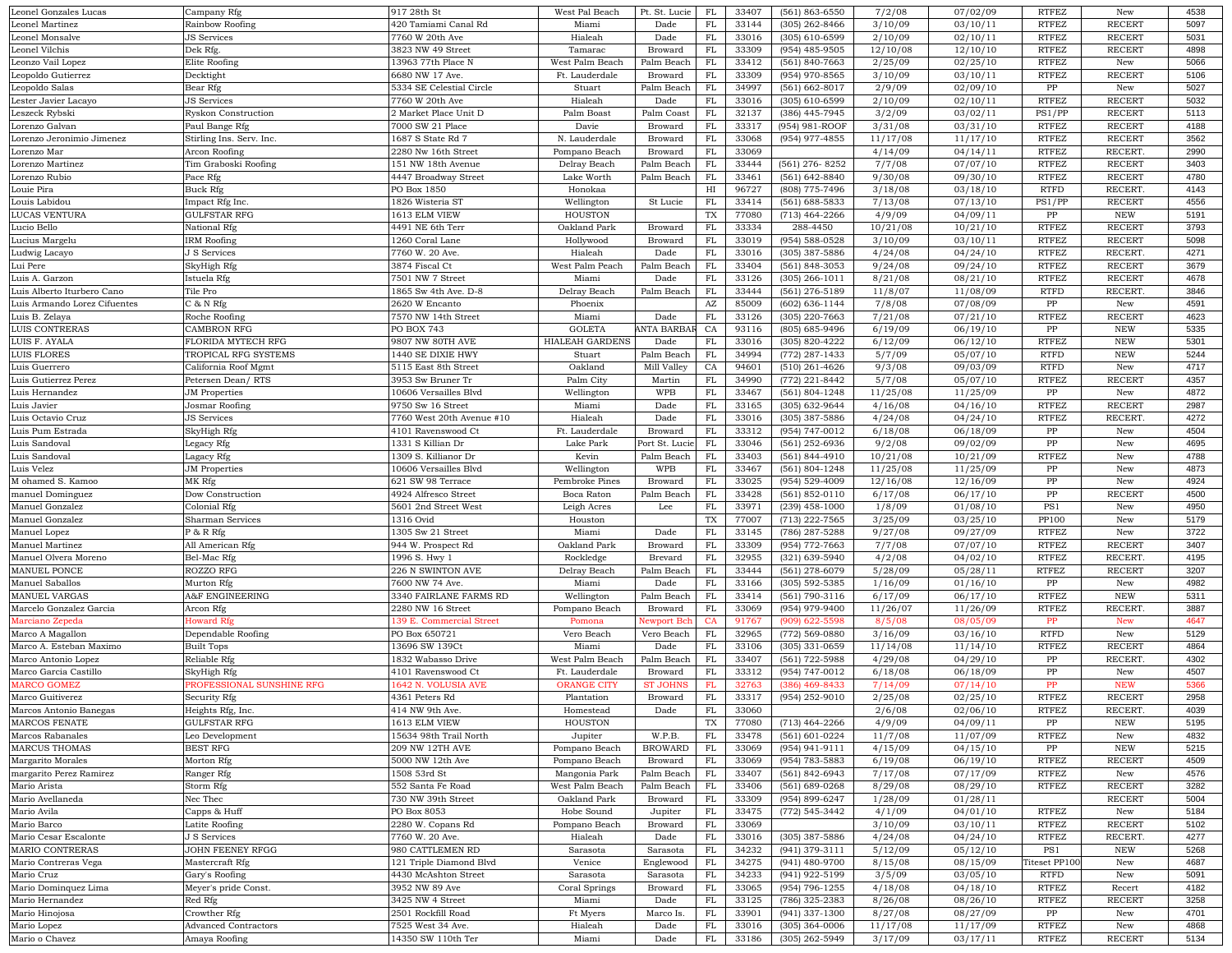| | | | | | | | | | | | | |
|---|---|---|---|---|---|---|---|---|---|---|---|---|
| Leonel Gonzales Lucas | Campany Rfg | 917 28th St | West Pal Beach | Pt. St. Lucie | FL | 33407 | (561) 863-6550 | 7/2/08 | 07/02/09 | RTFEZ | New | 4538 |
| Leonel Martinez | Rainbow Roofing | 420 Tamiami Canal Rd | Miami | Dade | FL | 33144 | (305) 262-8466 | 3/10/09 | 03/10/11 | RTFEZ | RECERT | 5097 |
| Leonel Monsalve | JS Services | 7760 W 20th Ave | Hialeah | Dade | FL | 33016 | (305) 610-6599 | 2/10/09 | 02/10/11 | RTFEZ | RECERT | 5031 |
| Leonel Vilchis | Dek Rfg. | 3823 NW 49 Street | Tamarac | Broward | FL | 33309 | (954) 485-9505 | 12/10/08 | 12/10/10 | RTFEZ | RECERT | 4898 |
| Leonzo Vail Lopez | Elite Roofing | 13963 77th Place N | West Palm Beach | Palm Beach | FL | 33412 | (561) 840-7663 | 2/25/09 | 02/25/10 | RTFEZ | New | 5066 |
| Leopoldo Gutierrez | Decktight | 6680 NW 17 Ave. | Ft. Lauderdale | Broward | FL | 33309 | (954) 970-8565 | 3/10/09 | 03/10/11 | RTFEZ | RECERT | 5106 |
| Leopoldo Salas | Bear Rfg | 5334 SE Celestial Circle | Stuart | Palm Beach | FL | 34997 | (561) 662-8017 | 2/9/09 | 02/09/10 | PP | New | 5027 |
| Lester Javier Lacayo | JS Services | 7760 W 20th Ave | Hialeah | Dade | FL | 33016 | (305) 610-6599 | 2/10/09 | 02/10/11 | RTFEZ | RECERT | 5032 |
| Leszeck Rybski | Ryskon Construction | 2 Market Place Unit D | Palm Boast | Palm Coast | FL | 32137 | (386) 445-7945 | 3/2/09 | 03/02/11 | PS1/PP | RECERT | 5113 |
| Lorenzo Galvan | Paul Bange Rfg | 7000 SW 21 Place | Davie | Broward | FL | 33317 | (954) 981-ROOF | 3/31/08 | 03/31/10 | RTFEZ | RECERT | 4188 |
| Lorenzo Jeronimio Jimenez | Stirling Ins. Serv. Inc. | 1687 S State Rd 7 | N. Lauderdale | Broward | FL | 33068 | (954) 977-4855 | 11/17/08 | 11/17/10 | RTFEZ | RECERT | 3562 |
| Lorenzo Mar | Arcon Roofing | 2280 Nw 16th Street | Pompano Beach | Broward | FL | 33069 | | 4/14/09 | 04/14/11 | RTFEZ | RECERT. | 2990 |
| Lorenzo Martinez | Tim Graboski Roofing | 151 NW 18th Avenue | Delray Beach | Palm Beach | FL | 33444 | (561) 276- 8252 | 7/7/08 | 07/07/10 | RTFEZ | RECERT | 3403 |
| Lorenzo Rubio | Pace Rfg | 4447 Broadway Street | Lake Worth | Palm Beach | FL | 33461 | (561) 642-8840 | 9/30/08 | 09/30/10 | RTFEZ | RECERT | 4780 |
| Louie Pira | Buck Rfg | PO Box 1850 | Honokaa | | HI | 96727 | (808) 775-7496 | 3/18/08 | 03/18/10 | RTFD | RECERT. | 4143 |
| Louis Labidou | Impact Rfg Inc. | 1826 Wisteria ST | Wellington | St Lucie | FL | 33414 | (561) 688-5833 | 7/13/08 | 07/13/10 | PS1/PP | RECERT | 4556 |
| LUCAS VENTURA | GULFSTAR RFG | 1613 ELM VIEW | HOUSTON | | TX | 77080 | (713) 464-2266 | 4/9/09 | 04/09/11 | PP | NEW | 5191 |
| Lucio Bello | National Rfg | 4491 NE 6th Terr | Oakland Park | Broward | FL | 33334 | 288-4450 | 10/21/08 | 10/21/10 | RTFEZ | RECERT | 3793 |
| Lucius Margelu | IRM Roofing | 1260 Coral Lane | Hollywood | Broward | FL | 33019 | (954) 588-0528 | 3/10/09 | 03/10/11 | RTFEZ | RECERT | 5098 |
| Ludwig Lacayo | J S Services | 7760 W. 20 Ave. | Hialeah | Dade | FL | 33016 | (305) 387-5886 | 4/24/08 | 04/24/10 | RTFEZ | RECERT. | 4271 |
| Lui Pere | SkyHigh Rfg | 3874 Fiscal Ct | West Palm Peach | Palm Beach | FL | 33404 | (561) 848-3053 | 9/24/08 | 09/24/10 | RTFEZ | RECERT | 3679 |
| Luis A. Garzon | Istuela Rfg | 7501 NW 7 Street | Miami | Dade | FL | 33126 | (305) 266-1011 | 8/21/08 | 08/21/10 | RTFEZ | RECERT | 4678 |
| Luis Alberto Iturbero Cano | Tile Pro | 1865 Sw 4th Ave. D-8 | Delray Beach | Palm Beach | FL | 33444 | (561) 276-5189 | 11/8/07 | 11/08/09 | RTFD | RECERT. | 3846 |
| Luis Armando Lorez Cifuentes | C & N Rfg | 2620 W Encanto | Phoenix | | AZ | 85009 | (602) 636-1144 | 7/8/08 | 07/08/09 | PP | New | 4591 |
| Luis B. Zelaya | Roche Roofing | 7570 NW 14th Street | Miami | Dade | FL | 33126 | (305) 220-7663 | 7/21/08 | 07/21/10 | RTFEZ | RECERT | 4623 |
| LUIS CONTRERAS | CAMBRON RFG | PO BOX 743 | GOLETA | SANTA BARBARA | CA | 93116 | (805) 685-9496 | 6/19/09 | 06/19/10 | PP | NEW | 5335 |
| LUIS F. AYALA | FLORIDA MYTECH RFG | 9807 NW 80TH AVE | HIALEAH GARDENS | Dade | FL | 33016 | (305) 820-4222 | 6/12/09 | 06/12/10 | RTFEZ | NEW | 5301 |
| LUIS FLORES | TROPICAL RFG SYSTEMS | 1440 SE DIXIE HWY | Stuart | Palm Beach | FL | 34994 | (772) 287-1433 | 5/7/09 | 05/07/10 | RTFEZ | NEW | 5244 |
| Luis Guerrero | California Roof Mgmt | 5115 East 8th Street | Oakland | Mill Valley | CA | 94601 | (510) 261-4626 | 9/3/08 | 09/03/09 | RTFD | New | 4717 |
| Luis Gutierrez Perez | Petersen Dean/ RTS | 3953 Sw Bruner Tr | Palm City | Martin | FL | 34990 | (772) 221-8442 | 5/7/08 | 05/07/10 | RTFEZ | RECERT | 4357 |
| Luis Hernandez | JM Properties | 10606 Versailles Blvd | Wellington | WPB | FL | 33467 | (561) 804-1248 | 11/25/08 | 11/25/09 | PP | New | 4872 |
| Luis Javier | Josmar Roofing | 9750 Sw 16 Street | Miami | Dade | FL | 33165 | (305) 632-9644 | 4/16/08 | 04/16/10 | RTFEZ | RECERT | 2987 |
| Luis Octavio Cruz | JS Services | 7760 West 20th Avenue #10 | Hialeah | Dade | FL | 33016 | (305) 387-5886 | 4/24/08 | 04/24/10 | RTFEZ | RECERT. | 4272 |
| Luis Pum Estrada | SkyHigh Rfg | 4101 Ravenswood Ct | Ft. Lauderdale | Broward | FL | 33312 | (954) 747-0012 | 6/18/08 | 06/18/09 | PP | New | 4504 |
| Luis Sandoval | Legacy Rfg | 1331 S Killian Dr | Lake Park | Port St. Lucie | FL | 33046 | (561) 252-6936 | 9/2/08 | 09/02/09 | PP | New | 4695 |
| Luis Sandoval | Lagacy Rfg | 1309 S. Killianor Dr | Kevin | Palm Beach | FL | 33403 | (561) 844-4910 | 10/21/08 | 10/21/09 | RTFEZ | New | 4788 |
| Luis Velez | JM Properties | 10606 Versailles Blvd | Wellington | WPB | FL | 33467 | (561) 804-1248 | 11/25/08 | 11/25/09 | PP | New | 4873 |
| M ohamed S. Kamoo | MK Rfg | 621 SW 98 Terrace | Pembroke Pines | Broward | FL | 33025 | (954) 529-4009 | 12/16/08 | 12/16/09 | PP | New | 4924 |
| manuel Dominguez | Dow Construction | 4924 Alfresco Street | Boca Raton | Palm Beach | FL | 33428 | (561) 852-0110 | 6/17/08 | 06/17/10 | PP | RECERT | 4500 |
| Manuel Gonzalez | Colonial Rfg | 5601 2nd Street West | Leigh Acres | Lee | FL | 33971 | (239) 458-1000 | 1/8/09 | 01/08/10 | PS1 | New | 4950 |
| Manuel Gonzalez | Sharman Services | 1316 Ovid | Houston | | TX | 77007 | (713) 222-7565 | 3/25/09 | 03/25/10 | PP100 | New | 5179 |
| Manuel Lopez | P & R Rfg | 1305 Sw 21 Street | Miami | Dade | FL | 33145 | (786) 287-5288 | 9/27/08 | 09/27/09 | RTFEZ | New | 3722 |
| Manuel Martinez | All American Rfg | 944 W. Prospect Rd | Oakland Park | Broward | FL | 33309 | (954) 772-7663 | 7/7/08 | 07/07/10 | RTFEZ | RECERT | 3407 |
| Manuel Olvera Moreno | Bel-Mac Rfg | 1996 S. Hwy 1 | Rockledge | Brevard | FL | 32955 | (321) 639-5940 | 4/2/08 | 04/02/10 | RTFEZ | RECERT. | 4195 |
| MANUEL PONCE | ROZZO RFG | 226 N SWINTON AVE | Delray Beach | Palm Beach | FL | 33444 | (561) 278-6079 | 5/28/09 | 05/28/11 | RTFEZ | RECERT | 3207 |
| Manuel Saballos | Murton Rfg | 7600 NW 74 Ave. | Miami | Dade | FL | 33166 | (305) 592-5385 | 1/16/09 | 01/16/10 | PP | New | 4982 |
| MANUEL VARGAS | A&F ENGINEERING | 3340 FAIRLANE FARMS RD | Wellington | Palm Beach | FL | 33414 | (561) 790-3116 | 6/17/09 | 06/17/10 | RTFEZ | NEW | 5311 |
| Marcelo Gonzalez Garcia | Arcon Rfg | 2280 NW 16 Street | Pompano Beach | Broward | FL | 33069 | (954) 979-9400 | 11/26/07 | 11/26/09 | RTFEZ | RECERT. | 3887 |
| Marciano Zepeda | Howard Rfg | 139 E. Commercial Street | Pomona | Newport Bch | CA | 91767 | (909) 622-5598 | 8/5/08 | 08/05/09 | PP | New | 4647 |
| Marco A Magallon | Dependable Roofing | PO Box 650721 | Vero Beach | Vero Beach | FL | 32965 | (772) 569-0880 | 3/16/09 | 03/16/10 | RTFD | New | 5129 |
| Marco A. Esteban Maximo | Built Tops | 13696 SW 139Ct | Miami | Dade | FL | 33106 | (305) 331-0659 | 11/14/08 | 11/14/10 | RTFEZ | RECERT | 4864 |
| Marco Antonio Lopez | Reliable Rfg | 1832 Wabasso Drive | West Palm Beach | Palm Beach | FL | 33407 | (561) 722-5988 | 4/29/08 | 04/29/10 | PP | RECERT. | 4302 |
| Marco Garcia Castillo | SkyHigh Rfg | 4101 Ravenswood Ct | Ft. Lauderdale | Broward | FL | 33312 | (954) 747-0012 | 6/18/08 | 06/18/09 | PP | New | 4507 |
| MARCO GOMEZ | PROFESSIONAL SUNSHINE RFG | 1642 N. VOLUSIA AVE | ORANGE CITY | ST JOHNS | FL | 32763 | (386) 469-8433 | 7/14/09 | 07/14/10 | PP | NEW | 5366 |
| Marco Guitiverez | Security Rfg | 4361 Peters Rd | Plantation | Broward | FL | 33317 | (954) 252-9010 | 2/25/08 | 02/25/10 | RTFEZ | RECERT | 2958 |
| Marcos Antonio Banegas | Heights Rfg, Inc. | 414 NW 9th Ave. | Homestead | Dade | FL | 33060 | | 2/6/08 | 02/06/10 | RTFEZ | RECERT. | 4039 |
| MARCOS FENATE | GULFSTAR RFG | 1613 ELM VIEW | HOUSTON | | TX | 77080 | (713) 464-2266 | 4/9/09 | 04/09/11 | PP | NEW | 5195 |
| Marcos Rabanales | Leo Development | 15634 98th Trail North | Jupiter | W.P.B. | FL | 33478 | (561) 601-0224 | 11/7/08 | 11/07/09 | RTFEZ | New | 4832 |
| MARCUS THOMAS | BEST RFG | 209 NW 12TH AVE | Pompano Beach | BROWARD | FL | 33069 | (954) 941-9111 | 4/15/09 | 04/15/10 | PP | NEW | 5215 |
| Margarito Morales | Morton Rfg | 5000 NW 12th Ave | Pompano Beach | Broward | FL | 33069 | (954) 783-5883 | 6/19/08 | 06/19/10 | RTFEZ | RECERT | 4509 |
| margarito Perez Ramirez | Ranger Rfg | 1508 53rd St | Mangonia Park | Palm Beach | FL | 33407 | (561) 842-6943 | 7/17/08 | 07/17/09 | RTFEZ | New | 4576 |
| Mario Arista | Storm Rfg | 552 Santa Fe Road | West Palm Beach | Palm Beach | FL | 33406 | (561) 689-0268 | 8/29/08 | 08/29/10 | RTFEZ | RECERT | 3282 |
| Mario Avellaneda | Nec Thec | 730 NW 39th Street | Oakland Park | Broward | FL | 33309 | (954) 899-6247 | 1/28/09 | 01/28/11 | | RECERT | 5004 |
| Mario Avila | Capps & Huff | PO Box 8053 | Hobe Sound | Jupiter | FL | 33475 | (772) 545-3442 | 4/1/09 | 04/01/10 | RTFEZ | New | 5184 |
| Mario Barco | Latite Roofing | 2280 W. Copans Rd | Pompano Beach | Broward | FL | 33069 | | 3/10/09 | 03/10/11 | RTFEZ | RECERT | 5102 |
| Mario Cesar Escalonte | J S Services | 7760 W. 20 Ave. | Hialeah | Dade | FL | 33016 | (305) 387-5886 | 4/24/08 | 04/24/10 | RTFEZ | RECERT. | 4277 |
| MARIO CONTRERAS | JOHN FEENEY RFGG | 980 CATTLEMEN RD | Sarasota | Sarasota | FL | 34232 | (941) 379-3111 | 5/12/09 | 05/12/10 | PS1 | NEW | 5268 |
| Mario Contreras Vega | Mastercraft Rfg | 121 Triple Diamond Blvd | Venice | Englewood | FL | 34275 | (941) 480-9700 | 8/15/08 | 08/15/09 | Titeset PP100 | New | 4687 |
| Mario Cruz | Gary's Roofing | 4430 McAshton Street | Sarasota | Sarasota | FL | 34233 | (941) 922-5199 | 3/5/09 | 03/05/10 | RTFD | New | 5091 |
| Mario Dominquez Lima | Meyer's pride Const. | 3952 NW 89 Ave | Coral Springs | Broward | FL | 33065 | (954) 796-1255 | 4/18/08 | 04/18/10 | RTFEZ | Recert | 4182 |
| Mario Hernandez | Red Rfg | 3425 NW 4 Street | Miami | Dade | FL | 33125 | (786) 325-2383 | 8/26/08 | 08/26/10 | RTFEZ | RECERT | 3258 |
| Mario Hinojosa | Crowther Rfg | 2501 Rockfill Road | Ft Myers | Marco Is. | FL | 33901 | (941) 337-1300 | 8/27/08 | 08/27/09 | PP | New | 4701 |
| Mario Lopez | Advanced Contractors | 7525 West 34 Ave. | Hialeah | Dade | FL | 33016 | (305) 364-0006 | 11/17/08 | 11/17/09 | RTFEZ | New | 4868 |
| Mario o Chavez | Amaya Roofing | 14350 SW 110th Ter | Miami | Dade | FL | 33186 | (305) 262-5949 | 3/17/09 | 03/17/11 | RTFEZ | RECERT | 5134 |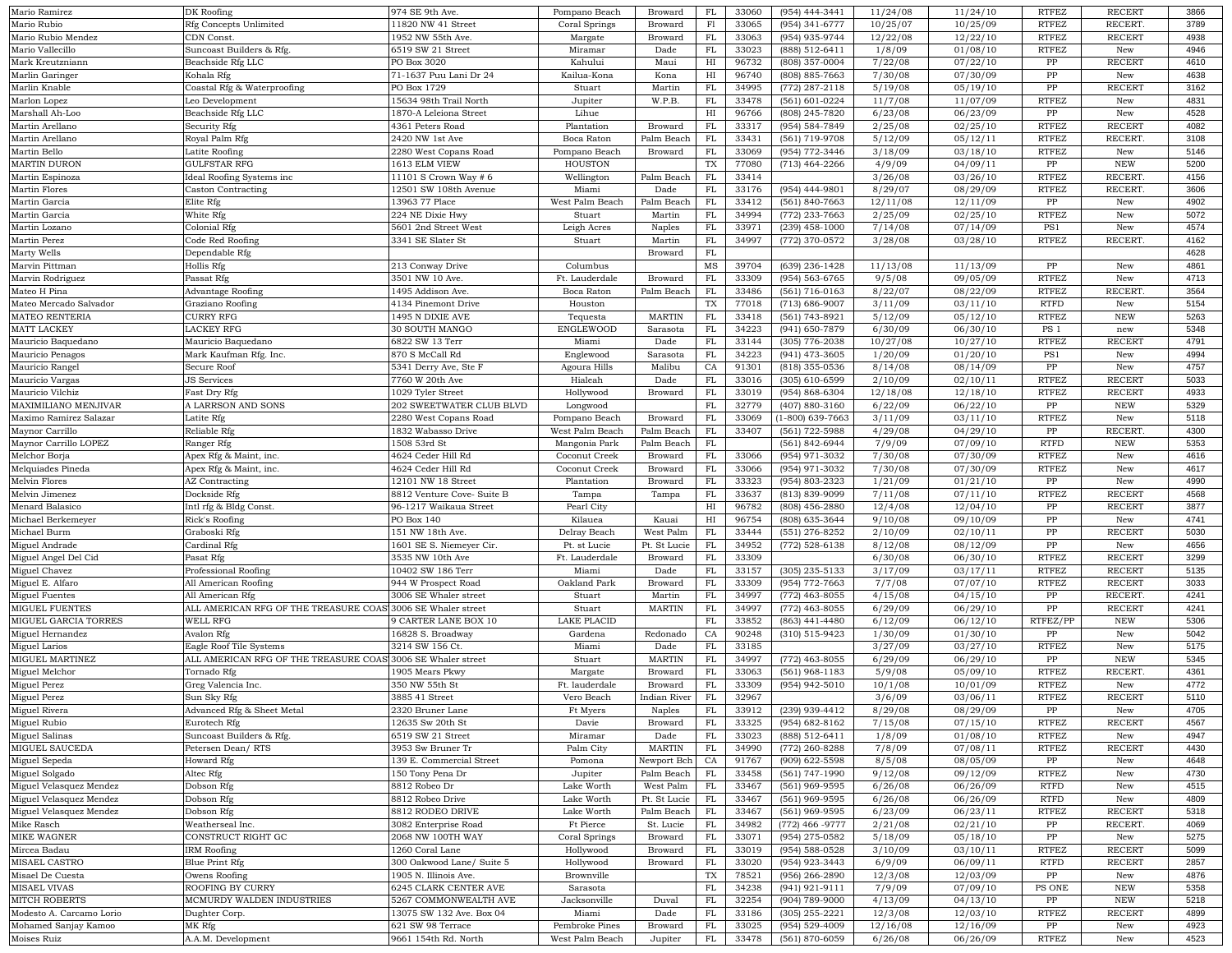| | | | | | | | | | | | | |
|---|---|---|---|---|---|---|---|---|---|---|---|---|
| Mario Ramirez | DK Roofing | 974 SE 9th Ave. | Pompano Beach | Broward | FL | 33060 | (954) 444-3441 | 11/24/08 | 11/24/10 | RTFEZ | RECERT | 3866 |
| Mario Rubio | Rfg Concepts Unlimited | 11820 NW 41 Street | Coral Springs | Broward | Fl | 33065 | (954) 341-6777 | 10/25/07 | 10/25/09 | RTFEZ | RECERT. | 3789 |
| Mario Rubio Mendez | CDN Const. | 1952 NW 55th Ave. | Margate | Broward | FL | 33063 | (954) 935-9744 | 12/22/08 | 12/22/10 | RTFEZ | RECERT | 4938 |
| Mario Vallecillo | Suncoast Builders & Rfg. | 6519 SW 21 Street | Miramar | Dade | FL | 33023 | (888) 512-6411 | 1/8/09 | 01/08/10 | RTFEZ | New | 4946 |
| Mark Kreutzniann | Beachside Rfg LLC | PO Box 3020 | Kahului | Maui | HI | 96732 | (808) 357-0004 | 7/22/08 | 07/22/10 | PP | RECERT | 4610 |
| Marlin Garinger | Kohala Rfg | 71-1637 Puu Lani Dr 24 | Kailua-Kona | Kona | HI | 96740 | (808) 885-7663 | 7/30/08 | 07/30/09 | PP | New | 4638 |
| Marlin Knable | Coastal Rfg & Waterproofing | PO Box 1729 | Stuart | Martin | FL | 34995 | (772) 287-2118 | 5/19/08 | 05/19/10 | PP | RECERT | 3162 |
| Marlon Lopez | Leo Development | 15634 98th Trail North | Jupiter | W.P.B. | FL | 33478 | (561) 601-0224 | 11/7/08 | 11/07/09 | RTFEZ | New | 4831 |
| Marshall Ah-Loo | Beachside Rfg LLC | 1870-A Leleiona Street | Lihue | | HI | 96766 | (808) 245-7820 | 6/23/08 | 06/23/09 | PP | New | 4528 |
| Martin Arellano | Security Rfg | 4361 Peters Road | Plantation | Broward | FL | 33317 | (954) 584-7849 | 2/25/08 | 02/25/10 | RTFEZ | RECERT | 4082 |
| Martin Arellano | Royal Palm Rfg | 2420 NW 1st Ave | Boca Raton | Palm Beach | FL | 33431 | (561) 719-9708 | 5/12/09 | 05/12/11 | RTFEZ | RECERT. | 3108 |
| Martin Bello | Latite Roofing | 2280 West Copans Road | Pompano Beach | Broward | FL | 33069 | (954) 772-3446 | 3/18/09 | 03/18/10 | RTFEZ | New | 5146 |
| MARTIN DURON | GULFSTAR RFG | 1613 ELM VIEW | HOUSTON | | TX | 77080 | (713) 464-2266 | 4/9/09 | 04/09/11 | PP | NEW | 5200 |
| Martin Espinoza | Ideal Roofing Systems inc | 11101 S Crown Way # 6 | Wellington | Palm Beach | FL | 33414 | | 3/26/08 | 03/26/10 | RTFEZ | RECERT. | 4156 |
| Martin Flores | Caston Contracting | 12501 SW 108th Avenue | Miami | Dade | FL | 33176 | (954) 444-9801 | 8/29/07 | 08/29/09 | RTFEZ | RECERT. | 3606 |
| Martin Garcia | Elite Rfg | 13963 77 Place | West Palm Beach | Palm Beach | FL | 33412 | (561) 840-7663 | 12/11/08 | 12/11/09 | PP | New | 4902 |
| Martin Garcia | White Rfg | 224 NE Dixie Hwy | Stuart | Martin | FL | 34994 | (772) 233-7663 | 2/25/09 | 02/25/10 | RTFEZ | New | 5072 |
| Martin Lozano | Colonial Rfg | 5601 2nd Street West | Leigh Acres | Naples | FL | 33971 | (239) 458-1000 | 7/14/08 | 07/14/09 | PS1 | New | 4574 |
| Martin Perez | Code Red Roofing | 3341 SE Slater St | Stuart | Martin | FL | 34997 | (772) 370-0572 | 3/28/08 | 03/28/10 | RTFEZ | RECERT. | 4162 |
| Marty Wells | Dependable Rfg | | | Broward | FL | | | | | | | 4628 |
| Marvin Pittman | Hollis Rfg | 213 Conway Drive | Columbus | | MS | 39704 | (639) 236-1428 | 11/13/08 | 11/13/09 | PP | New | 4861 |
| Marvin Rodriguez | Passat Rfg | 3501 NW 10 Ave. | Ft. Lauderdale | Broward | FL | 33309 | (954) 563-6765 | 9/5/08 | 09/05/09 | RTFEZ | New | 4713 |
| Mateo H Pina | Advantage Roofing | 1495 Addison Ave. | Boca Raton | Palm Beach | FL | 33486 | (561) 716-0163 | 8/22/07 | 08/22/09 | RTFEZ | RECERT. | 3564 |
| Mateo Mercado Salvador | Graziano Roofing | 4134 Pinemont Drive | Houston | | TX | 77018 | (713) 686-9007 | 3/11/09 | 03/11/10 | RTFD | New | 5154 |
| MATEO RENTERIA | CURRY RFG | 1495 N DIXIE AVE | Tequesta | MARTIN | FL | 33418 | (561) 743-8921 | 5/12/09 | 05/12/10 | RTFEZ | NEW | 5263 |
| MATT LACKEY | LACKEY RFG | 30 SOUTH MANGO | ENGLEWOOD | Sarasota | FL | 34223 | (941) 650-7879 | 6/30/09 | 06/30/10 | PS 1 | new | 5348 |
| Mauricio Baquedano | Mauricio Baquedano | 6822 SW 13 Terr | Miami | Dade | FL | 33144 | (305) 776-2038 | 10/27/08 | 10/27/10 | RTFEZ | RECERT | 4791 |
| Mauricio Penagos | Mark Kaufman Rfg. Inc. | 870 S McCall Rd | Englewood | Sarasota | FL | 34223 | (941) 473-3605 | 1/20/09 | 01/20/10 | PS1 | New | 4994 |
| Mauricio Rangel | Secure Roof | 5341 Derry Ave, Ste F | Agoura Hills | Malibu | CA | 91301 | (818) 355-0536 | 8/14/08 | 08/14/09 | PP | New | 4757 |
| Mauricio Vargas | JS Services | 7760 W 20th Ave | Hialeah | Dade | FL | 33016 | (305) 610-6599 | 2/10/09 | 02/10/11 | RTFEZ | RECERT | 5033 |
| Mauricio Vilchiz | Fast Dry Rfg | 1029 Tyler Street | Hollywood | Broward | FL | 33019 | (954) 868-6304 | 12/18/08 | 12/18/10 | RTFEZ | RECERT | 4933 |
| MAXIMILIANO MENJIVAR | A LARRSON AND SONS | 202 SWEETWATER CLUB BLVD | Longwood | | FL | 32779 | (407) 880-3160 | 6/22/09 | 06/22/10 | PP | NEW | 5329 |
| Maximo Ramirez Salazar | Latite Rfg | 2280 West Copans Road | Pompano Beach | Broward | FL | 33069 | (1-800) 639-7663 | 3/11/09 | 03/11/10 | RTFEZ | New | 5118 |
| Maynor Carrillo | Reliable Rfg | 1832 Wabasso Drive | West Palm Beach | Palm Beach | FL | 33407 | (561) 722-5988 | 4/29/08 | 04/29/10 | PP | RECERT. | 4300 |
| Maynor Carrillo LOPEZ | Ranger Rfg | 1508 53rd St | Mangonia Park | Palm Beach | FL | | (561) 842-6944 | 7/9/09 | 07/09/10 | RTFD | NEW | 5353 |
| Melchor Borja | Apex Rfg & Maint, inc. | 4624 Ceder Hill Rd | Coconut Creek | Broward | FL | 33066 | (954) 971-3032 | 7/30/08 | 07/30/09 | RTFEZ | New | 4616 |
| Melquiades Pineda | Apex Rfg & Maint, inc. | 4624 Ceder Hill Rd | Coconut Creek | Broward | FL | 33066 | (954) 971-3032 | 7/30/08 | 07/30/09 | RTFEZ | New | 4617 |
| Melvin Flores | AZ Contracting | 12101 NW 18 Street | Plantation | Broward | FL | 33323 | (954) 803-2323 | 1/21/09 | 01/21/10 | PP | New | 4990 |
| Melvin Jimenez | Dockside Rfg | 8812 Venture Cove- Suite B | Tampa | Tampa | FL | 33637 | (813) 839-9099 | 7/11/08 | 07/11/10 | RTFEZ | RECERT | 4568 |
| Menard Balasico | Intl rfg & Bldg Const. | 96-1217 Waikaua Street | Pearl City | | HI | 96782 | (808) 456-2880 | 12/4/08 | 12/04/10 | PP | RECERT | 3877 |
| Michael Berkemeyer | Rick's Roofing | PO Box 140 | Kilauea | Kauai | HI | 96754 | (808) 635-3644 | 9/10/08 | 09/10/09 | PP | New | 4741 |
| Michael Burm | Graboski Rfg | 151 NW 18th Ave. | Delray Beach | West Palm | FL | 33444 | (551) 276-8252 | 2/10/09 | 02/10/11 | PP | RECERT | 5030 |
| Miguel Andrade | Cardinal Rfg | 1601 SE S. Niemeyer Cir. | Pt. st Lucie | Pt. St Lucie | FL | 34952 | (772) 528-6138 | 8/12/08 | 08/12/09 | PP | New | 4656 |
| Miguel Angel Del Cid | Pasat Rfg | 3535 NW 10th Ave | Ft. Lauderdale | Broward | FL | 33309 | | 6/30/08 | 06/30/10 | RTFEZ | RECERT | 3299 |
| Miguel Chavez | Professional Roofing | 10402 SW 186 Terr | Miami | Dade | FL | 33157 | (305) 235-5133 | 3/17/09 | 03/17/11 | RTFEZ | RECERT | 5135 |
| Miguel E. Alfaro | All American Roofing | 944 W Prospect Road | Oakland Park | Broward | FL | 33309 | (954) 772-7663 | 7/7/08 | 07/07/10 | RTFEZ | RECERT | 3033 |
| Miguel Fuentes | All American Rfg | 3006 SE Whaler street | Stuart | Martin | FL | 34997 | (772) 463-8055 | 4/15/08 | 04/15/10 | PP | RECERT. | 4241 |
| MIGUEL FUENTES | ALL AMERICAN RFG OF THE TREASURE COAST | 3006 SE Whaler street | Stuart | MARTIN | FL | 34997 | (772) 463-8055 | 6/29/09 | 06/29/10 | PP | RECERT | 4241 |
| MIGUEL GARCIA TORRES | WELL RFG | 9 CARTER LANE BOX 10 | LAKE PLACID | | FL | 33852 | (863) 441-4480 | 6/12/09 | 06/12/10 | RTFEZ/PP | NEW | 5306 |
| Miguel Hernandez | Avalon Rfg | 16828 S. Broadway | Gardena | Redonado | CA | 90248 | (310) 515-9423 | 1/30/09 | 01/30/10 | PP | New | 5042 |
| Miguel Larios | Eagle Roof Tile Systems | 3214 SW 156 Ct. | Miami | Dade | FL | 33185 | | 3/27/09 | 03/27/10 | RTFEZ | New | 5175 |
| MIGUEL MARTINEZ | ALL AMERICAN RFG OF THE TREASURE COAST | 3006 SE Whaler street | Stuart | MARTIN | FL | 34997 | (772) 463-8055 | 6/29/09 | 06/29/10 | PP | NEW | 5345 |
| Miguel Melchor | Tornado Rfg | 1905 Mears Pkwy | Margate | Broward | FL | 33063 | (561) 968-1183 | 5/9/08 | 05/09/10 | RTFEZ | RECERT. | 4361 |
| Miguel Perez | Greg Valencia Inc. | 350 NW 55th St | Ft. lauderdale | Broward | FL | 33309 | (954) 942-5010 | 10/1/08 | 10/01/09 | RTFEZ | New | 4772 |
| Miguel Perez | Sun Sky Rfg | 3885 41 Street | Vero Beach | Indian River | FL | 32967 | | 3/6/09 | 03/06/11 | RTFEZ | RECERT | 5110 |
| Miguel Rivera | Advanced Rfg & Sheet Metal | 2320 Bruner Lane | Ft Myers | Naples | FL | 33912 | (239) 939-4412 | 8/29/08 | 08/29/09 | PP | New | 4705 |
| Miguel Rubio | Eurotech Rfg | 12635 Sw 20th St | Davie | Broward | FL | 33325 | (954) 682-8162 | 7/15/08 | 07/15/10 | RTFEZ | RECERT | 4567 |
| Miguel Salinas | Suncoast Builders & Rfg. | 6519 SW 21 Street | Miramar | Dade | FL | 33023 | (888) 512-6411 | 1/8/09 | 01/08/10 | RTFEZ | New | 4947 |
| MIGUEL SAUCEDA | Petersen Dean/ RTS | 3953 Sw Bruner Tr | Palm City | MARTIN | FL | 34990 | (772) 260-8288 | 7/8/09 | 07/08/11 | RTFEZ | New | 4430 |
| Miguel Sepeda | Howard Rfg | 139 E. Commercial Street | Pomona | Newport Bch | CA | 91767 | (909) 622-5598 | 8/5/08 | 08/05/09 | PP | New | 4648 |
| Miguel Solgado | Altec Rfg | 150 Tony Pena Dr | Jupiter | Palm Beach | FL | 33458 | (561) 747-1990 | 9/12/08 | 09/12/09 | RTFEZ | New | 4730 |
| Miguel Velasquez Mendez | Dobson Rfg | 8812 Robeo Dr | Lake Worth | West Palm | FL | 33467 | (561) 969-9595 | 6/26/08 | 06/26/09 | RTFD | New | 4515 |
| Miguel Velasquez Mendez | Dobson Rfg | 8812 Robeo Drive | Lake Worth | Pt. St Lucie | FL | 33467 | (561) 969-9595 | 6/26/08 | 06/26/09 | RTFD | New | 4809 |
| Miguel Velasquez Mendez | Dobson Rfg | 8812 RODEO DRIVE | Lake Worth | Palm Beach | FL | 33467 | (561) 969-9595 | 6/23/09 | 06/23/11 | RTFEZ | RECERT | 5318 |
| Mike Rasch | Weatherseal Inc. | 3082 Enterprise Road | Ft Pierce | St. Lucie | FL | 34982 | (772) 466 -9777 | 2/21/08 | 02/21/10 | PP | RECERT. | 4069 |
| MIKE WAGNER | CONSTRUCT RIGHT GC | 2068 NW 100TH WAY | Coral Springs | Broward | FL | 33071 | (954) 275-0582 | 5/18/09 | 05/18/10 | PP | New | 5275 |
| Mircea Badau | IRM Roofing | 1260 Coral Lane | Hollywood | Broward | FL | 33019 | (954) 588-0528 | 3/10/09 | 03/10/11 | RTFEZ | RECERT | 5099 |
| MISAEL CASTRO | Blue Print Rfg | 300 Oakwood Lane/ Suite 5 | Hollywood | Broward | FL | 33020 | (954) 923-3443 | 6/9/09 | 06/09/11 | RTFD | RECERT | 2857 |
| Misael De Cuesta | Owens Roofing | 1905 N. Illinois Ave. | Brownville | | TX | 78521 | (956) 266-2890 | 12/3/08 | 12/03/09 | PP | New | 4876 |
| MISAEL VIVAS | ROOFING BY CURRY | 6245 CLARK CENTER AVE | Sarasota | | FL | 34238 | (941) 921-9111 | 7/9/09 | 07/09/10 | PS ONE | NEW | 5358 |
| MITCH ROBERTS | MCMURDY WALDEN INDUSTRIES | 5267 COMMONWEALTH AVE | Jacksonville | Duval | FL | 32254 | (904) 789-9000 | 4/13/09 | 04/13/10 | PP | NEW | 5218 |
| Modesto A. Carcamo Lorio | Dughter Corp. | 13075 SW 132 Ave. Box 04 | Miami | Dade | FL | 33186 | (305) 255-2221 | 12/3/08 | 12/03/10 | RTFEZ | RECERT | 4899 |
| Mohamed Sanjay Kamoo | MK Rfg | 621 SW 98 Terrace | Pembroke Pines | Broward | FL | 33025 | (954) 529-4009 | 12/16/08 | 12/16/09 | PP | New | 4923 |
| Moises Ruiz | A.A.M. Development | 9661 154th Rd. North | West Palm Beach | Jupiter | FL | 33478 | (561) 870-6059 | 6/26/08 | 06/26/09 | RTFEZ | New | 4523 |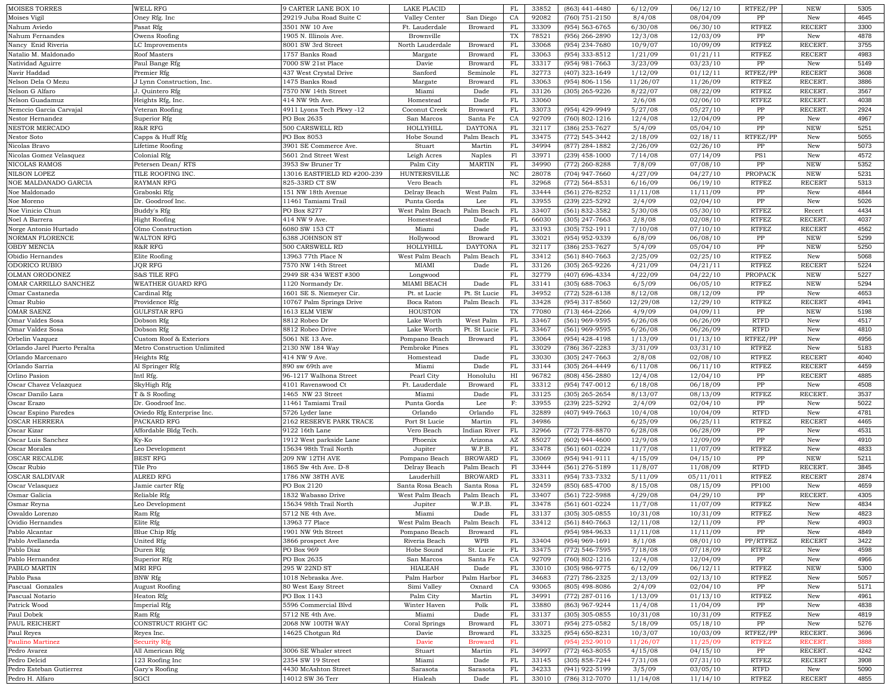| | | | | | | | | | | | | |
|---|---|---|---|---|---|---|---|---|---|---|---|---|
| MOISES TORRES | WELL RFG | 9 CARTER LANE BOX 10 | LAKE PLACID | | FL | 33852 | (863) 441-4480 | 6/12/09 | 06/12/10 | RTFEZ/PP | NEW | 5305 |
| Moises Vigil | Oney Rfg. Inc | 29219 Juba Road Suite C | Valley Center | San Diego | CA | 92082 | (760) 751-2150 | 8/4/08 | 08/04/09 | PP | New | 4645 |
| Nahum Aviedo | Pasat Rfg | 3501 NW 10 Ave | Ft. Lauderdale | Broward | FL | 33309 | (954) 563-6765 | 6/30/08 | 06/30/10 | RTFEZ | RECERT | 3300 |
| Nahum Fernandes | Owens Roofing | 1905 N. Illinois Ave. | Brownville | | TX | 78521 | (956) 266-2890 | 12/3/08 | 12/03/09 | PP | New | 4878 |
| Nancy Enid Riveria | LC Improvements | 8001 SW 3rd Street | North Lauderdale | Broward | FL | 33068 | (954) 234-7680 | 10/9/07 | 10/09/09 | RTFEZ | RECERT. | 3755 |
| Natalio M. Maldonado | Roof Masters | 1757 Banks Road | Margate | Broward | FL | 33063 | (954) 333-8512 | 1/21/09 | 01/21/11 | RTFEZ | RECERT | 4983 |
| Natividad Aguirre | Paul Bange Rfg | 7000 SW 21st Place | Davie | Broward | FL | 33317 | (954) 981-7663 | 3/23/09 | 03/23/10 | PP | New | 5149 |
| Navir Haddad | Premier Rfg | 437 West Crystal Drive | Sanford | Seminole | FL | 32773 | (407) 323-1649 | 1/12/09 | 01/12/11 | RTFEZ/PP | RECERT | 3608 |
| Nelson Dela O Mezu | J Lynn Construction, Inc. | 1475 Banks Road | Margate | Broward | FL | 33063 | (954) 806-1156 | 11/26/07 | 11/26/09 | RTFEZ | RECERT. | 3886 |
| Nelson G Alfaro | J. Quintero Rfg | 7570 NW 14th Street | Miami | Dade | FL | 33126 | (305) 265-9226 | 8/22/07 | 08/22/09 | RTFEZ | RECERT. | 3567 |
| Nelson Guadamuz | Heights Rfg, Inc. | 414 NW 9th Ave. | Homestead | Dade | FL | 33060 | | 2/6/08 | 02/06/10 | RTFEZ | RECERT. | 4038 |
| Nemccio Garcia Carvajal | Veteran Roofing | 4911 Lyons Tech Pkwy -12 | Coconut Creek | Broward | FL | 33073 | (954) 429-9949 | 5/27/08 | 05/27/10 | PP | RECERT. | 2924 |
| Nestor Hernandez | Superior Rfg | PO Box 2635 | San Marcos | Santa Fe | CA | 92709 | (760) 802-1216 | 12/4/08 | 12/04/09 | PP | New | 4967 |
| NESTOR MERCADO | R&R RFG | 500 CARSWELL RD | HOLLYHILL | DAYTONA | FL | 32117 | (386) 253-7627 | 5/4/09 | 05/04/10 | PP | NEW | 5251 |
| Nestor Soto | Capps & Huff Rfg | PO Box 8053 | Hobe Sound | Palm Beach | FL | 33475 | (772) 545-3442 | 2/18/09 | 02/18/11 | RTFEZ/PP | New | 5055 |
| Nicolas Bravo | Lifetime Roofing | 3901 SE Commerce Ave. | Stuart | Martin | FL | 34994 | (877) 284-1882 | 2/26/09 | 02/26/10 | PP | New | 5073 |
| Nicolas Gomez Velasquez | Colonial Rfg | 5601 2nd Street West | Leigh Acres | Naples | Fl | 33971 | (239) 458-1000 | 7/14/08 | 07/14/09 | PS1 | New | 4572 |
| NICOLAS RAMOS | Petersen Dean/ RTS | 3953 Sw Bruner Tr | Palm City | MARTIN | FL | 34990 | (772) 260-8288 | 7/8/09 | 07/08/10 | PP | NEW | 5352 |
| NILSON LOPEZ | TILE ROOFING INC. | 13016 EASTFIELD RD #200-239 | HUNTERSVILLE | | NC | 28078 | (704) 947-7660 | 4/27/09 | 04/27/10 | PROPACK | NEW | 5231 |
| NOE MALDANADO GARCIA | RAYMAN RFG | 825-33RD CT SW | Vero Beach | | FL | 32968 | (772) 564-8531 | 6/16/09 | 06/19/10 | RTFEZ | RECERT | 5313 |
| Noe Maldonado | Graboski Rfg | 151 NW 18th Avenue | Delray Beach | West Palm | FL | 33444 | (561) 276-8252 | 11/11/08 | 11/11/09 | PP | New | 4844 |
| Noe Moreno | Dr. Goodroof Inc. | 11461 Tamiami Trail | Punta Gorda | Lee | FL | 33955 | (239) 225-5292 | 2/4/09 | 02/04/10 | PP | New | 5026 |
| Noe Vinicio Chun | Buddy's Rfg | PO Box 8277 | West Palm Beach | Palm Beach | FL | 33407 | (561) 832-3582 | 5/30/08 | 05/30/10 | RTFEZ | Recert | 4434 |
| Noel A Barrera | Hight Roofing | 414 NW 9 Ave. | Homestead | Dade | FL | 66030 | (305) 247-7663 | 2/8/08 | 02/08/10 | RTFEZ | RECERT. | 4037 |
| Norge Antonio Hurtado | Olmo Construction | 6080 SW 153 CT | Miami | Dade | FL | 33193 | (305) 752-1911 | 7/10/08 | 07/10/10 | RTFEZ | RECERT | 4562 |
| NORMAN FLORENCE | WALTON RFG | 6388 JOHNSON ST | Hollywood | Broward | FL | 33021 | (954) 952-9339 | 6/8/09 | 06/08/10 | PP | NEW | 5299 |
| OBDY MENCIA | R&R RFG | 500 CARSWELL RD | HOLLYHILL | DAYTONA | FL | 32117 | (386) 253-7627 | 5/4/09 | 05/04/10 | PP | NEW | 5250 |
| Obidio Hernandes | Elite Roofing | 13963 77th Place N | West Palm Beach | Palm Beach | FL | 33412 | (561) 840-7663 | 2/25/09 | 02/25/10 | RTFEZ | New | 5068 |
| ODORICO RUBIO | JQR RFG | 7570 NW 14th Street | MIAMI | Dade | FL | 33126 | (305) 265-9226 | 4/21/09 | 04/21/11 | RTFEZ | RECERT | 5224 |
| OLMAN ORODONEZ | S&S TILE RFG | 2949 SR 434 WEST #300 | Longwood | | FL | 32779 | (407) 696-4334 | 4/22/09 | 04/22/10 | PROPACK | NEW | 5227 |
| OMAR CARRILLO SANCHEZ | WEATHER GUARD RFG | 1120 Normandy Dr. | MIAMI BEACH | Dade | FL | 33141 | (305) 688-7063 | 6/5/09 | 06/05/10 | RTFEZ | NEW | 5294 |
| Omar Castaneda | Cardinal Rfg | 1601 SE S. Niemeyer Cir. | Pt. st Lucie | Pt. St Lucie | FL | 34952 | (772) 528-6138 | 8/12/08 | 08/12/09 | PP | New | 4653 |
| Omar Rubio | Providence Rfg | 10767 Palm Springs Drive | Boca Raton | Palm Beach | FL | 33428 | (954) 317-8560 | 12/29/08 | 12/29/10 | RTFEZ | RECERT | 4941 |
| OMAR SAENZ | GULFSTAR RFG | 1613 ELM VIEW | HOUSTON | | TX | 77080 | (713) 464-2266 | 4/9/09 | 04/09/11 | PP | NEW | 5198 |
| Omar Valdes Sosa | Dobson Rfg | 8812 Robeo Dr | Lake Worth | West Palm | FL | 33467 | (561) 969-9595 | 6/26/08 | 06/26/09 | RTFD | New | 4517 |
| Omar Valdez Sosa | Dobson Rfg | 8812 Robeo Drive | Lake Worth | Pt. St Lucie | FL | 33467 | (561) 969-9595 | 6/26/08 | 06/26/09 | RTFD | New | 4810 |
| Orbelin Vazquez | Custom Roof & Exteriors | 5061 NE 13 Ave. | Pompano Beach | Broward | FL | 33064 | (954) 428-4198 | 1/13/09 | 01/13/10 | RTFEZ/PP | New | 4956 |
| Orlando Jarel Puerto Peralta | Metro Construction Unlimited | 2130 NW 184 Way | Pembroke Pines | | FL | 33029 | (786) 367-2283 | 3/31/09 | 03/31/10 | RTFEZ | New | 5183 |
| Orlando Marcenaro | Heights Rfg | 414 NW 9 Ave. | Homestead | Dade | FL | 33030 | (305) 247-7663 | 2/8/08 | 02/08/10 | RTFEZ | RECERT | 4040 |
| Orlando Sarria | Al Springer Rfg | 890 sw 69th ave | Miami | Dade | FL | 33144 | (305) 264-4449 | 6/11/08 | 06/11/10 | RTFEZ | RECERT | 4459 |
| Orlino Pasion | Intl Rfg. | 96-1217 Walhona Street | Pearl City | Honolulu | HI | 96782 | (808) 456-2880 | 12/4/08 | 12/04/10 | PP | RECERT | 4885 |
| Oscar Chavez Velazquez | SkyHigh Rfg | 4101 Ravenswood Ct | Ft. Lauderdale | Broward | FL | 33312 | (954) 747-0012 | 6/18/08 | 06/18/09 | PP | New | 4508 |
| Oscar Danilo Lara | T & S Roofing | 1465 NW 23 Street | Miami | Dade | FL | 33125 | (305) 265-2654 | 8/13/07 | 08/13/09 | RTFEZ | RECERT. | 3537 |
| Oscar Erazo | Dr. Goodroof Inc. | 11461 Tamiami Trail | Punta Gorda | Lee | F: | 33955 | (239) 225-5292 | 2/4/09 | 02/04/10 | PP | New | 5022 |
| Oscar Espino Paredes | Oviedo Rfg Enterprise Inc. | 5726 Lyder lane | Orlando | Orlando | FL | 32889 | (407) 949-7663 | 10/4/08 | 10/04/09 | RTFD | New | 4781 |
| OSCAR HERRERA | PACKARD RFG | 2162 RESERVE PARK TRACE | Port St Lucie | Martin | FL | 34986 | | 6/25/09 | 06/25/11 | RTFEZ | RECERT | 4465 |
| Oscar Kizar | Affordable Bldg Tech. | 9122 16th Lane | Vero Beach | Indian River | FL | 32966 | (772) 778-8870 | 6/28/08 | 06/28/09 | PP | New | 4531 |
| Oscar Luis Sanchez | Ky-Ko | 1912 West parkside Lane | Phoenix | Arizona | AZ | 85027 | (602) 944-4600 | 12/9/08 | 12/09/09 | PP | New | 4910 |
| Oscar Morales | Leo Development | 15634 98th Trail North | Jupiter | W.P.B. | FL | 33478 | (561) 601-0224 | 11/7/08 | 11/07/09 | RTFEZ | New | 4833 |
| OSCAR RECALDE | BEST RFG | 209 NW 12TH AVE | Pompano Beach | BROWARD | FL | 33069 | (954) 941-9111 | 4/15/09 | 04/15/10 | PP | NEW | 5211 |
| Oscar Rubio | Tile Pro | 1865 Sw 4th Ave. D-8 | Delray Beach | Palm Beach | Fl | 33444 | (561) 276-5189 | 11/8/07 | 11/08/09 | RTFD | RECERT. | 3845 |
| OSCAR SALDIVAR | ALRED RFG | 1786 NW 38TH AVE | Lauderhill | BROWARD | FL | 33311 | (954) 733-7332 | 5/11/09 | 05/11/011 | RTFEZ | RECERT | 2874 |
| Oscar Velasquez | Jamie carter Rfg | PO Box 2120 | Santa Rosa Beach | Santa Rosa | FL | 32459 | (850) 685-4700 | 8/15/08 | 08/15/09 | PP100 | New | 4659 |
| Osmar Galicia | Reliable Rfg | 1832 Wabasso Drive | West Palm Beach | Palm Beach | FL | 33407 | (561) 722-5988 | 4/29/08 | 04/29/10 | PP | RECERT. | 4305 |
| Osmar Reyna | Leo Development | 15634 98th Trail North | Jupiter | W.P.B. | FL | 33478 | (561) 601-0224 | 11/7/08 | 11/07/09 | RTFEZ | New | 4834 |
| Osvaldo Lorenzo | Ram Rfg | 5712 NE 4th Ave. | Miami | Dade | FL | 33137 | (305) 305-0855 | 10/31/08 | 10/31/09 | RTFEZ | New | 4823 |
| Ovidio Hernandes | Elite Rfg | 13963 77 Place | West Palm Beach | Palm Beach | FL | 33412 | (561) 840-7663 | 12/11/08 | 12/11/09 | PP | New | 4903 |
| Pablo Alcantar | Blue Chip Rfg | 1901 NW 9th Street | Pompano Beach | Broward | FL | | (954) 984-9633 | 11/11/08 | 11/11/09 | PP | New | 4849 |
| Pablo Avellaneda | United Rfg | 3866 prospect Ave | Riveria Beach | WPB | FL | 33404 | (954) 969-1691 | 8/1/08 | 08/01/10 | PP/RTFEZ | RECERT | 3422 |
| Pablo Diaz | Duren Rfg | PO Box 969 | Hobe Sound | St. Lucie | FL | 33475 | (772) 546-7595 | 7/18/08 | 07/18/09 | RTFEZ | New | 4598 |
| Pablo Hernandez | Superior Rfg | PO Box 2635 | San Marcos | Santa Fe | CA | 92709 | (760) 802-1216 | 12/4/08 | 12/04/09 | PP | New | 4966 |
| PABLO MARTIN | MRI RFG | 295 W 22ND ST | HIALEAH | Dade | FL | 33010 | (305) 986-9775 | 6/12/09 | 06/12/11 | RTFEZ | NEW | 5300 |
| Pablo Pasa | BNW Rfg | 1018 Nebraska Ave. | Palm Harbor | Palm Harbor | FL | 34683 | (727) 786-2325 | 2/13/09 | 02/13/10 | RTFEZ | New | 5057 |
| Pascual Gonzales | August Roofing | 80 West Easy Street | Simi Valley | Oxnard | CA | 93065 | (805) 498-8086 | 2/4/09 | 02/04/10 | PP | New | 5171 |
| Pascual Notario | Heaton Rfg | PO Box 1143 | Palm City | Martin | FL | 34991 | (772) 287-0116 | 1/13/09 | 01/13/10 | RTFEZ | New | 4961 |
| Patrick Wood | Imperial Rfg | 5596 Commercial Blvd | Winter Haven | Polk | FL | 33880 | (863) 967-9244 | 11/4/08 | 11/04/09 | PP | New | 4838 |
| Paul Dobek | Ram Rfg | 5712 NE 4th Ave. | Miami | Dade | FL | 33137 | (305) 305-0855 | 10/31/08 | 10/31/09 | RTFEZ | New | 4819 |
| PAUL REICHERT | CONSTRUCT RIGHT GC | 2068 NW 100TH WAY | Coral Springs | Broward | FL | 33071 | (954) 275-0582 | 5/18/09 | 05/18/10 | PP | New | 5276 |
| Paul Reyes | Reyes Inc. | 14625 Chotgun Rd | Davie | Broward | FL | 33325 | (954) 650-8231 | 10/3/07 | 10/03/09 | RTFEZ/PP | RECERT. | 3696 |
| Paulino Martinez | Security Rfg | | Davie | Broward | FL | | (954) 252-9010 | 11/26/07 | 11/25/09 | RTFEZ | RECERT. | 3888 |
| Pedro Avarez | All American Rfg | 3006 SE Whaler street | Stuart | Martin | FL | 34997 | (772) 463-8055 | 4/15/08 | 04/15/10 | PP | RECERT. | 4242 |
| Pedro Delcid | 123 Roofing Inc | 2354 SW 19 Street | Miami | Dade | FL | 33145 | (305) 858-7244 | 7/31/08 | 07/31/10 | RTFEZ | RECERT | 3908 |
| Pedro Esteban Gutierrez | Gary's Roofing | 4430 McAshton Street | Sarasota | Sarasota | FL | 34233 | (941) 922-5199 | 3/5/09 | 03/05/10 | RTFD | New | 5090 |
| Pedro H. Alfaro | SGCI | 14012 SW 36 Terr | Hialeah | Dade | FL | 33010 | (786) 312-7070 | 11/14/08 | 11/14/10 | RTFEZ | RECERT | 4855 |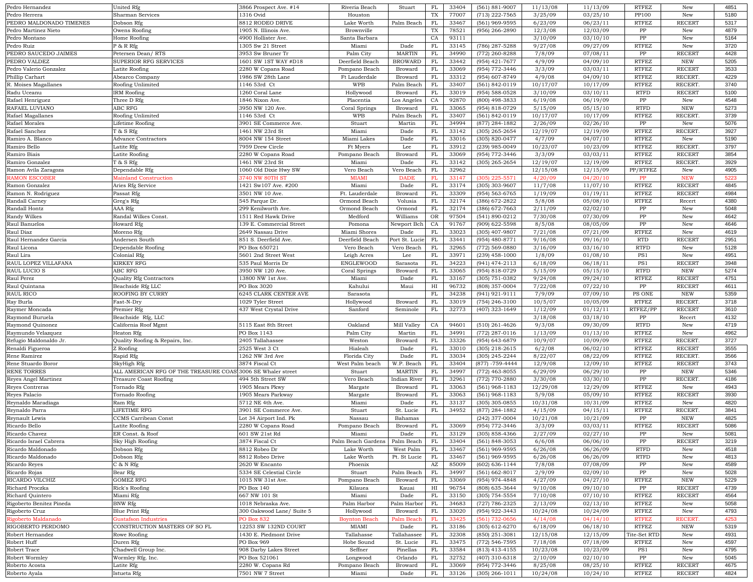| | | | | | | | | | | | | |
|---|---|---|---|---|---|---|---|---|---|---|---|---|
| Pedro Hernandez | United Rfg | 3866 Prospect Ave. #14 | Riveria Beach | Stuart | FL | 33404 | (561) 881-9007 | 11/13/08 | 11/13/09 | RTFEZ | New | 4851 |
| Pedro Herrera | Sharman Services | 1316 Ovid | Houston | | TX | 77007 | (713) 222-7565 | 3/25/09 | 03/25/10 | PP100 | New | 5180 |
| PEDRO MALDONADO TIMENES | Dobson Rfg | 8812 RODEO DRIVE | Lake Worth | Palm Beach | FL | 33467 | (561) 969-9595 | 6/23/09 | 06/23/11 | RTFEZ | RECERT | 5317 |
| Pedro Martinez Nieto | Owens Roofing | 1905 N. Illinois Ave. | Brownville | | TX | 78521 | (956) 266-2890 | 12/3/08 | 12/03/09 | PP | New | 4879 |
| Pedro Montano | Home Roofing | 4900 Hollister Ave. | Santa Barbara | | CA | 93111 | | 3/10/09 | 03/10/10 | PP | New | 5164 |
| Pedro Ruiz | P & R Rfg | 1305 Sw 21 Street | Miami | Dade | FL | 33145 | (786) 287-5288 | 9/27/08 | 09/27/09 | RTFEZ | New | 3720 |
| PEDRO SAUCEDO JAIMES | Petersen Dean/ RTS | 3953 Sw Bruner Tr | Palm City | MARTIN | FL | 34990 | (772) 260-8288 | 7/8/09 | 07/08/11 | PP | RECERT | 4428 |
| PEDRO VALDEZ | SUPERIOR RFG SERVICES | 1601 SW 1ST WAY #D18 | Deerfield Beach | BROWARD | FL | 33442 | (954) 421-7677 | 4/9/09 | 04/09/10 | RTFEZ | NEW | 5205 |
| Pedro Valerio Gonzalez | Latite Roofing | 2280 W Copans Road | Pompano Beach | Broward | FL | 33069 | (954) 772-3446 | 3/3/09 | 03/03/11 | RTFEZ | RECERT | 3533 |
| Phillip Carhart | Abearco Company | 1986 SW 28th Lane | Ft Lauderdale | Broward | FL | 33312 | (954) 607-8749 | 4/9/08 | 04/09/10 | RTFEZ | RECERT. | 4229 |
| R. Moises Magallanes | Roofing Unlimited | 1146 53rd Ct | WPB | Palm Beach | FL | 33407 | (561) 842-0119 | 10/17/07 | 10/17/09 | RTFEZ | RECERT. | 3740 |
| Radu Uceanu | IRM Roofing | 1260 Coral Lane | Hollywood | Broward | FL | 33019 | (954) 588-0528 | 3/10/09 | 03/10/11 | RTFD | RECERT | 5100 |
| Rafael Henriguez | Three D Rfg | 1846 Nixon Ave. | Placentia | Los Angeles | CA | 92870 | (800) 498-3833 | 6/19/08 | 06/19/09 | PP | New | 4548 |
| RAFAEL LUVIANO | ABC RFG | 3950 NW 120 Ave. | Coral Springs | Broward | FL | 33065 | (954) 818-0729 | 5/15/09 | 05/15/10 | RTFD | NEW | 5273 |
| Rafael Magallanes | Roofing Unlimited | 1146 53rd Ct | WPB | Palm Beach | FL | 33407 | (561) 842-0119 | 10/17/07 | 10/17/09 | RTFEZ | RECERT. | 3739 |
| Rafael Morales | Lifetime Roofing | 3901 SE Commerce Ave. | Stuart | Martin | FL | 34994 | (877) 284-1882 | 2/26/09 | 02/26/10 | PP | New | 5076 |
| Rafael Sanchez | T & S Rfg | 1461 NW 23rd St | Miami | Dade | FL | 33142 | (305) 265-2654 | 12/19/07 | 12/19/09 | RTFEZ | RECERT. | 3927 |
| Ramiro A. Blanco | Advance Contractors | 8004 NW 154 Street | Miami Lakes | Dade | FL | 33016 | (305) 820-0477 | 4/7/09 | 04/07/10 | RTFEZ | New | 5190 |
| Ramiro Bello | Latite Rfg | 7959 Drew Circle | Ft Myers | Lee | FL | 33912 | (239) 985-0049 | 10/23/07 | 10/23/09 | RTFEZ | RECERT. | 3797 |
| Ramiro Biais | Latite Roofing | 2280 W Copans Road | Pompano Beach | Broward | FL | 33069 | (954) 772-3446 | 3/3/09 | 03/03/11 | RTFEZ | RECERT | 3854 |
| Ramiro Gonzalez | T & S Rfg | 1461 NW 23rd St | Miami | Dade | FL | 33142 | (305) 265-2654 | 12/19/07 | 12/19/09 | RTFEZ | RECERT. | 3929 |
| Ramon Avila Zaragoza | Dependable Rfg | 1060 Old Dixie Hwy SW | Vero Beach | Vero Beach | FL | 32962 | | 12/15/08 | 12/15/09 | PP/RTFEZ | New | 4905 |
| RAMON ESCOBER | Mainland Construction | 3740 NW 80TH ST | MIAMI | DADE | FL | 33147 | (305) 225-5571 | 4/20/09 | 04/20/10 | PP | NEW | 5223 |
| Ramon Gonzalez | Aries Rfg Service | 1421 Sw107 Ave. #200 | Miami | Dade | FL | 33174 | (305) 303-9607 | 11/7/08 | 11/07/10 | RTFEZ | RECERT | 4845 |
| Ramon N. Rodriguez | Passat Rfg | 3501 NW 10 Ave. | Ft. Lauderdale | Broward | FL | 33309 | (954) 563-6765 | 1/19/09 | 01/19/11 | RTFEZ | RECERT | 4984 |
| Randall Carney | Greg's Rfg | 545 Parque Dr. | Ormond Beach | Volusia | FL | 32174 | (386) 672-2822 | 5/8/08 | 05/08/10 | RTFEZ | Recert | 4380 |
| Randall Hontz | AAA Rfg | 299 Kenilworth Ave. | Ormond Beach | Ormond | FL | 32174 | (386) 672-7663 | 2/11/09 | 02/02/10 | PP | New | 5048 |
| Randy Wilkes | Randal Wilkes Const. | 1511 Red Hawk Drive | Medford | Williams | OR | 97504 | (541) 890-0212 | 7/30/08 | 07/30/09 | PP | New | 4642 |
| Raul Banuelos | Howard Rfg | 139 E. Commercial Street | Pomona | Newport Bch | CA | 91767 | (909) 622-5598 | 8/5/08 | 08/05/09 | PP | New | 4646 |
| Raul Diaz | Moreno Rfg | 2649 Nassau Drive | Miami Shores | Dade | FL | 33023 | (305) 407-9807 | 7/21/08 | 07/21/09 | RTFEZ | New | 4619 |
| Raul Hernandez Garcia | Andersen South | 851 S. Deerfield Ave. | Deerfield Beach | Port St. Lucie | FL | 33441 | (954) 480-8771 | 9/16/08 | 09/16/10 | RTD | RECERT | 2951 |
| Raul Licona | Dependable Roofing | PO Box 650721 | Vero Beach | Vero Beach | FL | 32965 | (772) 569-0880 | 3/16/09 | 03/16/10 | RTFD | New | 5128 |
| Raul Lira | Colonial Rfg | 5601 2nd Street West | Leigh Acres | Lee | FL | 33971 | (239) 458-1000 | 1/8/09 | 01/08/10 | PS1 | New | 4951 |
| RAUL LOPEZ VILLAFANA | KIRKEY RFG | 535 Paul Morris Dr | ENGLEWOOD | Sarasota | FL | 34223 | (941) 474-2113 | 6/18/09 | 06/18/11 | PS1 | RECERT | 3948 |
| RAUL LUCIO S | ABC RFG | 3950 NW 120 Ave. | Coral Springs | Broward | FL | 33065 | (954) 818-0729 | 5/15/09 | 05/15/10 | RTFD | NEW | 5274 |
| Raul Perez | Quality Rfg Contractors | 13800 NW 1st Ave. | Miami | Dade | FL | 33167 | (305) 751-0382 | 9/24/08 | 09/24/10 | RTFEZ | RECERT | 4751 |
| Raul Quintana | Beachside Rfg LLC | PO Box 3020 | Kahului | Maui | HI | 96732 | (808) 357-0004 | 7/22/08 | 07/22/10 | PP | RECERT | 4611 |
| RAUL RICO | ROOFING BY CURRY | 6245 CLARK CENTER AVE | Sarasota | | FL | 34238 | (941) 921-9111 | 7/9/09 | 07/09/10 | PS ONE | NEW | 5359 |
| Ray Burla | Fast-N-Dry | 1029 Tyler Street | Hollywood | Broward | FL | 33019 | (754) 246-3100 | 10/5/07 | 10/05/09 | RTFEZ | RECERT. | 3718 |
| Raymer Moncada | Premier Rfg | 437 West Crystal Drive | Sanford | Seminole | FL | 32773 | (407) 323-1649 | 1/12/09 | 01/12/11 | RTFEZ/PP | RECERT | 3610 |
| Raymond Buruela | Beachside Rfg, LLC | | | | | | | 3/18/08 | 03/18/10 | PP | Recert | 4132 |
| Raymond Quinonez | California Roof Mgmt | 5115 East 8th Street | Oakland | Mill Valley | CA | 94601 | (510) 261-4626 | 9/3/08 | 09/30/09 | RTFD | New | 4719 |
| Raymundo Velazquez | Heaton Rfg | PO Box 1143 | Palm City | Martin | FL | 34991 | (772) 287-0116 | 1/13/09 | 01/13/10 | RTFEZ | New | 4962 |
| Refugio Maldonaldo Jr. | Quality Roofing & Repairs, Inc. | 2405 Tallahassee | Weston | Broward | FL | 33326 | (954) 643-6879 | 10/9/07 | 10/09/09 | RTFEZ | RECERT. | 3727 |
| Renaldi Figueroa | Z Roofing | 2525 West 3 Ct | Hialeah | Dade | FL | 33010 | (305) 218-2615 | 6/2/08 | 06/02/10 | RTFEZ | RECERT. | 3555 |
| Rene Ramirez | Rapid Rfg | 1262 NW 3rd Ave | Florida City | Dade | FL | 33034 | (305) 245-2244 | 8/22/07 | 08/22/09 | RTFEZ | RECERT. | 3566 |
| Rene Stuardo Boror | SkyHigh Rfg | 3874 Fiscal Ct | West Palm beach | W.P. Beach | FL | 33404 | (877) -759-4444 | 12/9/08 | 12/09/10 | RTFEZ | RECERT. | 3743 |
| RENE TORRES | ALL AMERICAN RFG OF THE TREASURE COAST | 3006 SE Whaler street | Stuart | MARTIN | FL | 34997 | (772) 463-8055 | 6/29/09 | 06/29/10 | PP | NEW | 5346 |
| Reyes Angel Martinez | Treasure Coast Roofing | 494 5th Street SW | Vero Beach | Indian River | FL | 32961 | (772) 770-2880 | 3/30/08 | 03/30/10 | PP | RECERT. | 4186 |
| Reyes Contreras | Tornado Rfg | 1905 Mears Pkwy | Margate | Broward | FL | 33063 | (561) 968-1183 | 12/29/08 | 12/29/09 | RTFEZ | New | 4943 |
| Reyes Palacio | Tornado Roofing | 1905 Mears Parkway | Margate | Broward | FL | 33063 | (561) 968-1183 | 5/9/08 | 05/09/10 | RTFEZ | RECERT | 3930 |
| Reynaldo Maradiaga | Ram Rfg | 5712 NE 4th Ave. | Miami | Dade | FL | 33137 | (305) 305-0855 | 10/31/08 | 10/31/09 | RTFEZ | New | 4820 |
| Reynaldo Parra | LIFETIME RFG | 3901 SE Commerce Ave. | Stuart | St. Lucie | FL | 34952 | (877) 284-1882 | 4/15/09 | 04/15/11 | RTFEZ | RECERT. | 3841 |
| Reynault Lewis | CCMS Carribean Const | Lot 34 Airport Ind. Pk | Nassau | Bahamas | | | (242) 377-0004 | 10/21/08 | 10/21/09 | PP | NEW | 4825 |
| Ricardo Bello | Latite Roofing | 2280 W Copans Road | Pompano Beach | Broward | FL | 33069 | (954) 772-3446 | 3/3/09 | 03/03/11 | RTFEZ | RECERT | 5086 |
| Ricardo Chavez | ER Const. & Roof | 601 SW 21st Rd | Miami | Dade | FL | 33129 | (305) 858-4366 | 2/27/09 | 02/27/10 | PP | New | 5081 |
| Ricardo Israel Cabrera | Sky High Roofing | 3874 Fiscal Ct | Palm Beach Gardens | Palm Beach | FL | 33404 | (561) 848-3053 | 6/6/08 | 06/06/10 | PP | RECERT | 3219 |
| Ricardo Maldonado | Dobson Rfg | 8812 Robeo Dr | Lake Worth | West Palm | FL | 33467 | (561) 969-9595 | 6/26/08 | 06/26/09 | RTFD | New | 4518 |
| Ricardo Maldonado | Dobson Rfg | 8812 Robeo Drive | Lake Worth | Pt. St Lucie | FL | 33467 | (561) 969-9595 | 6/26/08 | 06/26/09 | RTFD | New | 4813 |
| Ricardo Reyes | C & N Rfg | 2620 W Encanto | Phoenix | | AZ | 85009 | (602) 636-1144 | 7/8/08 | 07/08/09 | PP | New | 4589 |
| Ricardo Rojas | Bear Rfg | 5334 SE Celestial Circle | Stuart | Palm Beach | FL | 34997 | (561) 662-8017 | 2/9/09 | 02/09/10 | PP | New | 5028 |
| RICARDO VILCHIZ | GOMEZ RFG | 1015 NW 31st Ave. | Pompano Beach | Broward | FL | 33069 | (954) 974-4848 | 4/27/09 | 04/27/10 | RTFEZ | NEW | 5229 |
| Richard Proczka | Rick's Roofing | PO Box 140 | Kilauea | Kauai | HI | 96754 | (808) 635-3644 | 9/10/08 | 09/10/10 | PP | RECERT | 4739 |
| Richard Quintero | Miami Rfg | 667 NW 101 St | Miami | Dade | FL | 33150 | (305) 754-5554 | 7/10/08 | 07/10/10 | RTFEZ | RECERT | 4564 |
| Rigoberto Benitez Pineda | BNW Rfg | 1018 Nebraska Ave. | Palm Harbor | Palm Harbor | FL | 34683 | (727) 786-2325 | 2/13/09 | 02/13/10 | RTFEZ | New | 5058 |
| Rigoberto Cruz | Blue Print Rfg | 300 Oakwood Lane/ Suite 5 | Hollywood | Broward | FL | 33020 | (954) 922-3443 | 10/24/08 | 10/24/09 | RTFEZ | New | 4793 |
| Rigoberto Maldanado | Gustafson Industries | PO Box 832 | Boynton Beach | Palm Beach | FL | 33425 | (561) 732-0656 | 4/14/08 | 04/14/10 | RTFEZ | RECERT. | 4253 |
| RIGOBERTO PERDOMO | CONSTRUCTION MASTERS OF SO FL | 12253 SW 132ND COURT | MIAMI | Dade | FL | 33186 | (305) 612-6270 | 6/18/09 | 06/18/10 | RTFEZ | NEW | 5319 |
| Robert Hernandez | Rowe Roofing | 1430 E. Piedmont Drive | Tallahassee | Tallahassee | FL | 32308 | (850) 251-3081 | 12/15/08 | 12/15/09 | Tite-Set RTD | New | 4931 |
| Robert Huff | Duren Rfg | PO Box 969 | Hobe Sound | St. Lucie | FL | 33475 | (772) 546-7595 | 7/18/08 | 07/18/09 | RTFEZ | New | 4597 |
| Robert Trace | Chadwell Group Inc. | 908 Darby Lakes Street | Seffner | Pinellas | FL | 33584 | (813) 413-4155 | 10/23/08 | 10/23/09 | PS1 | New | 4795 |
| Robert Wormley | Wormley Rfg. Inc. | PO Box 521061 | Longwood | Orlando | FL | 32752 | (407) 310-6318 | 2/10/09 | 02/10/10 | PP | New | 5045 |
| Roberto Acosta | Latite Rfg | 2280 W. Copans Rd | Pompano Beach | Broward | FL | 33069 | (954) 772-3446 | 8/25/08 | 08/25/10 | RTFEZ | RECERT | 4675 |
| Roberto Ayala | Istueta Rfg | 7501 NW 7 Street | Miami | Dade | FL | 33126 | (305) 266-1011 | 10/24/08 | 10/24/10 | RTFEZ | RECERT | 4824 |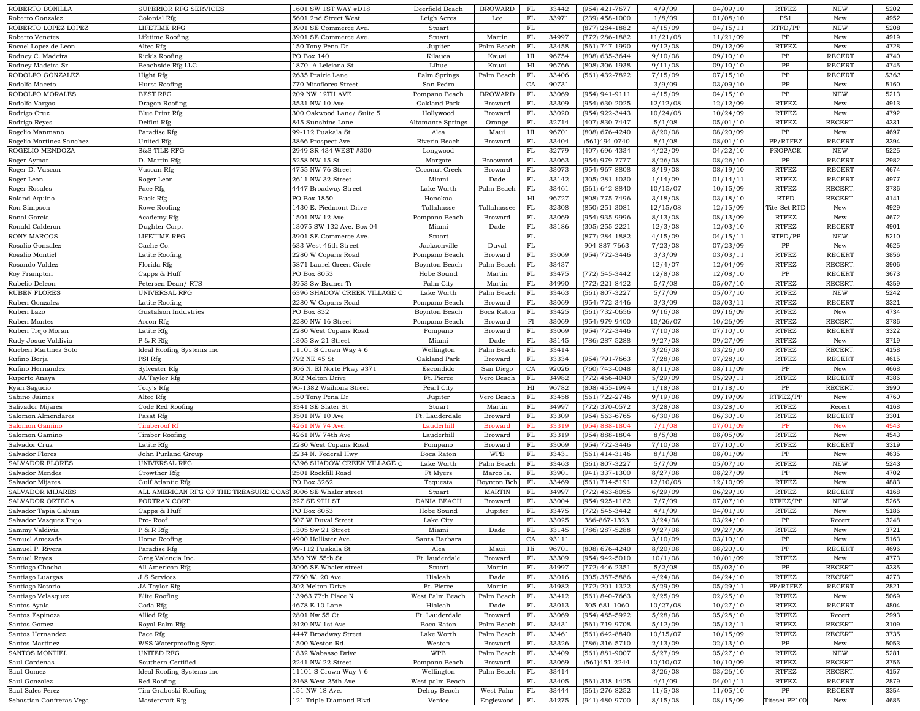| | | | | | | | | | | | | |
|---|---|---|---|---|---|---|---|---|---|---|---|---|
| ROBERTO BONILLA | SUPERIOR RFG SERVICES | 1601 SW 1ST WAY #D18 | Deerfield Beach | BROWARD | FL | 33442 | (954) 421-7677 | 4/9/09 | 04/09/10 | RTFEZ | NEW | 5202 |
| Roberto Gonzalez | Colonial Rfg | 5601 2nd Street West | Leigh Acres | Lee | FL | 33971 | (239) 458-1000 | 1/8/09 | 01/08/10 | PS1 | New | 4952 |
| ROBERTO LOPEZ LOPEZ | LIFETIME RFG | 3901 SE Commerce Ave. | Stuart | | FL | | (877) 284-1882 | 4/15/09 | 04/15/11 | RTFD/PP | NEW | 5208 |
| Roberto Venetes | Lifetime Roofing | 3901 SE Commerce Ave. | Stuart | Martin | FL | 34997 | (772) 286-1882 | 11/21/08 | 11/21/09 | PP | New | 4919 |
| Rocael Lopez de Leon | Altec Rfg | 150 Tony Pena Dr | Jupiter | Palm Beach | FL | 33458 | (561) 747-1990 | 9/12/08 | 09/12/09 | RTFEZ | New | 4728 |
| Rodney C. Madeira | Rick's Roofing | PO Box 140 | Kilauea | Kauai | HI | 96754 | (808) 635-3644 | 9/10/08 | 09/10/10 | PP | RECERT | 4740 |
| Rodney Madeira Sr. | Beachside Rfg LLC | 1870- A Leleiona St | Lihue | Kauai | HI | 96766 | (808) 306-1938 | 9/11/08 | 09/10/10 | PP | RECERT | 4745 |
| RODOLFO GONZALEZ | Hight Rfg | 2635 Prairie Lane | Palm Springs | Palm Beach | FL | 33406 | (561) 432-7822 | 7/15/09 | 07/15/10 | PP | RECERT | 5363 |
| Rodolfo Maceto | Hurst Roofing | 770 Miraflores Street | San Pedro | | CA | 90731 | | 3/9/09 | 03/09/10 | PP | New | 5160 |
| RODOLFO MORALES | BEST RFG | 209 NW 12TH AVE | Pompano Beach | BROWARD | FL | 33069 | (954) 941-9111 | 4/15/09 | 04/15/10 | PP | NEW | 5213 |
| Rodolfo Vargas | Dragon Roofing | 3531 NW 10 Ave. | Oakland Park | Broward | FL | 33309 | (954) 630-2025 | 12/12/08 | 12/12/09 | RTFEZ | New | 4913 |
| Rodrigo Cruz | Blue Print Rfg | 300 Oakwood Lane/ Suite 5 | Hollywood | Broward | FL | 33020 | (954) 922-3443 | 10/24/08 | 10/24/09 | RTFEZ | New | 4792 |
| Rodrigo Reyes | Delfini Rfg | 845 Sunshine Lane | Altamante Springs | Orange | FL | 32714 | (407) 830-7447 | 5/1/08 | 05/01/10 | RTFEZ | RECERT. | 4331 |
| Rogelio Manmano | Paradise Rfg | 99-112 Puakala St | Alea | Maui | HI | 96701 | (808) 676-4240 | 8/20/08 | 08/20/09 | PP | New | 4697 |
| Rogelio Martinez Sanchez | United Rfg | 3866 Prospect Ave | Riveria Beach | Broward | FL | 33404 | (561)494-0740 | 8/1/08 | 08/01/10 | PP/RTFEZ | RECERT | 3394 |
| ROGELIO MENDOZA | S&S TILE RFG | 2949 SR 434 WEST #300 | Longwood | | FL | 32779 | (407) 696-4334 | 4/22/09 | 04/22/10 | PROPACK | NEW | 5225 |
| Roger Aymar | D. Martin Rfg | 5258 NW 15 St | Margate | Braoward | FL | 33063 | (954) 979-7777 | 8/26/08 | 08/26/10 | PP | RECERT | 2982 |
| Roger D. Vuscan | Vuscan Rfg | 4755 NW 76 Street | Coconut Creek | Broward | FL | 33073 | (954) 967-8808 | 8/19/08 | 08/19/10 | RTFEZ | RECERT | 4674 |
| Roger Leon | Roger Leon | 2611 NW 32 Street | Miami | Dade | FL | 33142 | (305) 281-1030 | 1/14/09 | 01/14/11 | RTFEZ | RECERT | 4977 |
| Roger Rosales | Pace Rfg | 4447 Broadway Street | Lake Worth | Palm Beach | FL | 33461 | (561) 642-8840 | 10/15/07 | 10/15/09 | RTFEZ | RECERT. | 3736 |
| Roland Aquino | Buck Rfg | PO Box 1850 | Honokaa | | HI | 96727 | (808) 775-7496 | 3/18/08 | 03/18/10 | RTFD | RECERT. | 4141 |
| Ron Simpson | Rowe Roofing | 1430 E. Piedmont Drive | Tallahasse | Tallahassee | FL | 32308 | (850) 251-3081 | 12/15/08 | 12/15/09 | Tite-Set RTD | New | 4929 |
| Ronal Garcia | Academy Rfg | 1501 NW 12 Ave. | Pompano Beach | Broward | FL | 33069 | (954) 935-9996 | 8/13/08 | 08/13/09 | RTFEZ | New | 4672 |
| Ronald Calderon | Dughter Corp. | 13075 SW 132 Ave. Box 04 | Miami | Dade | FL | 33186 | (305) 255-2221 | 12/3/08 | 12/03/10 | RTFEZ | RECERT | 4901 |
| RONY MARCOS | LIFETIME RFG | 3901 SE Commerce Ave. | Stuart | | FL | | (877) 284-1882 | 4/15/09 | 04/15/11 | RTFD/PP | NEW | 5210 |
| Rosalio Gonzalez | Cache Co. | 633 West 46th Street | Jacksonville | Duval | FL | | 904-887-7663 | 7/23/08 | 07/23/09 | PP | New | 4625 |
| Rosalio Montiel | Latite Roofing | 2280 W Copans Road | Pompano Beach | Broward | FL | 33069 | (954) 772-3446 | 3/3/09 | 03/03/11 | RTFEZ | RECERT | 3856 |
| Rosando Valdez | Florida Rfg | 5871 Laurel Green Circle | Boynton Beach | Palm Beach | FL | 33437 | | 12/4/07 | 12/04/09 | RTFEZ | RECERT. | 3906 |
| Roy Frampton | Capps & Huff | PO Box 8053 | Hobe Sound | Martin | FL | 33475 | (772) 545-3442 | 12/8/08 | 12/08/10 | PP | RECERT | 3673 |
| Rubelio Deleon | Petersen Dean/ RTS | 3953 Sw Bruner Tr | Palm City | Martin | FL | 34990 | (772) 221-8422 | 5/7/08 | 05/07/10 | RTFEZ | RECERT. | 4359 |
| RUBEN FLORES | UNIVERSAL RFG | 6396 SHADOW CREEK VILLAGE C | Lake Worth | Palm Beach | FL | 33463 | (561) 807-3227 | 5/7/09 | 05/07/10 | RTFEZ | NEW | 5242 |
| Ruben Gonzalez | Latite Roofing | 2280 W Copans Road | Pompano Beach | Broward | FL | 33069 | (954) 772-3446 | 3/3/09 | 03/03/11 | RTFEZ | RECERT | 3321 |
| Ruben Lazo | Gustafson Industries | PO Box 832 | Boynton Beach | Boca Raton | FL | 33425 | (561) 732-0656 | 9/16/08 | 09/16/09 | RTFEZ | New | 4734 |
| Ruben Montes | Arcon Rfg | 2280 NW 16 Street | Pompano Beach | Broward | Fl | 33069 | (954) 979-9400 | 10/26/07 | 10/26/09 | RTFEZ | RECERT. | 3786 |
| Ruben Trejo Moran | Latite Rfg | 2280 West Copans Road | Pompano | Broward | FL | 33069 | (954) 772-3446 | 7/10/08 | 07/10/10 | RTFEZ | RECERT | 3322 |
| Rudy Josue Valdivia | P & R Rfg | 1305 Sw 21 Street | Miami | Dade | FL | 33145 | (786) 287-5288 | 9/27/08 | 09/27/09 | RTFEZ | New | 3719 |
| Rueben Martinez Soto | Ideal Roofing Systems inc | 11101 S Crown Way # 6 | Wellington | Palm Beach | FL | 33414 | | 3/26/08 | 03/26/10 | RTFEZ | RECERT. | 4158 |
| Rufino Borja | PSI Rfg | 792 NE 45 St | Oakland Park | Broward | FL | 33334 | (954) 791-7663 | 7/28/08 | 07/28/10 | RTFEZ | RECERT | 4615 |
| Rufino Hernandez | Sylvester Rfg | 306 N. El Norte Pkwy #371 | Escondido | San Diego | CA | 92026 | (760) 743-0048 | 8/11/08 | 08/11/09 | PP | New | 4668 |
| Ruperto Anaya | JA Taylor Rfg | 302 Melton Drive | Ft. Pierce | Vero Beach | FL | 34982 | (772) 466-4040 | 5/29/09 | 05/29/11 | RTFEZ | RECERT | 4386 |
| Ryan Sagucio | Tory's Rfg | 96-1382 Waihona Street | Pearl City | | HI | 96782 | (808) 455-1994 | 1/18/08 | 01/18/10 | PP | RECERT. | 3990 |
| Sabino Jaimes | Altec Rfg | 150 Tony Pena Dr | Jupiter | Vero Beach | FL | 33458 | (561) 722-2746 | 9/19/08 | 09/19/09 | RTFEZ/PP | New | 4760 |
| Salivador Mijares | Code Red Roofing | 3341 SE Slater St | Stuart | Martin | FL | 34997 | (772) 370-0572 | 3/28/08 | 03/28/10 | RTFEZ | Recert | 4168 |
| Salomon Almendarez | Pasat Rfg | 3501 NW 10 Ave | Ft. Lauderdale | Broward | FL | 33309 | (954) 563-6765 | 6/30/08 | 06/30/10 | RTFEZ | RECERT | 3301 |
| Salomon Gamino | Timberoof Rf | 4261 NW 74 Ave. | Lauderhill | Broward | FL | 33319 | (954) 888-1804 | 7/1/08 | 07/01/09 | PP | New | 4543 |
| Salomon Gamino | Timber Roofing | 4261 NW 74th Ave | Lauderhill | Broward | FL | 33319 | (954) 888-1804 | 8/5/08 | 08/05/09 | RTFEZ | New | 4543 |
| Salvador Cruz | Latite Rfg | 2280 West Copans Road | Pompano | Broward | FL | 33069 | (954) 772-3446 | 7/10/08 | 07/10/10 | RTFEZ | RECERT | 3319 |
| Salvador Flores | John Purland Group | 2234 N. Federal Hwy | Boca Raton | WPB | FL | 33431 | (561) 414-3146 | 8/1/08 | 08/01/09 | PP | New | 4635 |
| SALVADOR FLORES | UNIVERSAL RFG | 6396 SHADOW CREEK VILLAGE C | Lake Worth | Palm Beach | FL | 33463 | (561) 807-3227 | 5/7/09 | 05/07/10 | RTFEZ | NEW | 5243 |
| Salvador Mendez | Crowther Rfg | 2501 Rockfill Road | Ft Myers | Marco Is. | FL | 33901 | (941) 337-1300 | 8/27/08 | 08/27/09 | PP | New | 4702 |
| Salvador Mijares | Gulf Atlantic Rfg | PO Box 3262 | Tequesta | Boynton Bch | FL | 33469 | (561) 714-5191 | 12/10/08 | 12/10/09 | RTFEZ | New | 4883 |
| SALVADOR MIJARES | ALL AMERICAN RFG OF THE TREASURE COAS | 3006 SE Whaler street | Stuart | MARTIN | FL | 34997 | (772) 463-8055 | 6/29/09 | 06/29/10 | RTFEZ | RECERT | 4168 |
| SALVADOR ORTEGA | FORTRAN CORP. | 227 SE 9TH ST | DANIA BEACH | Broward | FL | 33004 | (954) 925-1182 | 7/7/09 | 07/07/10 | RTFEZ/PP | NEW | 5265 |
| Salvador Tapia Galvan | Capps & Huff | PO Box 8053 | Hobe Sound | Jupiter | FL | 33475 | (772) 545-3442 | 4/1/09 | 04/01/10 | RTFEZ | New | 5186 |
| Salvador Vasquez Trejo | Pro- Roof | 507 W Duval Street | Lake City | | FL | 33025 | 386-867-1323 | 3/24/08 | 03/24/10 | PP | Recert | 3248 |
| Sammy Valdivia | P & R Rfg | 1305 Sw 21 Street | Miami | Dade | FL | 33145 | (786) 287-5288 | 9/27/08 | 09/27/09 | RTFEZ | New | 3721 |
| Samuel Amezada | Home Roofing | 4900 Hollister Ave. | Santa Barbara | | CA | 93111 | | 3/10/09 | 03/10/10 | PP | New | 5163 |
| Samuel P. Rivera | Paradise Rfg | 99-112 Puakala St | Alea | Maui | Hi | 96701 | (808) 676-4240 | 8/20/08 | 08/20/10 | PP | RECERT | 4696 |
| Samuel Reyes | Greg Valencia Inc. | 350 NW 55th St | Ft. lauderdale | Broward | FL | 33309 | (954) 942-5010 | 10/1/08 | 10/01/09 | RTFEZ | New | 4773 |
| Santiago Chacha | All American Rfg | 3006 SE Whaler street | Stuart | Martin | FL | 34997 | (772) 446-2351 | 5/2/08 | 05/02/10 | PP | RECERT. | 4335 |
| Santiago Luargas | J S Services | 7760 W. 20 Ave. | Hialeah | Dade | FL | 33016 | (305) 387-5886 | 4/24/08 | 04/24/10 | RTFEZ | RECERT. | 4273 |
| Santiago Notario | JA Taylor Rfg | 302 Melton Drive | Ft. Pierce | Martin | FL | 34982 | (772) 201-1322 | 5/29/09 | 05/29/11 | PP/RTFEZ | RECERT | 2821 |
| Santiago Velasquez | Elite Roofing | 13963 77th Place N | West Palm Beach | Palm Beach | FL | 33412 | (561) 840-7663 | 2/25/09 | 02/25/10 | RTFEZ | New | 5069 |
| Santos Ayala | Coda Rfg | 4678 E 10 Lane | Hialeah | Dade | FL | 33013 | 305-681-1060 | 10/27/08 | 10/27/10 | RTFEZ | RECERT | 4804 |
| Santos Espinoza | Allied Rfg | 2801 Nw 55 Ct | Ft. Lauderdale | Broward | FL | 33069 | (954) 485-5922 | 5/28/08 | 05/28/10 | RTFEZ | Recert | 2993 |
| Santos Gomez | Royal Palm Rfg | 2420 NW 1st Ave | Boca Raton | Palm Beach | FL | 33431 | (561) 719-9708 | 5/12/09 | 05/12/11 | RTFEZ | RECERT. | 3109 |
| Santos Hernandez | Pace Rfg | 4447 Broadway Street | Lake Worth | Palm Beach | FL | 33461 | (561) 642-8840 | 10/15/07 | 10/15/09 | RTFEZ | RECERT. | 3735 |
| Santos Martinez | WSS Waterproofing Syst. | 1500 Weston Rd. | Weston | Broward | FL | 33326 | (786) 316-5710 | 2/13/09 | 02/13/10 | PP | New | 5053 |
| SANTOS MONTIEL | UNITED RFG | 1832 Wabasso Drive | WPB | Palm Beach | FL | 33409 | (561) 881-9007 | 5/27/09 | 05/27/10 | RTFEZ | NEW | 5281 |
| Saul Cardenas | Southern Certified | 2241 NW 22 Street | Pompano Beach | Broward | FL | 33069 | (561)451-2244 | 10/10/07 | 10/10/09 | RTFEZ | RECERT. | 3756 |
| Saul Gomez | Ideal Roofing Systems inc | 11101 S Crown Way # 6 | Wellington | Palm Beach | FL | 33414 | | 3/26/08 | 03/26/10 | RTFEZ | RECERT. | 4157 |
| Saul Gonzalez | Red Roofing | 2468 West 25th Ave. | West palm Beach | | FL | 33405 | (561) 318-1425 | 4/1/09 | 04/01/11 | RTFEZ | RECERT | 2879 |
| Saul Sales Perez | Tim Graboski Roofing | 151 NW 18 Ave. | Delray Beach | West Palm | FL | 33444 | (561) 276-8252 | 11/5/08 | 11/05/10 | PP | RECERT | 3354 |
| Sebastian Confreras Vega | Mastercraft Rfg | 121 Triple Diamond Blvd | Venice | Englewood | FL | 34275 | (941) 480-9700 | 8/15/08 | 08/15/09 | Titeset PP100 | New | 4685 |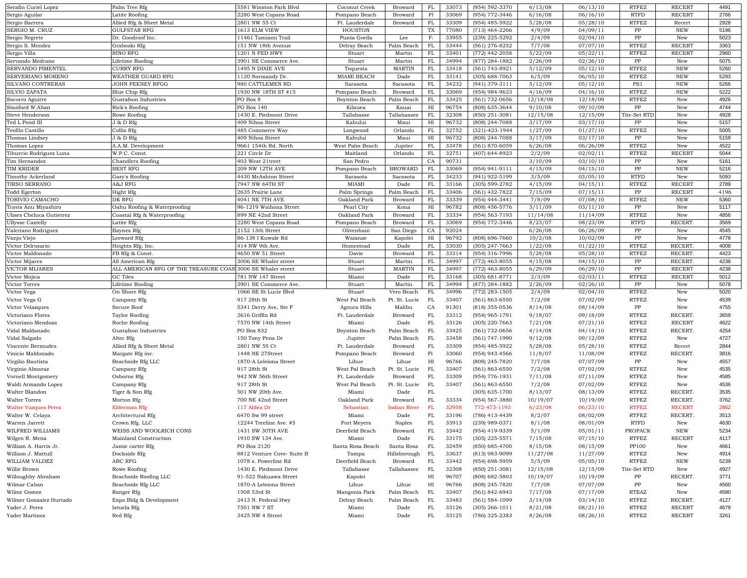| | | | | | | | | | | | | |
|---|---|---|---|---|---|---|---|---|---|---|---|---|
| Serafin Curiel Lopez | Palm Tree Rfg | 5581 Winston Park Blvd | Coconut Creek | Broward | FL | 33073 | (954) 592-3370 | 6/13/08 | 06/13/10 | RTFEZ | RECERT | 4491 |
| Sergio Aguilar | Latite Roofing | 2280 West Copans Road | Pompano Beach | Broward | Fl | 33069 | (954) 772-3446 | 6/16/08 | 06/16/10 | RTFD | RECERT | 2766 |
| Sergio Barrera | Allied Rfg & Sheet Metal | 2801 NW 55 Ct | Ft. Lauderdale | Broward | FL | 33309 | (954) 485-5922 | 5/28/08 | 05/28/10 | RTFEZ | Recert | 2928 |
| SERGIO M. CRUZ | GULFSTAR RFG | 1613 ELM VIEW | HOUSTON | | TX | 77080 | (713) 464-2266 | 4/9/09 | 04/09/11 | PP | NEW | 5196 |
| Sergio Negrete | Dr. Goodroof Inc. | 11461 Tamiami Trail | Punta Gorda | Lee | F: | 33955 | (239) 225-5292 | 2/4/09 | 02/04/10 | PP | New | 5023 |
| Sergio S. Mendez | Graboski Rfg | 151 NW 18th Avenue | Delray Beach | Palm Beach | FL | 33444 | (561) 276-8252 | 7/7/08 | 07/07/10 | RTFEZ | RECERT | 3363 |
| Sergio Villa | RINO RFG | 1201 N FED HWY | Stuart | Martin | FL | 33401 | (772) 442-2058 | 5/22/09 | 05/22/11 | RTFEZ | RECERT | 2960 |
| Servando Medrano | Lifetime Roofing | 3901 SE Commerce Ave. | Stuart | Martin | FL | 34994 | (877) 284-1882 | 2/26/09 | 02/26/10 | PP | New | 5075 |
| SERVANDO PIMENTEL | CURRY RFG | 1495 N DIXIE AVE | Tequesta | MARTIN | FL | 33418 | (561) 743-8921 | 5/12/09 | 05/12/10 | RTFEZ | NEW | 5260 |
| SERVERIANO MORENO | WEATHER GUARD RFG | 1120 Normandy Dr. | MIAMI BEACH | Dade | FL | 33141 | (305) 688-7063 | 6/5/09 | 06/05/10 | RTFEZ | NEW | 5293 |
| SILVANO CONTRERAS | JOHN FEENEY RFGG | 980 CATTLEMEN RD | Sarasota | Sarasota | FL | 34232 | (941) 379-3111 | 5/12/09 | 05/12/10 | PS1 | NEW | 5266 |
| SILVIO ZAPATA | Blue Chip Rfg | 1930 NW 18TH ST #15 | Pompano Beach | Broward | FL | 33069 | (954) 984-9633 | 4/16/09 | 04/16/10 | RTFEZ | NEW | 5222 |
| Socorro Aguirre | Gustafson Industries | PO Box 8 | Boynton Beach | Palm Beach | FL | 33425 | (561) 732-0656 | 12/18/08 | 12/18/09 | RTFEZ | New | 4926 |
| Stanford W.Aban | Rick's Roofing | PO Box 140 | Kilauea | Kauai | HI | 96754 | (808) 635-3644 | 9/10/08 | 09/10/09 | PP | New | 4744 |
| Steve Henderson | Rowe Roofing | 1430 E. Piedmont Drive | Tallahasse | Tallahassee | FL | 32308 | (850) 251-3081 | 12/15/08 | 12/15/09 | Tite-Set RTD | New | 4928 |
| Ted L Pond III | J & D Rfg | 409 Nihoa Street | Kahului | Maui | HI | 96732 | (808) 244-7088 | 3/17/09 | 03/17/10 | PP | New | 5157 |
| Teofilo Castillo | Collis Rfg | 485 Commerce Way | Longwood | Orlando | FL | 32752 | (321)-423-1944 | 1/27/09 | 01/27/10 | RTFEZ | New | 5005 |
| Thomas Lindsey | J & D Rfg | 409 Nihoa Street | Kahului | Maui | HI | 96732 | (808) 244-7088 | 3/17/09 | 03/17/10 | PP | New | 5159 |
| Thomas Lopez | A.A.M. Development | 9661 154th Rd. North | West Palm Beach | Jupiter | FL | 33478 | (561) 870-6059 | 6/26/08 | 06/26/09 | RTFEZ | New | 4522 |
| Tiburcio Rodriguez Luna | W.P.C. Const. | 221 Circle Dr | Maitland | Orlando | FL | 32751 | (407) 644-8923 | 2/2/09 | 02/02/11 | RTFEZ | RECERT | 5044 |
| Tim Hernandez | Chandlers Roofing | 403 West 21treet | San Pedro | | CA | 90731 | | 3/10/09 | 03/10/10 | PP | New | 5161 |
| TIM KRIDER | BEST RFG | 209 NW 12TH AVE | Pompano Beach | BROWARD | FL | 33069 | (954) 941-9111 | 4/15/09 | 04/15/10 | PP | NEW | 5216 |
| Timothy Ackerland | Gary's Roofing | 4430 McAshton Street | Sarasota | Sarasota | FL | 34233 | (941) 922-5199 | 3/5/09 | 03/05/10 | RTFD | New | 5093 |
| TIRSO SERRANO | A&J RFG | 7947 NW 64TH ST | MIAMI | Dade | FL | 33166 | (305) 599-2782 | 4/15/09 | 04/15/11 | RTFEZ | RECERT | 2789 |
| Todd Egerton | Hight Rfg | 2635 Prairie Lane | Palm Springs | Palm Beach | FL | 33406 | (561) 432-7822 | 7/15/09 | 07/15/11 | PP | RECERT | 4196 |
| TORIVIO CAMACHO | DK RFG | 4041 NE 7TH AVE | Oakland Park | Broward | FL | 33339 | (954) 444-3441 | 7/8/09 | 07/08/10 | RTFEZ | NEW | 5360 |
| Travis Anu Miyashiro | Oahu Roofing & Waterproofing | 96-1219 Waihona Street | Pearl City | Kona | HI | 96782 | (808) 456-5776 | 3/11/09 | 03/11/10 | PP | New | 5117 |
| Ulises Cheluca Gutierrez | Coastal Rfg & Waterproofing | 899 NE 42nd Street | Oakland Park | Broward | FL | 33334 | (954) 563-7193 | 11/14/08 | 11/14/09 | RTFEZ | New | 4856 |
| Ullysse Castelly | Latite Rfg | 2280 West Copans Road | Pompano Beach | Broward | FL | 33069 | (954) 772-3446 | 8/23/07 | 08/23/09 | RTFD | RECERT. | 3569 |
| Valeriano Rodriguez | Baynes Rfg | 2152 13th Street | Olivenhain | San Diego | CA | 92024 | | 6/26/08 | 06/26/09 | PP | New | 4545 |
| Vanjo Viejo | Leeward Rfg | 86-138 I Kuwale Rd | Waianae | Kapolei | HI | 96792 | (808) 696-7660 | 10/2/08 | 10/02/09 | PP | New | 4778 |
| Victor Delrosario | Heights Rfg. Inc. | 414 NW 9th Ave. | Homestead | Dade | FL | 33030 | (305) 247-7663 | 1/22/08 | 01/22/10 | RTFEZ | RECERT. | 4008 |
| Victor Maldonado | FB Rfg & Const. | 4650 SW 51 Street | Davie | Broward | FL | 33314 | (954) 316-7996 | 5/28/08 | 05/28/10 | RTFEZ | RECERT. | 4423 |
| Victor Mijares | All American Rfg | 3006 SE Whaler street | Stuart | Martin | FL | 34997 | (772) 463-8055 | 4/15/08 | 04/15/10 | PP | RECERT. | 4238 |
| VICTOR MIJARES | ALL AMERICAN RFG OF THE TREASURE COAST | 3006 SE Whaler street | Stuart | MARTIN | FL | 34997 | (772) 463-8055 | 6/29/09 | 06/29/10 | PP | RECERT | 4238 |
| Victor Mojica | GC Tiles | 781 NW 147 Street | Miami | Dade | FL | 33168 | (305) 681-8771 | 2/3/09 | 02/03/11 | RTFEZ | RECERT | 5012 |
| Victor Torres | Lifetime Roofing | 3901 SE Commerce Ave. | Stuart | Martin | FL | 34994 | (877) 284-1882 | 2/26/09 | 02/26/10 | PP | New | 5078 |
| Victor Vega | On Shore Rfg | 1066 SE St Lucie Blvd | Stuart | Vero Beach | FL | 34996 | (772) 283-1505 | 2/4/09 | 02/04/10 | RTFEZ | New | 5020 |
| Victor Vega G | Campany Rfg | 917 28th St | West Pal Beach | Pt. St. Lucie | FL | 33407 | (561) 863-6550 | 7/2/08 | 07/02/09 | RTFEZ | New | 4539 |
| Victor Velazques | Secure Roof | 5341 Derry Ave, Ste F | Agoura Hills | Malibu | CA | 91301 | (818) 355-0536 | 8/14/08 | 08/14/09 | PP | New | 4755 |
| Victoriano Flores | Taylor Roofing | 2616 Griffin Rd | Ft. Lauderdale | Broward | FL | 33312 | (954) 965-1791 | 9/18/07 | 09/18/09 | RTFEZ | RECERT. | 3659 |
| Victoriano Mendoza | Roche Roofing | 7570 NW 14th Street | Miami | Dade | FL | 33126 | (305) 220-7663 | 7/21/08 | 07/21/10 | RTFEZ | RECERT | 4622 |
| Vidal Maldanado | Gustafson Industries | PO Box 832 | Boynton Beach | Palm Beach | FL | 33425 | (561) 732-0656 | 4/14/08 | 04/14/10 | RTFEZ | RECERT. | 4254 |
| Vidal Salgado | Altec Rfg | 150 Tony Pena Dr | Jupiter | Palm Beach | FL | 33458 | (561) 747-1990 | 9/12/08 | 09/12/09 | RTFEZ | New | 4727 |
| Vincente Bermudes | Allied Rfg & Sheet Metal | 2801 NW 55 Ct | Ft. Lauderdale | Broward | FL | 33309 | (954) 485-5922 | 5/28/08 | 05/28/10 | RTFEZ | Recert | 2844 |
| Vinicio Maldonado | Margate Rfg inc. | 1448 NE 27Street | Pompano Beach | Broward | Fl | 33060 | (954) 943-4566 | 11/8/07 | 11/08/09 | RTFEZ | RECERT. | 3816 |
| Virgilio Bautista | Beachside Rfg LLC | 1870-A Leleiona Street | Lihue | Lihue | HI | 96766 | (808) 245-7820 | 7/7/08 | 07/07/09 | PP | New | 4557 |
| Virginio Almaraz | Campany Rfg | 917 28th St | West Pal Beach | Pt. St. Lucie | FL | 33407 | (561) 863-6550 | 7/2/08 | 07/02/09 | RTFEZ | New | 4535 |
| Vornell Montgomery | Osborne Rfg | 942 NW 56th Street | Ft. Lauderdale | Broward | FL | 33309 | (954) 776-1931 | 7/11/08 | 07/11/09 | RTFEZ | New | 4585 |
| Waldi Armando Lopez | Campany Rfg | 917 28th St | West Pal Beach | Pt. St. Lucie | FL | 33407 | (561) 863-6550 | 7/2/08 | 07/02/09 | RTFEZ | New | 4536 |
| Walter Blandon | Tiger & Son Rfg | 501 NW 20th Ave. | Miami | Dade | FL | | (305) 635-1700 | 8/13/07 | 08/13/09 | RTFEZ | RECERT. | 3535 |
| Walter Torres | Morton Rfg | 700 NE 42nd Street | Oakland Park | Broward | FL | 33334 | (954) 567-3880 | 10/19/07 | 10/19/09 | RTFEZ | RECERT. | 3762 |
| Walter Vazques Perez | Elderman Rfg | 117 Aldea Dr | Sebastian | Indian River | FL | 32958 | 772-473-1193 | 6/23/08 | 06/23/10 | RTFEZ | RECERT | 2862 |
| Walter W. Celaya | Architectural Rfg | 6470 Sw 99 street | Miami | Dade | FL | 33196 | (786) 413-4439 | 8/2/07 | 08/02/09 | RTFEZ | RECERT. | 3513 |
| Warren Jarrett | Crown Rfg. LLC | 12244 Treeline Ave. #5 | Fort Meyers | Naples | FL | 33913 | (239) 989-0371 | 8/1/08 | 08/01/09 | RTFD | New | 4630 |
| WILFRED WILLIAMS | WEISS AND WOOLRICH CONS | 1431 SW 30TH AVE | Deerfield Beach | Broward | FL | 33442 | (954) 419-9339 | 5/1/09 | 05/01/11 | PROPACK | NEW | 5234 |
| Wilgen R. Mena | Mainland Construction | 1910 SW 134 Ave. | Miami | Dade | FL | 33175 | (305) 225-5571 | 7/15/08 | 07/15/10 | RTFEZ | RECERT | 4117 |
| William A. Harris Jr. | Jamie carter Rfg | PO Box 2120 | Santa Rosa Beach | Santa Rosa | FL | 32459 | (850) 685-4700 | 8/15/08 | 08/15/09 | PP100 | New | 4661 |
| William J. Mattull | Dockside Rfg | 8812 Venture Cove- Suite B | Tampa | Hillsborough | FL | 33637 | (813) 983-9099 | 11/27/08 | 11/27/09 | RTFEZ | New | 4914 |
| WILLIAM VALDEZ | ABC RFG | 1078 s. Powerline Rd | Deerfield Beach | Broward | FL | 33442 | (954) 698-5959 | 5/5/09 | 05/05/10 | RTFEZ | NEW | 5239 |
| Willie Brown | Rowe Roofing | 1430 E. Piedmont Drive | Tallahasse | Tallahassee | FL | 32308 | (850) 251-3081 | 12/15/08 | 12/15/09 | Tite-Set RTD | New | 4927 |
| Willoughby Abraham | Beachside Roofing LLC | 91-522 Nakuawa Street | Kapolei | | HI | 96707 | (808) 682-5803 | 10/19/07 | 10/19/09 | PP | RECERT. | 3771 |
| Wilmar Caban | Beachside Rfg LLC | 1870-A Leleiona Street | Lihue | Lihue | HI | 96766 | (808) 245-7820 | 7/7/08 | 07/07/09 | PP | New | 4560 |
| Wilme Gomez | Ranger Rfg | 1508 53rd St | Mangonia Park | Palm Beach | FL | 33407 | (561) 842-6943 | 7/17/08 | 07/17/09 | RTEAZ | New | 4580 |
| Wilmer Gonzalez Hurtado | Expo Bldg & Development | 2413 N. Federal Hwy | Delray Beach | Palm Beach | FL | 33483 | (561) 584-1099 | 3/14/08 | 03/14/10 | RTFEZ | RECERT. | 4127 |
| Yader J. Perez | Istuela Rfg | 7501 NW 7 ST | Miami | Dade | FL | 33126 | (305) 266-1011 | 8/21/08 | 08/21/10 | RTFEZ | RECERT | 4679 |
| Yader Martinez | Red Rfg | 3425 NW 4 Street | Miami | Dade | FL | 33125 | (786) 325-2383 | 8/26/08 | 08/26/10 | RTFEZ | RECERT | 3261 |